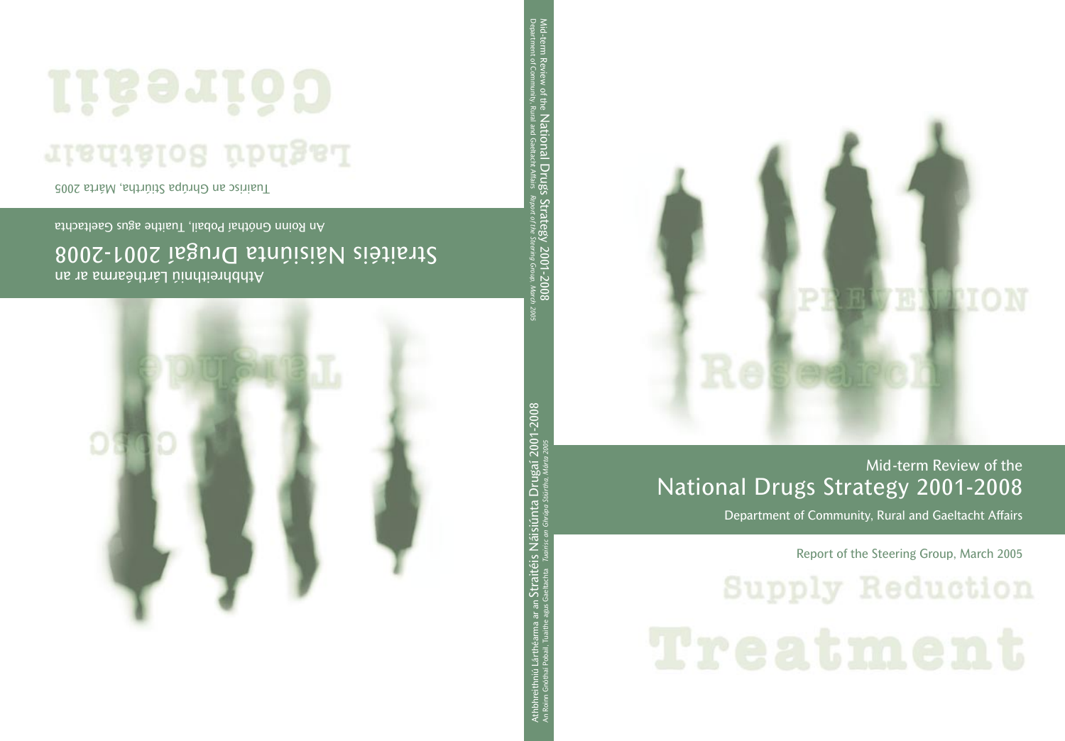# Mid-term Review of the National Drugs Strategy 2001-2008

Department of Community, Rural and Gaeltacht Affairs

Report of the Steering Group, March 2005

PREVENTION

Research

Supply Reduction

Treatment

Mid-term Review of the National Drugs Strategy 2001-2008
Department of Community, Rural and Gaeltacht Affairs *Report of the Steering Group, March 2005*

Athbhreithniú Lárthéarma ar an Straitéis Náisiúnta Drugaí 2001-2008
An Roinn Gnóthaí Pobail, Tuaithe agus Gaeltachta *Tuairisc an Ghrúpa Stiúrtha, Márta 2005*

# Athbhreithniú Lárthéarma ar an Straitéis Náisiúnta Drugaí 2001-2008

An Roinn Gnóthaí Pobail, Tuaithe agus Gaeltachta

Tuairisc an Ghrúpa Stiúrtha, Márta 2005

Cóireáil

Laghdú Soláthair

Taighde

Cosc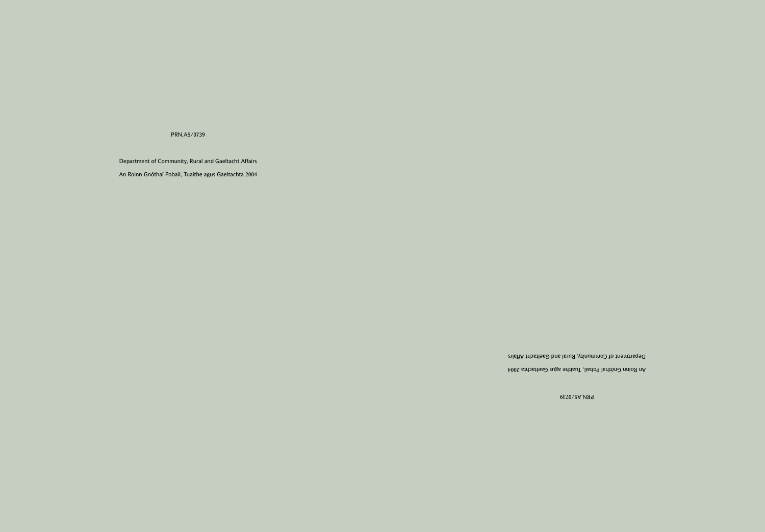PRN.A5/0739

Department of Community, Rural and Gaeltacht Affairs

An Roinn Gnóthaí Pobail, Tuaithe agus Gaeltachta 2004

Department of Community, Rural and Gaeltacht Affairs

An Roinn Gnóthaí Pobail, Tuaithe agus Gaeltachta 2004

PRN.A5/0739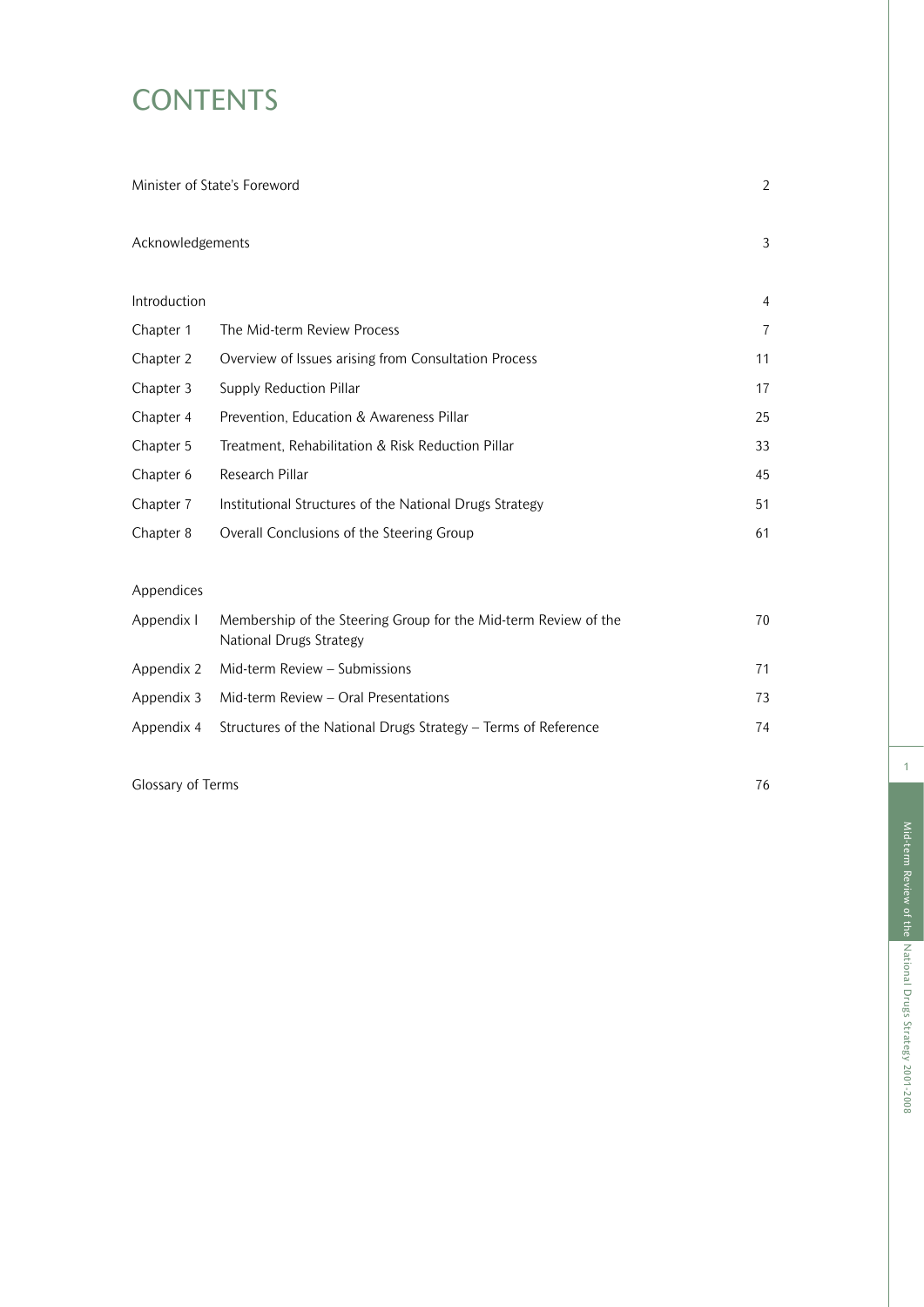# CONTENTS

| | | |
|---|---|---|
| Minister of State's Foreword | | 2 |
| Acknowledgements | | 3 |
| Introduction | | 4 |
| Chapter 1 | The Mid-term Review Process | 7 |
| Chapter 2 | Overview of Issues arising from Consultation Process | 11 |
| Chapter 3 | Supply Reduction Pillar | 17 |
| Chapter 4 | Prevention, Education & Awareness Pillar | 25 |
| Chapter 5 | Treatment, Rehabilitation & Risk Reduction Pillar | 33 |
| Chapter 6 | Research Pillar | 45 |
| Chapter 7 | Institutional Structures of the National Drugs Strategy | 51 |
| Chapter 8 | Overall Conclusions of the Steering Group | 61 |
| Appendices | | |
| Appendix I | Membership of the Steering Group for the Mid-term Review of the National Drugs Strategy | 70 |
| Appendix 2 | Mid-term Review – Submissions | 71 |
| Appendix 3 | Mid-term Review – Oral Presentations | 73 |
| Appendix 4 | Structures of the National Drugs Strategy – Terms of Reference | 74 |
| Glossary of Terms | | 76 |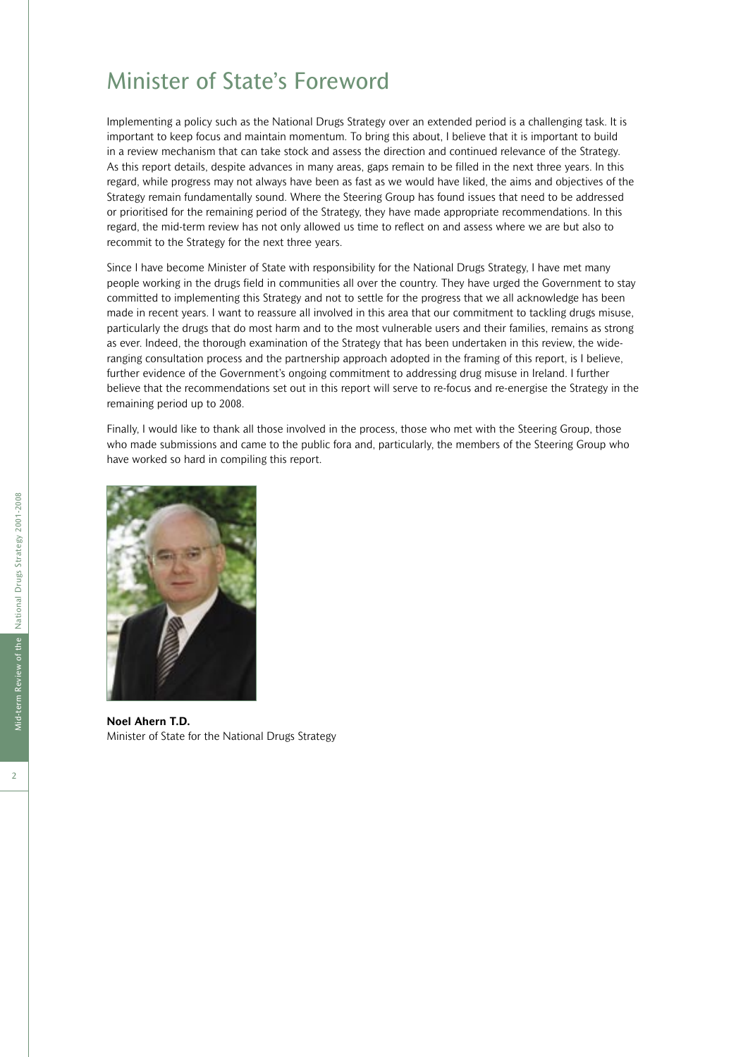# Minister of State's Foreword

Implementing a policy such as the National Drugs Strategy over an extended period is a challenging task. It is important to keep focus and maintain momentum. To bring this about, I believe that it is important to build in a review mechanism that can take stock and assess the direction and continued relevance of the Strategy. As this report details, despite advances in many areas, gaps remain to be filled in the next three years. In this regard, while progress may not always have been as fast as we would have liked, the aims and objectives of the Strategy remain fundamentally sound. Where the Steering Group has found issues that need to be addressed or prioritised for the remaining period of the Strategy, they have made appropriate recommendations. In this regard, the mid-term review has not only allowed us time to reflect on and assess where we are but also to recommit to the Strategy for the next three years.

Since I have become Minister of State with responsibility for the National Drugs Strategy, I have met many people working in the drugs field in communities all over the country. They have urged the Government to stay committed to implementing this Strategy and not to settle for the progress that we all acknowledge has been made in recent years. I want to reassure all involved in this area that our commitment to tackling drugs misuse, particularly the drugs that do most harm and to the most vulnerable users and their families, remains as strong as ever. Indeed, the thorough examination of the Strategy that has been undertaken in this review, the wide-ranging consultation process and the partnership approach adopted in the framing of this report, is I believe, further evidence of the Government's ongoing commitment to addressing drug misuse in Ireland. I further believe that the recommendations set out in this report will serve to re-focus and re-energise the Strategy in the remaining period up to 2008.

Finally, I would like to thank all those involved in the process, those who met with the Steering Group, those who made submissions and came to the public fora and, particularly, the members of the Steering Group who have worked so hard in compiling this report.

**Noel Ahern T.D.**
Minister of State for the National Drugs Strategy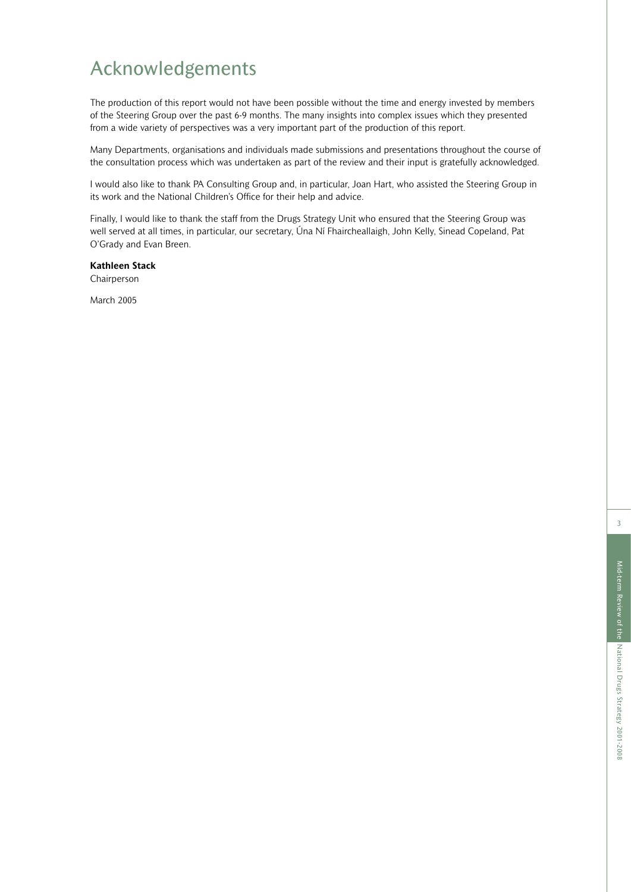# Acknowledgements

The production of this report would not have been possible without the time and energy invested by members of the Steering Group over the past 6-9 months. The many insights into complex issues which they presented from a wide variety of perspectives was a very important part of the production of this report.

Many Departments, organisations and individuals made submissions and presentations throughout the course of the consultation process which was undertaken as part of the review and their input is gratefully acknowledged.

I would also like to thank PA Consulting Group and, in particular, Joan Hart, who assisted the Steering Group in its work and the National Children's Office for their help and advice.

Finally, I would like to thank the staff from the Drugs Strategy Unit who ensured that the Steering Group was well served at all times, in particular, our secretary, Úna Ní Fhaircheallaigh, John Kelly, Sinead Copeland, Pat O'Grady and Evan Breen.

**Kathleen Stack**
Chairperson

March 2005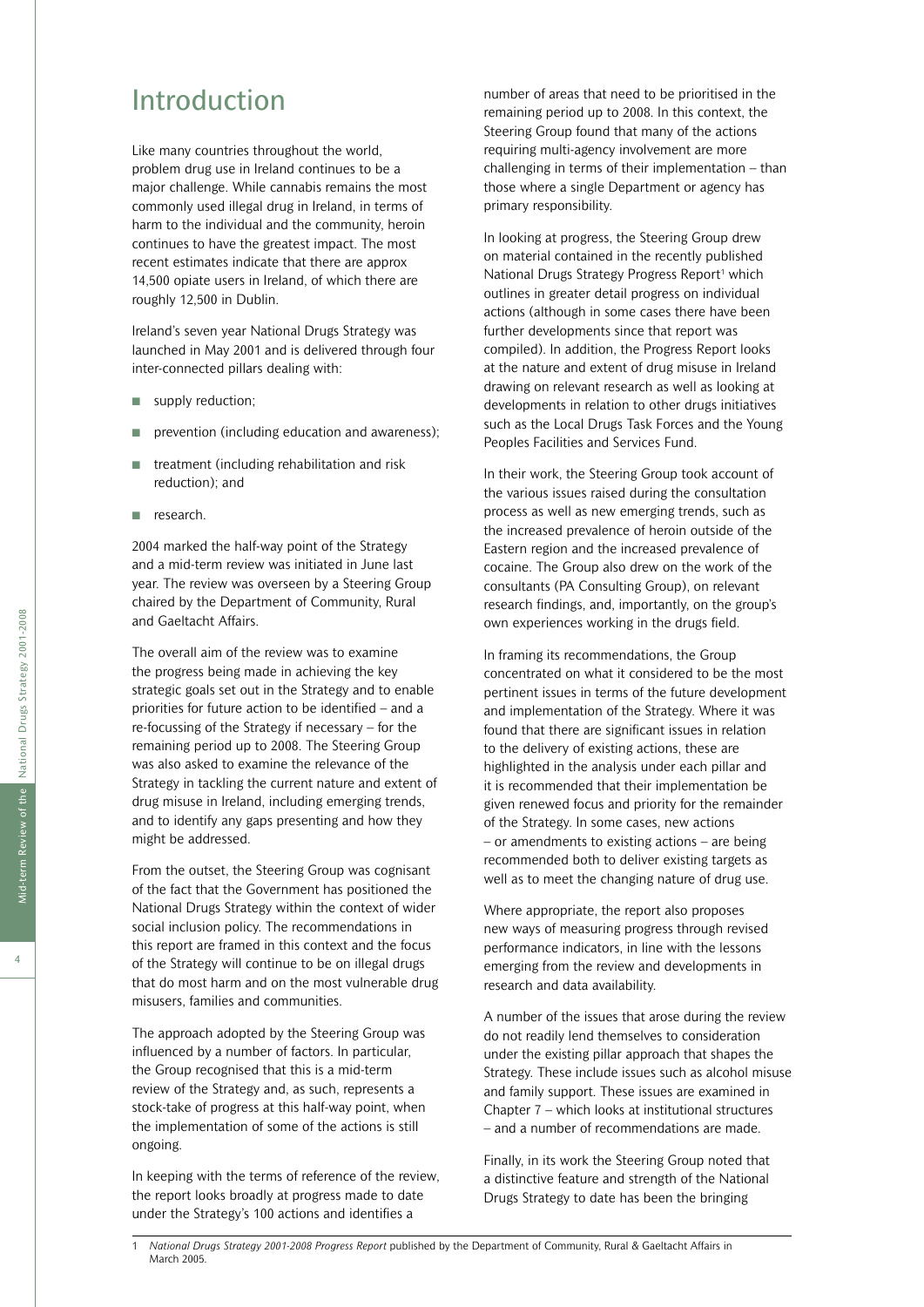# Introduction

Like many countries throughout the world, problem drug use in Ireland continues to be a major challenge. While cannabis remains the most commonly used illegal drug in Ireland, in terms of harm to the individual and the community, heroin continues to have the greatest impact. The most recent estimates indicate that there are approx 14,500 opiate users in Ireland, of which there are roughly 12,500 in Dublin.

Ireland's seven year National Drugs Strategy was launched in May 2001 and is delivered through four inter-connected pillars dealing with:

- supply reduction;
- prevention (including education and awareness);
- treatment (including rehabilitation and risk reduction); and
- research.

2004 marked the half-way point of the Strategy and a mid-term review was initiated in June last year. The review was overseen by a Steering Group chaired by the Department of Community, Rural and Gaeltacht Affairs.

The overall aim of the review was to examine the progress being made in achieving the key strategic goals set out in the Strategy and to enable priorities for future action to be identified – and a re-focussing of the Strategy if necessary – for the remaining period up to 2008. The Steering Group was also asked to examine the relevance of the Strategy in tackling the current nature and extent of drug misuse in Ireland, including emerging trends, and to identify any gaps presenting and how they might be addressed.

From the outset, the Steering Group was cognisant of the fact that the Government has positioned the National Drugs Strategy within the context of wider social inclusion policy. The recommendations in this report are framed in this context and the focus of the Strategy will continue to be on illegal drugs that do most harm and on the most vulnerable drug misusers, families and communities.

The approach adopted by the Steering Group was influenced by a number of factors. In particular, the Group recognised that this is a mid-term review of the Strategy and, as such, represents a stock-take of progress at this half-way point, when the implementation of some of the actions is still ongoing.

In keeping with the terms of reference of the review, the report looks broadly at progress made to date under the Strategy's 100 actions and identifies a number of areas that need to be prioritised in the remaining period up to 2008. In this context, the Steering Group found that many of the actions requiring multi-agency involvement are more challenging in terms of their implementation – than those where a single Department or agency has primary responsibility.

In looking at progress, the Steering Group drew on material contained in the recently published National Drugs Strategy Progress Report[1] which outlines in greater detail progress on individual actions (although in some cases there have been further developments since that report was compiled). In addition, the Progress Report looks at the nature and extent of drug misuse in Ireland drawing on relevant research as well as looking at developments in relation to other drugs initiatives such as the Local Drugs Task Forces and the Young Peoples Facilities and Services Fund.

In their work, the Steering Group took account of the various issues raised during the consultation process as well as new emerging trends, such as the increased prevalence of heroin outside of the Eastern region and the increased prevalence of cocaine. The Group also drew on the work of the consultants (PA Consulting Group), on relevant research findings, and, importantly, on the group's own experiences working in the drugs field.

In framing its recommendations, the Group concentrated on what it considered to be the most pertinent issues in terms of the future development and implementation of the Strategy. Where it was found that there are significant issues in relation to the delivery of existing actions, these are highlighted in the analysis under each pillar and it is recommended that their implementation be given renewed focus and priority for the remainder of the Strategy. In some cases, new actions – or amendments to existing actions – are being recommended both to deliver existing targets as well as to meet the changing nature of drug use.

Where appropriate, the report also proposes new ways of measuring progress through revised performance indicators, in line with the lessons emerging from the review and developments in research and data availability.

A number of the issues that arose during the review do not readily lend themselves to consideration under the existing pillar approach that shapes the Strategy. These include issues such as alcohol misuse and family support. These issues are examined in Chapter 7 – which looks at institutional structures – and a number of recommendations are made.

Finally, in its work the Steering Group noted that a distinctive feature and strength of the National Drugs Strategy to date has been the bringing

---

1 *National Drugs Strategy 2001-2008 Progress Report* published by the Department of Community, Rural & Gaeltacht Affairs in March 2005.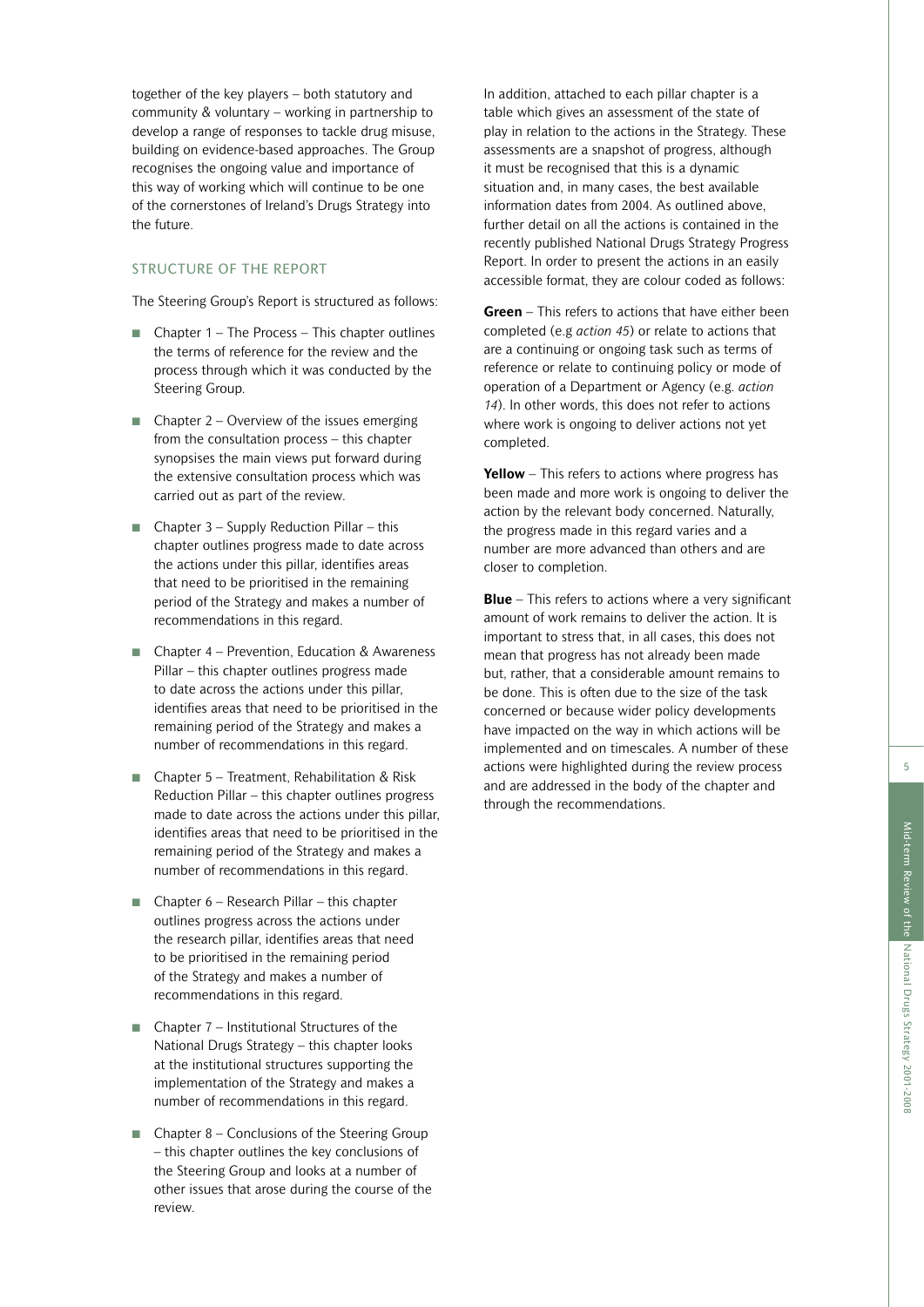together of the key players – both statutory and community & voluntary – working in partnership to develop a range of responses to tackle drug misuse, building on evidence-based approaches. The Group recognises the ongoing value and importance of this way of working which will continue to be one of the cornerstones of Ireland's Drugs Strategy into the future.

## STRUCTURE OF THE REPORT

The Steering Group's Report is structured as follows:

- Chapter 1 – The Process – This chapter outlines the terms of reference for the review and the process through which it was conducted by the Steering Group.
- Chapter 2 – Overview of the issues emerging from the consultation process – this chapter synopsises the main views put forward during the extensive consultation process which was carried out as part of the review.
- Chapter 3 – Supply Reduction Pillar – this chapter outlines progress made to date across the actions under this pillar, identifies areas that need to be prioritised in the remaining period of the Strategy and makes a number of recommendations in this regard.
- Chapter 4 – Prevention, Education & Awareness Pillar – this chapter outlines progress made to date across the actions under this pillar, identifies areas that need to be prioritised in the remaining period of the Strategy and makes a number of recommendations in this regard.
- Chapter 5 – Treatment, Rehabilitation & Risk Reduction Pillar – this chapter outlines progress made to date across the actions under this pillar, identifies areas that need to be prioritised in the remaining period of the Strategy and makes a number of recommendations in this regard.
- Chapter 6 – Research Pillar – this chapter outlines progress across the actions under the research pillar, identifies areas that need to be prioritised in the remaining period of the Strategy and makes a number of recommendations in this regard.
- Chapter 7 – Institutional Structures of the National Drugs Strategy – this chapter looks at the institutional structures supporting the implementation of the Strategy and makes a number of recommendations in this regard.
- Chapter 8 – Conclusions of the Steering Group – this chapter outlines the key conclusions of the Steering Group and looks at a number of other issues that arose during the course of the review.

In addition, attached to each pillar chapter is a table which gives an assessment of the state of play in relation to the actions in the Strategy. These assessments are a snapshot of progress, although it must be recognised that this is a dynamic situation and, in many cases, the best available information dates from 2004. As outlined above, further detail on all the actions is contained in the recently published National Drugs Strategy Progress Report. In order to present the actions in an easily accessible format, they are colour coded as follows:

**Green** – This refers to actions that have either been completed (e.g *action 45*) or relate to actions that are a continuing or ongoing task such as terms of reference or relate to continuing policy or mode of operation of a Department or Agency (e.g. *action 14*). In other words, this does not refer to actions where work is ongoing to deliver actions not yet completed.

**Yellow** – This refers to actions where progress has been made and more work is ongoing to deliver the action by the relevant body concerned. Naturally, the progress made in this regard varies and a number are more advanced than others and are closer to completion.

**Blue** – This refers to actions where a very significant amount of work remains to deliver the action. It is important to stress that, in all cases, this does not mean that progress has not already been made but, rather, that a considerable amount remains to be done. This is often due to the size of the task concerned or because wider policy developments have impacted on the way in which actions will be implemented and on timescales. A number of these actions were highlighted during the review process and are addressed in the body of the chapter and through the recommendations.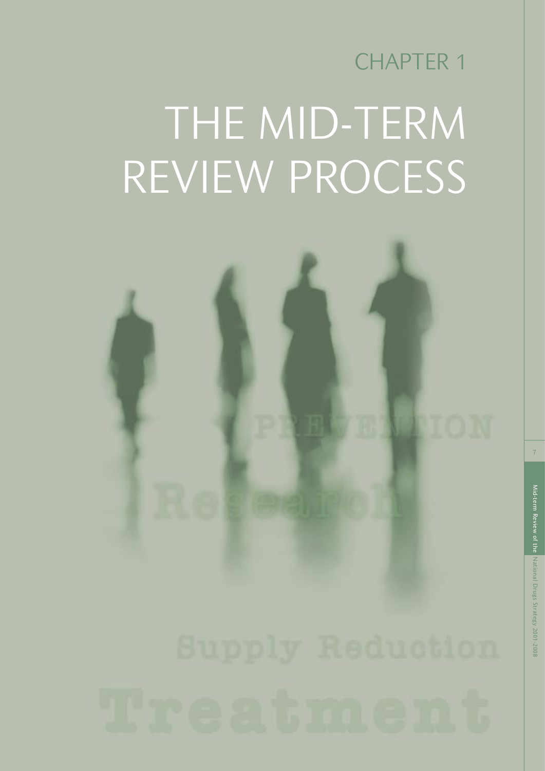CHAPTER 1

# THE MID-TERM REVIEW PROCESS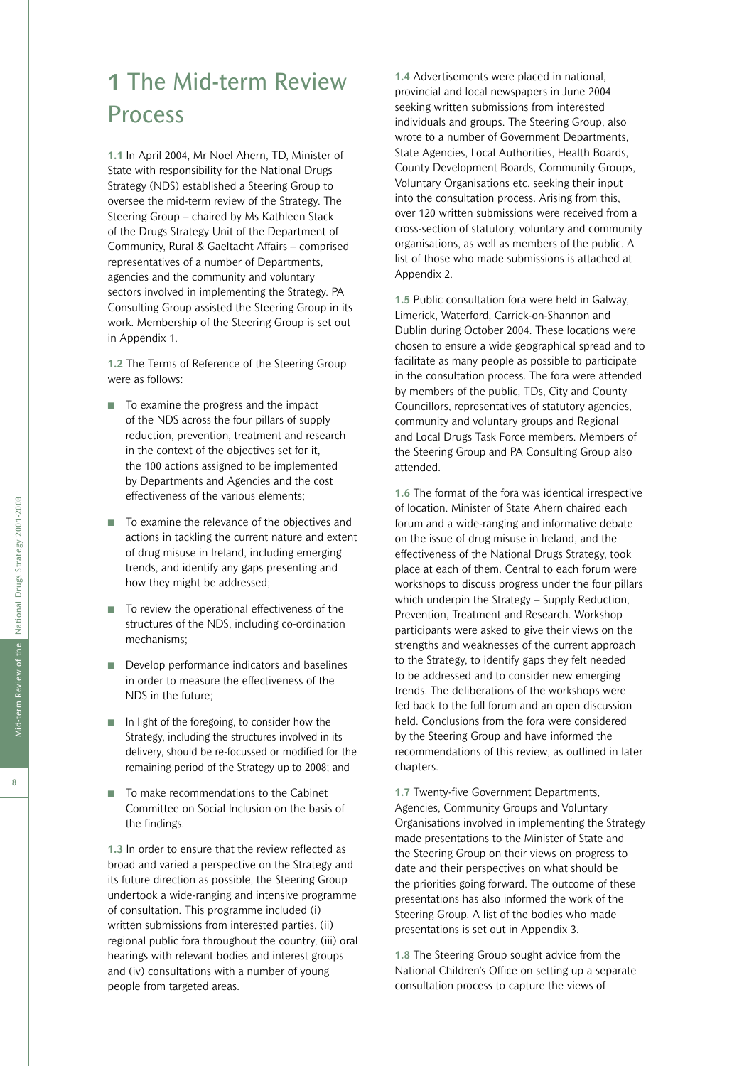# 1 The Mid-term Review Process

**1.1** In April 2004, Mr Noel Ahern, TD, Minister of State with responsibility for the National Drugs Strategy (NDS) established a Steering Group to oversee the mid-term review of the Strategy. The Steering Group – chaired by Ms Kathleen Stack of the Drugs Strategy Unit of the Department of Community, Rural & Gaeltacht Affairs – comprised representatives of a number of Departments, agencies and the community and voluntary sectors involved in implementing the Strategy. PA Consulting Group assisted the Steering Group in its work. Membership of the Steering Group is set out in Appendix 1.

**1.2** The Terms of Reference of the Steering Group were as follows:

- To examine the progress and the impact of the NDS across the four pillars of supply reduction, prevention, treatment and research in the context of the objectives set for it, the 100 actions assigned to be implemented by Departments and Agencies and the cost effectiveness of the various elements;
- To examine the relevance of the objectives and actions in tackling the current nature and extent of drug misuse in Ireland, including emerging trends, and identify any gaps presenting and how they might be addressed;
- To review the operational effectiveness of the structures of the NDS, including co-ordination mechanisms;
- Develop performance indicators and baselines in order to measure the effectiveness of the NDS in the future;
- In light of the foregoing, to consider how the Strategy, including the structures involved in its delivery, should be re-focussed or modified for the remaining period of the Strategy up to 2008; and
- To make recommendations to the Cabinet Committee on Social Inclusion on the basis of the findings.

**1.3** In order to ensure that the review reflected as broad and varied a perspective on the Strategy and its future direction as possible, the Steering Group undertook a wide-ranging and intensive programme of consultation. This programme included (i) written submissions from interested parties, (ii) regional public fora throughout the country, (iii) oral hearings with relevant bodies and interest groups and (iv) consultations with a number of young people from targeted areas.

**1.4** Advertisements were placed in national, provincial and local newspapers in June 2004 seeking written submissions from interested individuals and groups. The Steering Group, also wrote to a number of Government Departments, State Agencies, Local Authorities, Health Boards, County Development Boards, Community Groups, Voluntary Organisations etc. seeking their input into the consultation process. Arising from this, over 120 written submissions were received from a cross-section of statutory, voluntary and community organisations, as well as members of the public. A list of those who made submissions is attached at Appendix 2.

**1.5** Public consultation fora were held in Galway, Limerick, Waterford, Carrick-on-Shannon and Dublin during October 2004. These locations were chosen to ensure a wide geographical spread and to facilitate as many people as possible to participate in the consultation process. The fora were attended by members of the public, TDs, City and County Councillors, representatives of statutory agencies, community and voluntary groups and Regional and Local Drugs Task Force members. Members of the Steering Group and PA Consulting Group also attended.

**1.6** The format of the fora was identical irrespective of location. Minister of State Ahern chaired each forum and a wide-ranging and informative debate on the issue of drug misuse in Ireland, and the effectiveness of the National Drugs Strategy, took place at each of them. Central to each forum were workshops to discuss progress under the four pillars which underpin the Strategy – Supply Reduction, Prevention, Treatment and Research. Workshop participants were asked to give their views on the strengths and weaknesses of the current approach to the Strategy, to identify gaps they felt needed to be addressed and to consider new emerging trends. The deliberations of the workshops were fed back to the full forum and an open discussion held. Conclusions from the fora were considered by the Steering Group and have informed the recommendations of this review, as outlined in later chapters.

**1.7** Twenty-five Government Departments, Agencies, Community Groups and Voluntary Organisations involved in implementing the Strategy made presentations to the Minister of State and the Steering Group on their views on progress to date and their perspectives on what should be the priorities going forward. The outcome of these presentations has also informed the work of the Steering Group. A list of the bodies who made presentations is set out in Appendix 3.

**1.8** The Steering Group sought advice from the National Children's Office on setting up a separate consultation process to capture the views of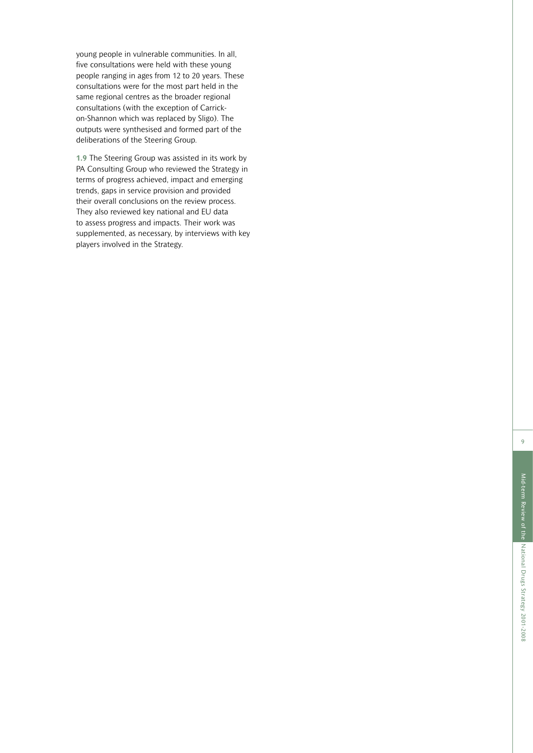young people in vulnerable communities. In all, five consultations were held with these young people ranging in ages from 12 to 20 years. These consultations were for the most part held in the same regional centres as the broader regional consultations (with the exception of Carrick-on-Shannon which was replaced by Sligo). The outputs were synthesised and formed part of the deliberations of the Steering Group.

**1.9** The Steering Group was assisted in its work by PA Consulting Group who reviewed the Strategy in terms of progress achieved, impact and emerging trends, gaps in service provision and provided their overall conclusions on the review process. They also reviewed key national and EU data to assess progress and impacts. Their work was supplemented, as necessary, by interviews with key players involved in the Strategy.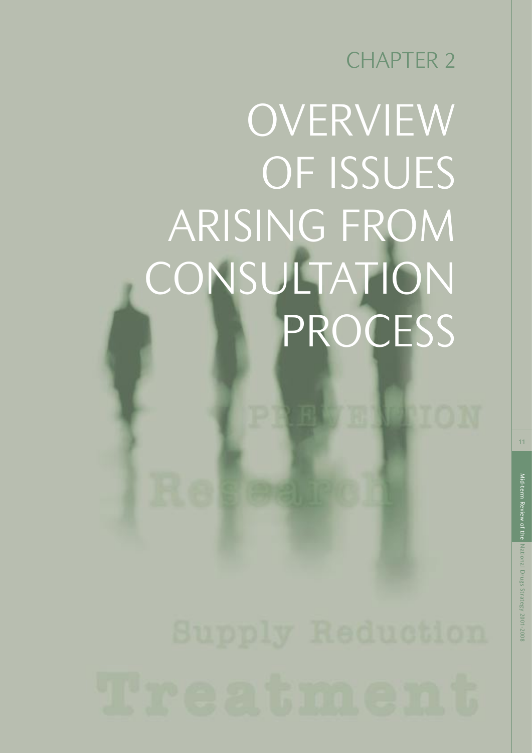# CHAPTER 2

# OVERVIEW OF ISSUES ARISING FROM CONSULTATION PROCESS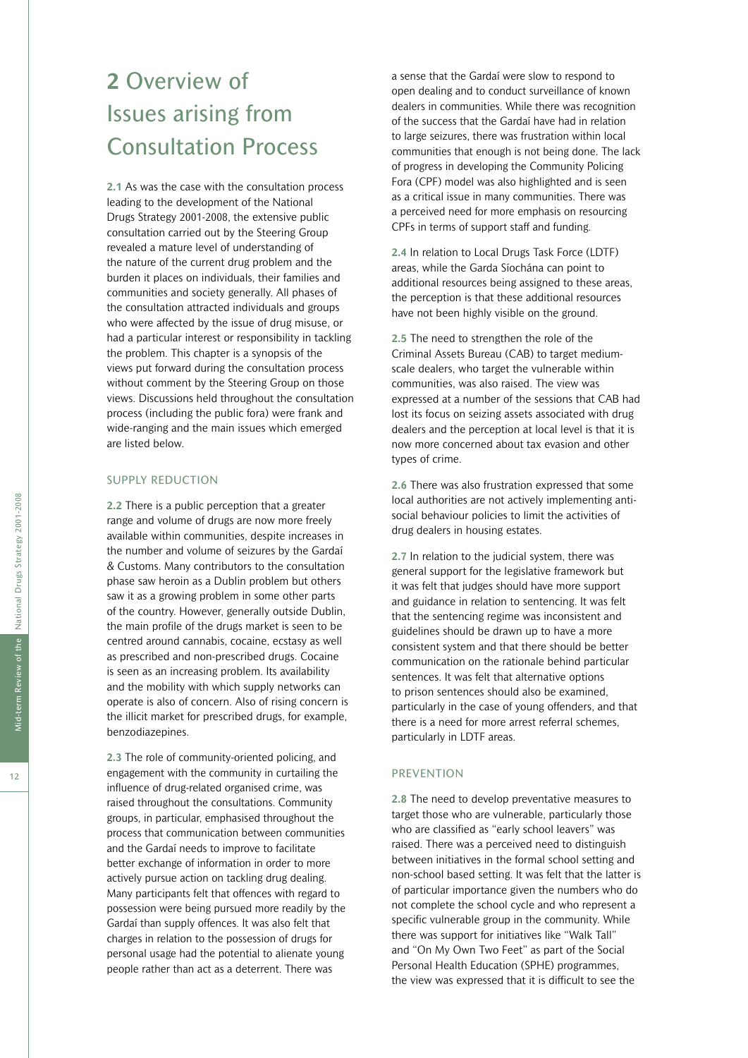# 2 Overview of Issues arising from Consultation Process

**2.1** As was the case with the consultation process leading to the development of the National Drugs Strategy 2001-2008, the extensive public consultation carried out by the Steering Group revealed a mature level of understanding of the nature of the current drug problem and the burden it places on individuals, their families and communities and society generally. All phases of the consultation attracted individuals and groups who were affected by the issue of drug misuse, or had a particular interest or responsibility in tackling the problem. This chapter is a synopsis of the views put forward during the consultation process without comment by the Steering Group on those views. Discussions held throughout the consultation process (including the public fora) were frank and wide-ranging and the main issues which emerged are listed below.

## SUPPLY REDUCTION

**2.2** There is a public perception that a greater range and volume of drugs are now more freely available within communities, despite increases in the number and volume of seizures by the Gardaí & Customs. Many contributors to the consultation phase saw heroin as a Dublin problem but others saw it as a growing problem in some other parts of the country. However, generally outside Dublin, the main profile of the drugs market is seen to be centred around cannabis, cocaine, ecstasy as well as prescribed and non-prescribed drugs. Cocaine is seen as an increasing problem. Its availability and the mobility with which supply networks can operate is also of concern. Also of rising concern is the illicit market for prescribed drugs, for example, benzodiazepines.

**2.3** The role of community-oriented policing, and engagement with the community in curtailing the influence of drug-related organised crime, was raised throughout the consultations. Community groups, in particular, emphasised throughout the process that communication between communities and the Gardaí needs to improve to facilitate better exchange of information in order to more actively pursue action on tackling drug dealing. Many participants felt that offences with regard to possession were being pursued more readily by the Gardaí than supply offences. It was also felt that charges in relation to the possession of drugs for personal usage had the potential to alienate young people rather than act as a deterrent. There was a sense that the Gardaí were slow to respond to open dealing and to conduct surveillance of known dealers in communities. While there was recognition of the success that the Gardaí have had in relation to large seizures, there was frustration within local communities that enough is not being done. The lack of progress in developing the Community Policing Fora (CPF) model was also highlighted and is seen as a critical issue in many communities. There was a perceived need for more emphasis on resourcing CPFs in terms of support staff and funding.

**2.4** In relation to Local Drugs Task Force (LDTF) areas, while the Garda Síochána can point to additional resources being assigned to these areas, the perception is that these additional resources have not been highly visible on the ground.

**2.5** The need to strengthen the role of the Criminal Assets Bureau (CAB) to target medium-scale dealers, who target the vulnerable within communities, was also raised. The view was expressed at a number of the sessions that CAB had lost its focus on seizing assets associated with drug dealers and the perception at local level is that it is now more concerned about tax evasion and other types of crime.

**2.6** There was also frustration expressed that some local authorities are not actively implementing anti-social behaviour policies to limit the activities of drug dealers in housing estates.

**2.7** In relation to the judicial system, there was general support for the legislative framework but it was felt that judges should have more support and guidance in relation to sentencing. It was felt that the sentencing regime was inconsistent and guidelines should be drawn up to have a more consistent system and that there should be better communication on the rationale behind particular sentences. It was felt that alternative options to prison sentences should also be examined, particularly in the case of young offenders, and that there is a need for more arrest referral schemes, particularly in LDTF areas.

## PREVENTION

**2.8** The need to develop preventative measures to target those who are vulnerable, particularly those who are classified as "early school leavers" was raised. There was a perceived need to distinguish between initiatives in the formal school setting and non-school based setting. It was felt that the latter is of particular importance given the numbers who do not complete the school cycle and who represent a specific vulnerable group in the community. While there was support for initiatives like "Walk Tall" and "On My Own Two Feet" as part of the Social Personal Health Education (SPHE) programmes, the view was expressed that it is difficult to see the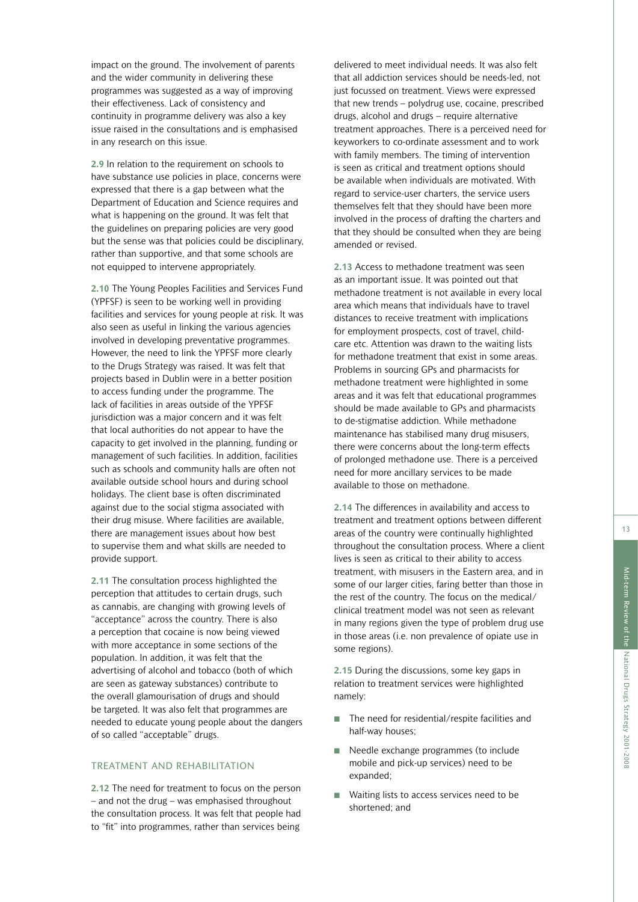impact on the ground. The involvement of parents and the wider community in delivering these programmes was suggested as a way of improving their effectiveness. Lack of consistency and continuity in programme delivery was also a key issue raised in the consultations and is emphasised in any research on this issue.

**2.9** In relation to the requirement on schools to have substance use policies in place, concerns were expressed that there is a gap between what the Department of Education and Science requires and what is happening on the ground. It was felt that the guidelines on preparing policies are very good but the sense was that policies could be disciplinary, rather than supportive, and that some schools are not equipped to intervene appropriately.

**2.10** The Young Peoples Facilities and Services Fund (YPFSF) is seen to be working well in providing facilities and services for young people at risk. It was also seen as useful in linking the various agencies involved in developing preventative programmes. However, the need to link the YPFSF more clearly to the Drugs Strategy was raised. It was felt that projects based in Dublin were in a better position to access funding under the programme. The lack of facilities in areas outside of the YPFSF jurisdiction was a major concern and it was felt that local authorities do not appear to have the capacity to get involved in the planning, funding or management of such facilities. In addition, facilities such as schools and community halls are often not available outside school hours and during school holidays. The client base is often discriminated against due to the social stigma associated with their drug misuse. Where facilities are available, there are management issues about how best to supervise them and what skills are needed to provide support.

**2.11** The consultation process highlighted the perception that attitudes to certain drugs, such as cannabis, are changing with growing levels of "acceptance" across the country. There is also a perception that cocaine is now being viewed with more acceptance in some sections of the population. In addition, it was felt that the advertising of alcohol and tobacco (both of which are seen as gateway substances) contribute to the overall glamourisation of drugs and should be targeted. It was also felt that programmes are needed to educate young people about the dangers of so called "acceptable" drugs.

## TREATMENT AND REHABILITATION

**2.12** The need for treatment to focus on the person – and not the drug – was emphasised throughout the consultation process. It was felt that people had to "fit" into programmes, rather than services being delivered to meet individual needs. It was also felt that all addiction services should be needs-led, not just focussed on treatment. Views were expressed that new trends – polydrug use, cocaine, prescribed drugs, alcohol and drugs – require alternative treatment approaches. There is a perceived need for keyworkers to co-ordinate assessment and to work with family members. The timing of intervention is seen as critical and treatment options should be available when individuals are motivated. With regard to service-user charters, the service users themselves felt that they should have been more involved in the process of drafting the charters and that they should be consulted when they are being amended or revised.

**2.13** Access to methadone treatment was seen as an important issue. It was pointed out that methadone treatment is not available in every local area which means that individuals have to travel distances to receive treatment with implications for employment prospects, cost of travel, child-care etc. Attention was drawn to the waiting lists for methadone treatment that exist in some areas. Problems in sourcing GPs and pharmacists for methadone treatment were highlighted in some areas and it was felt that educational programmes should be made available to GPs and pharmacists to de-stigmatise addiction. While methadone maintenance has stabilised many drug misusers, there were concerns about the long-term effects of prolonged methadone use. There is a perceived need for more ancillary services to be made available to those on methadone.

**2.14** The differences in availability and access to treatment and treatment options between different areas of the country were continually highlighted throughout the consultation process. Where a client lives is seen as critical to their ability to access treatment, with misusers in the Eastern area, and in some of our larger cities, faring better than those in the rest of the country. The focus on the medical/clinical treatment model was not seen as relevant in many regions given the type of problem drug use in those areas (i.e. non prevalence of opiate use in some regions).

**2.15** During the discussions, some key gaps in relation to treatment services were highlighted namely:

- The need for residential/respite facilities and half-way houses;
- Needle exchange programmes (to include mobile and pick-up services) need to be expanded;
- Waiting lists to access services need to be shortened; and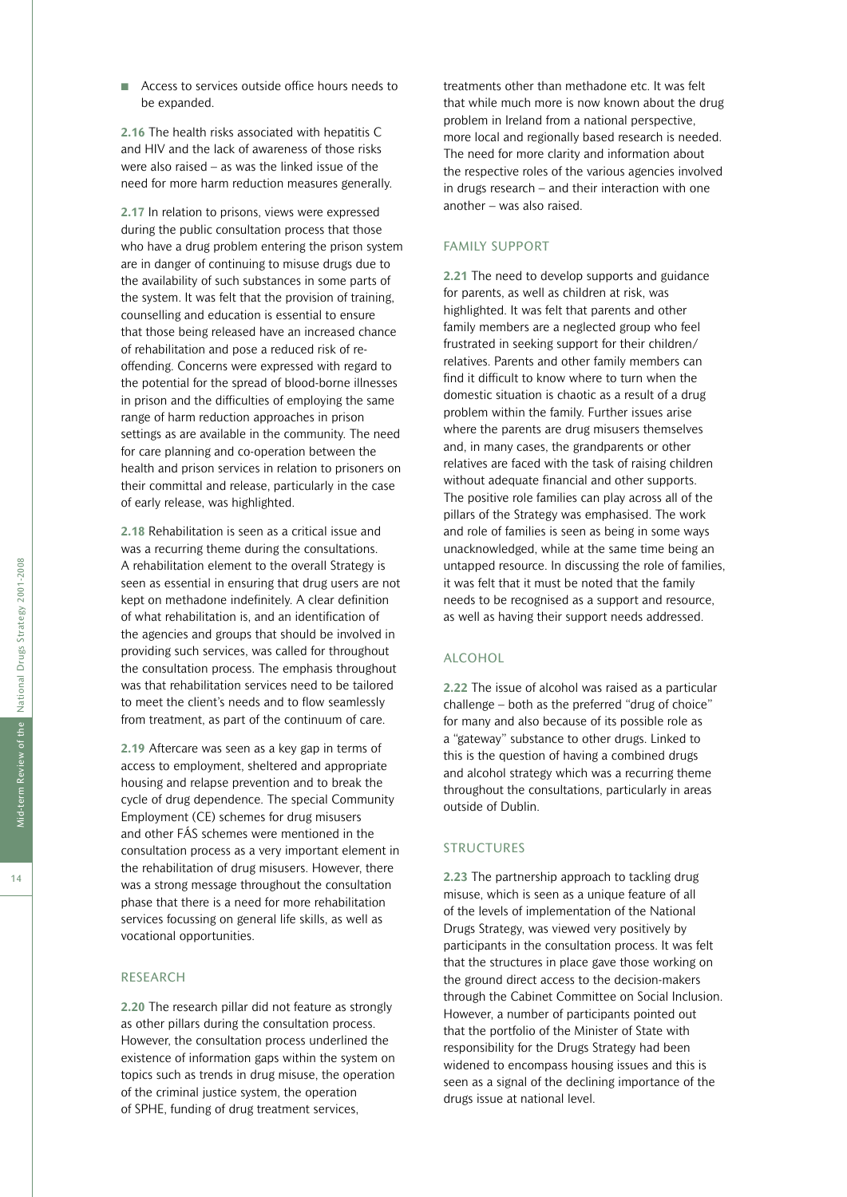- Access to services outside office hours needs to be expanded.

**2.16** The health risks associated with hepatitis C and HIV and the lack of awareness of those risks were also raised – as was the linked issue of the need for more harm reduction measures generally.

**2.17** In relation to prisons, views were expressed during the public consultation process that those who have a drug problem entering the prison system are in danger of continuing to misuse drugs due to the availability of such substances in some parts of the system. It was felt that the provision of training, counselling and education is essential to ensure that those being released have an increased chance of rehabilitation and pose a reduced risk of re-offending. Concerns were expressed with regard to the potential for the spread of blood-borne illnesses in prison and the difficulties of employing the same range of harm reduction approaches in prison settings as are available in the community. The need for care planning and co-operation between the health and prison services in relation to prisoners on their committal and release, particularly in the case of early release, was highlighted.

**2.18** Rehabilitation is seen as a critical issue and was a recurring theme during the consultations. A rehabilitation element to the overall Strategy is seen as essential in ensuring that drug users are not kept on methadone indefinitely. A clear definition of what rehabilitation is, and an identification of the agencies and groups that should be involved in providing such services, was called for throughout the consultation process. The emphasis throughout was that rehabilitation services need to be tailored to meet the client's needs and to flow seamlessly from treatment, as part of the continuum of care.

**2.19** Aftercare was seen as a key gap in terms of access to employment, sheltered and appropriate housing and relapse prevention and to break the cycle of drug dependence. The special Community Employment (CE) schemes for drug misusers and other FÁS schemes were mentioned in the consultation process as a very important element in the rehabilitation of drug misusers. However, there was a strong message throughout the consultation phase that there is a need for more rehabilitation services focussing on general life skills, as well as vocational opportunities.

## RESEARCH

**2.20** The research pillar did not feature as strongly as other pillars during the consultation process. However, the consultation process underlined the existence of information gaps within the system on topics such as trends in drug misuse, the operation of the criminal justice system, the operation of SPHE, funding of drug treatment services, treatments other than methadone etc. It was felt that while much more is now known about the drug problem in Ireland from a national perspective, more local and regionally based research is needed. The need for more clarity and information about the respective roles of the various agencies involved in drugs research – and their interaction with one another – was also raised.

## FAMILY SUPPORT

**2.21** The need to develop supports and guidance for parents, as well as children at risk, was highlighted. It was felt that parents and other family members are a neglected group who feel frustrated in seeking support for their children/relatives. Parents and other family members can find it difficult to know where to turn when the domestic situation is chaotic as a result of a drug problem within the family. Further issues arise where the parents are drug misusers themselves and, in many cases, the grandparents or other relatives are faced with the task of raising children without adequate financial and other supports. The positive role families can play across all of the pillars of the Strategy was emphasised. The work and role of families is seen as being in some ways unacknowledged, while at the same time being an untapped resource. In discussing the role of families, it was felt that it must be noted that the family needs to be recognised as a support and resource, as well as having their support needs addressed.

## ALCOHOL

**2.22** The issue of alcohol was raised as a particular challenge – both as the preferred "drug of choice" for many and also because of its possible role as a "gateway" substance to other drugs. Linked to this is the question of having a combined drugs and alcohol strategy which was a recurring theme throughout the consultations, particularly in areas outside of Dublin.

## STRUCTURES

**2.23** The partnership approach to tackling drug misuse, which is seen as a unique feature of all of the levels of implementation of the National Drugs Strategy, was viewed very positively by participants in the consultation process. It was felt that the structures in place gave those working on the ground direct access to the decision-makers through the Cabinet Committee on Social Inclusion. However, a number of participants pointed out that the portfolio of the Minister of State with responsibility for the Drugs Strategy had been widened to encompass housing issues and this is seen as a signal of the declining importance of the drugs issue at national level.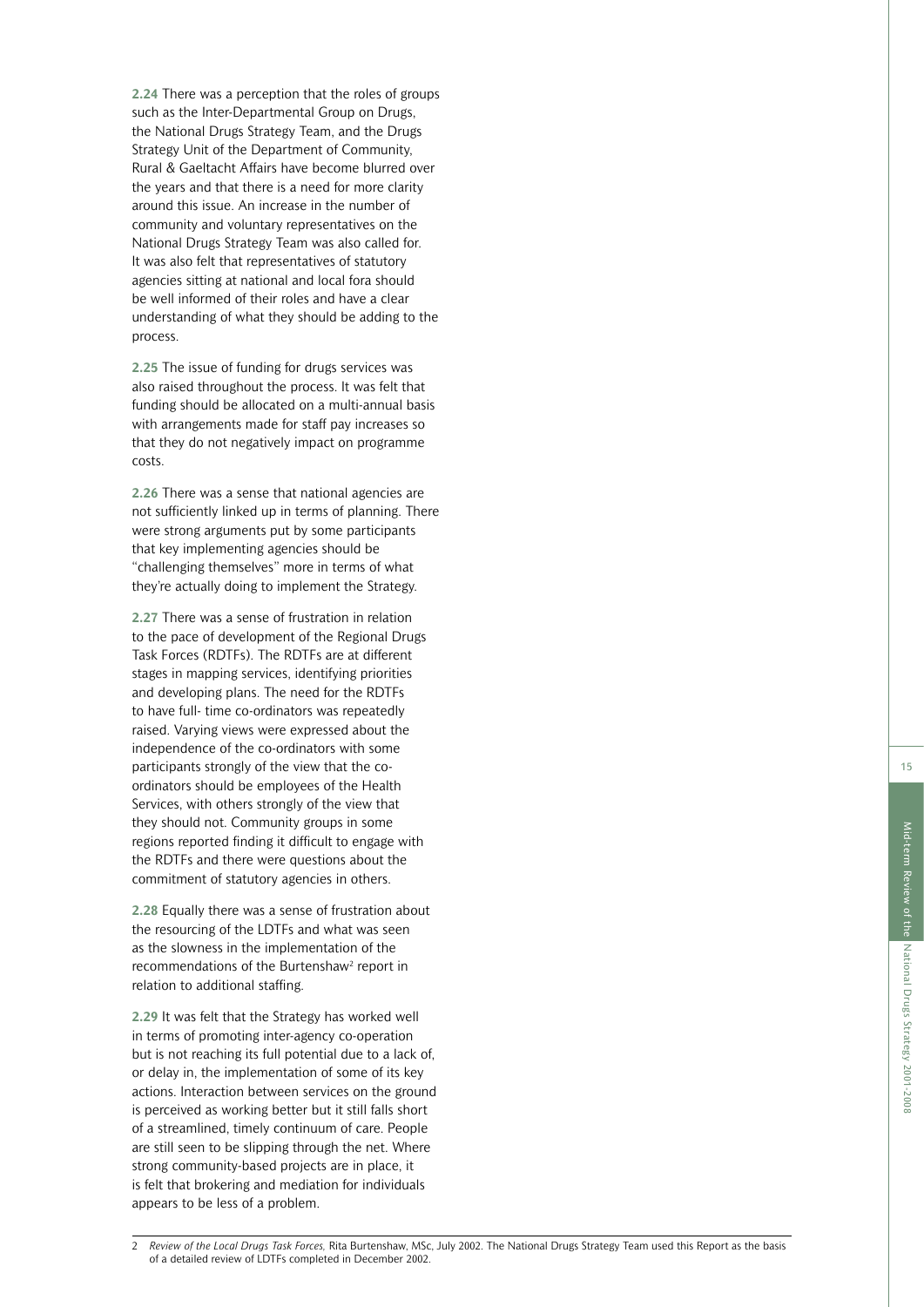**2.24** There was a perception that the roles of groups such as the Inter-Departmental Group on Drugs, the National Drugs Strategy Team, and the Drugs Strategy Unit of the Department of Community, Rural & Gaeltacht Affairs have become blurred over the years and that there is a need for more clarity around this issue. An increase in the number of community and voluntary representatives on the National Drugs Strategy Team was also called for. It was also felt that representatives of statutory agencies sitting at national and local fora should be well informed of their roles and have a clear understanding of what they should be adding to the process.

**2.25** The issue of funding for drugs services was also raised throughout the process. It was felt that funding should be allocated on a multi-annual basis with arrangements made for staff pay increases so that they do not negatively impact on programme costs.

**2.26** There was a sense that national agencies are not sufficiently linked up in terms of planning. There were strong arguments put by some participants that key implementing agencies should be "challenging themselves" more in terms of what they're actually doing to implement the Strategy.

**2.27** There was a sense of frustration in relation to the pace of development of the Regional Drugs Task Forces (RDTFs). The RDTFs are at different stages in mapping services, identifying priorities and developing plans. The need for the RDTFs to have full- time co-ordinators was repeatedly raised. Varying views were expressed about the independence of the co-ordinators with some participants strongly of the view that the co-ordinators should be employees of the Health Services, with others strongly of the view that they should not. Community groups in some regions reported finding it difficult to engage with the RDTFs and there were questions about the commitment of statutory agencies in others.

**2.28** Equally there was a sense of frustration about the resourcing of the LDTFs and what was seen as the slowness in the implementation of the recommendations of the Burtenshaw[2] report in relation to additional staffing.

**2.29** It was felt that the Strategy has worked well in terms of promoting inter-agency co-operation but is not reaching its full potential due to a lack of, or delay in, the implementation of some of its key actions. Interaction between services on the ground is perceived as working better but it still falls short of a streamlined, timely continuum of care. People are still seen to be slipping through the net. Where strong community-based projects are in place, it is felt that brokering and mediation for individuals appears to be less of a problem.

---

2 *Review of the Local Drugs Task Forces,* Rita Burtenshaw, MSc, July 2002. The National Drugs Strategy Team used this Report as the basis of a detailed review of LDTFs completed in December 2002.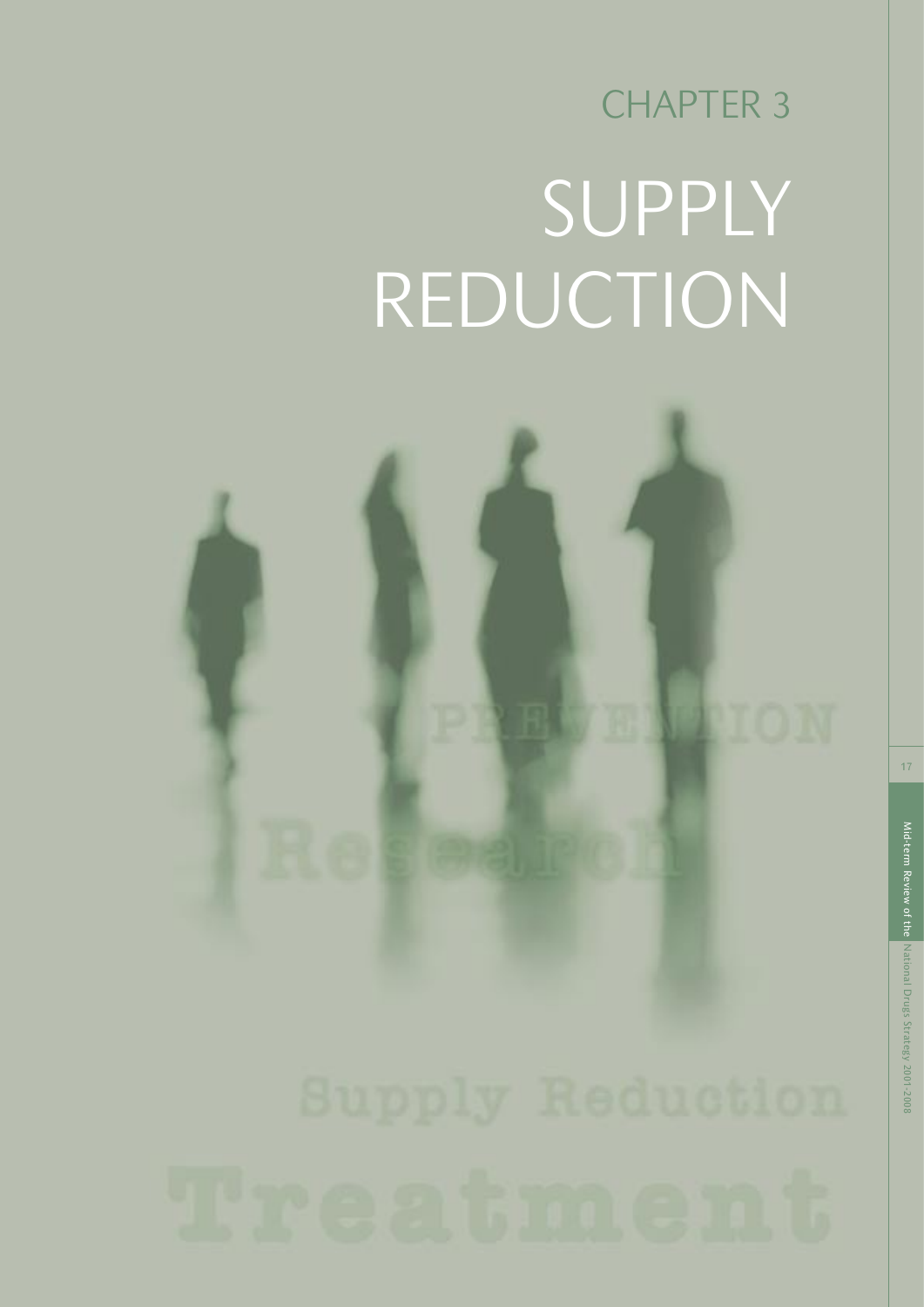# CHAPTER 3

# SUPPLY REDUCTION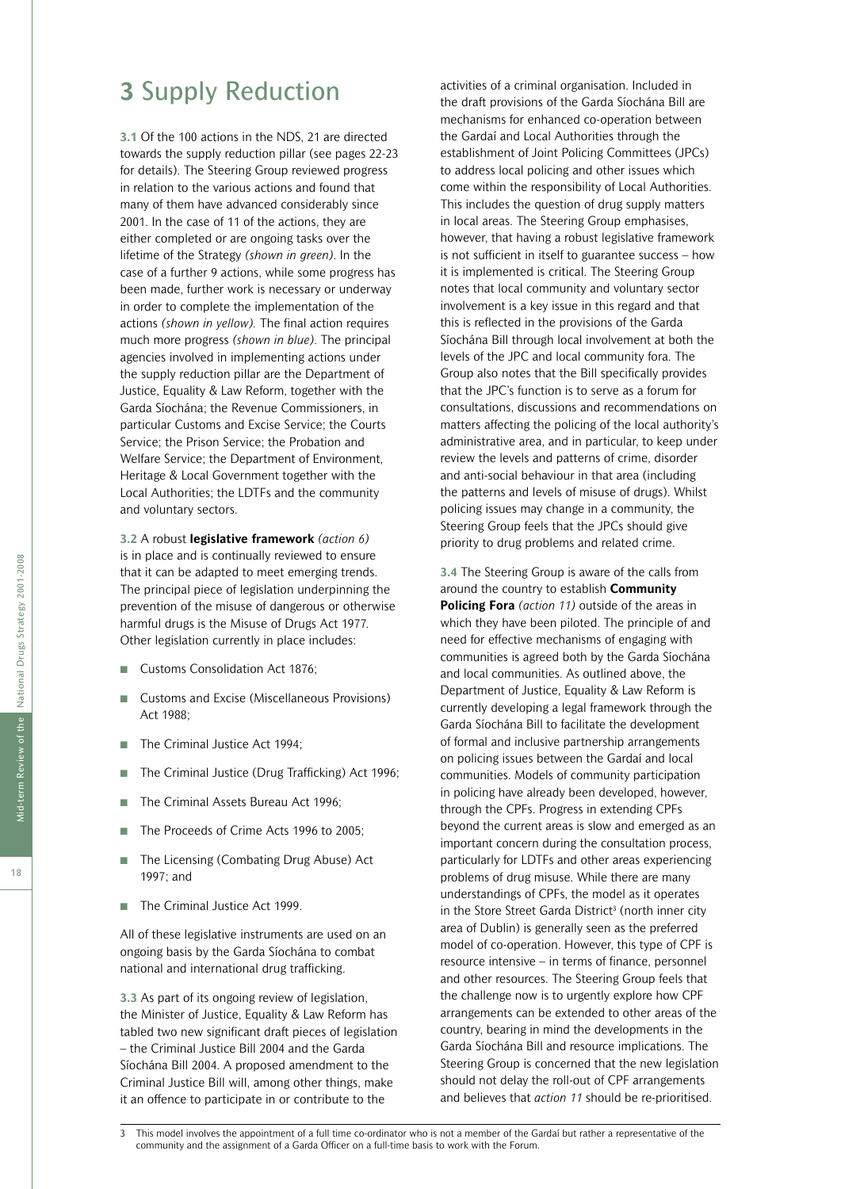# 3 Supply Reduction

**3.1** Of the 100 actions in the NDS, 21 are directed towards the supply reduction pillar (see pages 22-23 for details). The Steering Group reviewed progress in relation to the various actions and found that many of them have advanced considerably since 2001. In the case of 11 of the actions, they are either completed or are ongoing tasks over the lifetime of the Strategy *(shown in green)*. In the case of a further 9 actions, while some progress has been made, further work is necessary or underway in order to complete the implementation of the actions *(shown in yellow)*. The final action requires much more progress *(shown in blue)*. The principal agencies involved in implementing actions under the supply reduction pillar are the Department of Justice, Equality & Law Reform, together with the Garda Síochána; the Revenue Commissioners, in particular Customs and Excise Service; the Courts Service; the Prison Service; the Probation and Welfare Service; the Department of Environment, Heritage & Local Government together with the Local Authorities; the LDTFs and the community and voluntary sectors.

**3.2** A robust **legislative framework** *(action 6)* is in place and is continually reviewed to ensure that it can be adapted to meet emerging trends. The principal piece of legislation underpinning the prevention of the misuse of dangerous or otherwise harmful drugs is the Misuse of Drugs Act 1977. Other legislation currently in place includes:

- Customs Consolidation Act 1876;
- Customs and Excise (Miscellaneous Provisions) Act 1988;
- The Criminal Justice Act 1994;
- The Criminal Justice (Drug Trafficking) Act 1996;
- The Criminal Assets Bureau Act 1996;
- The Proceeds of Crime Acts 1996 to 2005;
- The Licensing (Combating Drug Abuse) Act 1997; and
- The Criminal Justice Act 1999.

All of these legislative instruments are used on an ongoing basis by the Garda Síochána to combat national and international drug trafficking.

**3.3** As part of its ongoing review of legislation, the Minister of Justice, Equality & Law Reform has tabled two new significant draft pieces of legislation – the Criminal Justice Bill 2004 and the Garda Síochána Bill 2004. A proposed amendment to the Criminal Justice Bill will, among other things, make it an offence to participate in or contribute to the activities of a criminal organisation. Included in the draft provisions of the Garda Síochána Bill are mechanisms for enhanced co-operation between the Gardaí and Local Authorities through the establishment of Joint Policing Committees (JPCs) to address local policing and other issues which come within the responsibility of Local Authorities. This includes the question of drug supply matters in local areas. The Steering Group emphasises, however, that having a robust legislative framework is not sufficient in itself to guarantee success – how it is implemented is critical. The Steering Group notes that local community and voluntary sector involvement is a key issue in this regard and that this is reflected in the provisions of the Garda Síochána Bill through local involvement at both the levels of the JPC and local community fora. The Group also notes that the Bill specifically provides that the JPC's function is to serve as a forum for consultations, discussions and recommendations on matters affecting the policing of the local authority's administrative area, and in particular, to keep under review the levels and patterns of crime, disorder and anti-social behaviour in that area (including the patterns and levels of misuse of drugs). Whilst policing issues may change in a community, the Steering Group feels that the JPCs should give priority to drug problems and related crime.

**3.4** The Steering Group is aware of the calls from around the country to establish **Community Policing Fora** *(action 11)* outside of the areas in which they have been piloted. The principle of and need for effective mechanisms of engaging with communities is agreed both by the Garda Síochána and local communities. As outlined above, the Department of Justice, Equality & Law Reform is currently developing a legal framework through the Garda Síochána Bill to facilitate the development of formal and inclusive partnership arrangements on policing issues between the Gardaí and local communities. Models of community participation in policing have already been developed, however, through the CPFs. Progress in extending CPFs beyond the current areas is slow and emerged as an important concern during the consultation process, particularly for LDTFs and other areas experiencing problems of drug misuse. While there are many understandings of CPFs, the model as it operates in the Store Street Garda District[3] (north inner city area of Dublin) is generally seen as the preferred model of co-operation. However, this type of CPF is resource intensive – in terms of finance, personnel and other resources. The Steering Group feels that the challenge now is to urgently explore how CPF arrangements can be extended to other areas of the country, bearing in mind the developments in the Garda Síochána Bill and resource implications. The Steering Group is concerned that the new legislation should not delay the roll-out of CPF arrangements and believes that *action 11* should be re-prioritised.

3 This model involves the appointment of a full time co-ordinator who is not a member of the Gardaí but rather a representative of the community and the assignment of a Garda Officer on a full-time basis to work with the Forum.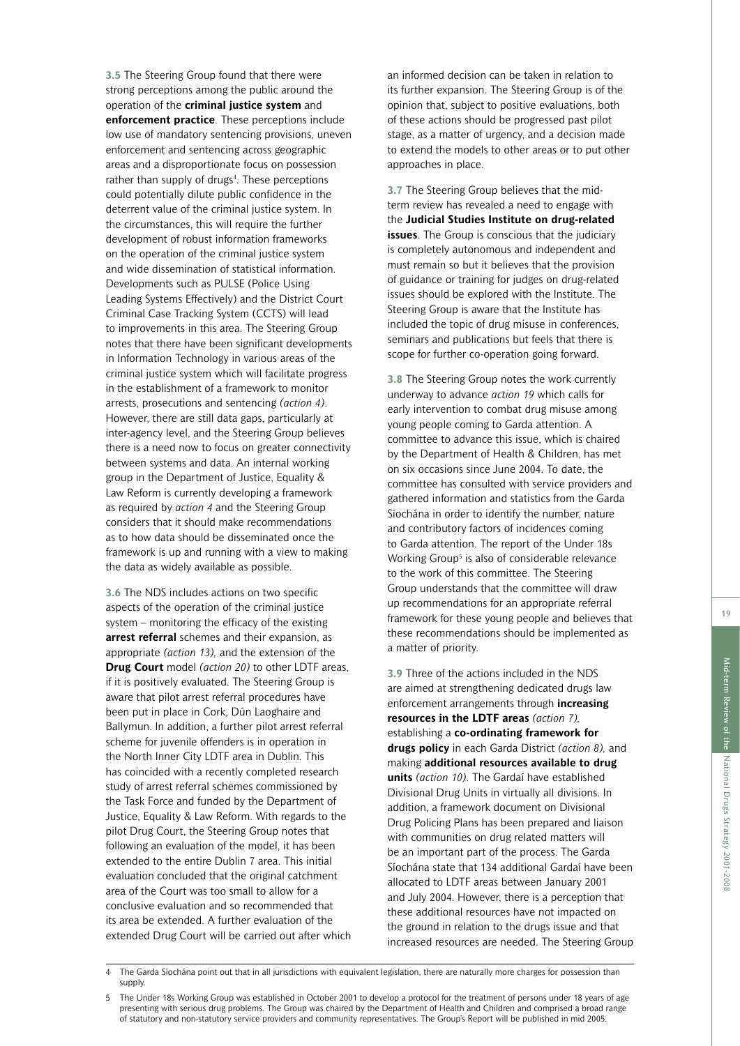**3.5** The Steering Group found that there were strong perceptions among the public around the operation of the **criminal justice system** and **enforcement practice**. These perceptions include low use of mandatory sentencing provisions, uneven enforcement and sentencing across geographic areas and a disproportionate focus on possession rather than supply of drugs[4]. These perceptions could potentially dilute public confidence in the deterrent value of the criminal justice system. In the circumstances, this will require the further development of robust information frameworks on the operation of the criminal justice system and wide dissemination of statistical information. Developments such as PULSE (Police Using Leading Systems Effectively) and the District Court Criminal Case Tracking System (CCTS) will lead to improvements in this area. The Steering Group notes that there have been significant developments in Information Technology in various areas of the criminal justice system which will facilitate progress in the establishment of a framework to monitor arrests, prosecutions and sentencing *(action 4)*. However, there are still data gaps, particularly at inter-agency level, and the Steering Group believes there is a need now to focus on greater connectivity between systems and data. An internal working group in the Department of Justice, Equality & Law Reform is currently developing a framework as required by *action 4* and the Steering Group considers that it should make recommendations as to how data should be disseminated once the framework is up and running with a view to making the data as widely available as possible.

**3.6** The NDS includes actions on two specific aspects of the operation of the criminal justice system – monitoring the efficacy of the existing **arrest referral** schemes and their expansion, as appropriate *(action 13),* and the extension of the **Drug Court** model *(action 20)* to other LDTF areas, if it is positively evaluated. The Steering Group is aware that pilot arrest referral procedures have been put in place in Cork, Dún Laoghaire and Ballymun. In addition, a further pilot arrest referral scheme for juvenile offenders is in operation in the North Inner City LDTF area in Dublin. This has coincided with a recently completed research study of arrest referral schemes commissioned by the Task Force and funded by the Department of Justice, Equality & Law Reform. With regards to the pilot Drug Court, the Steering Group notes that following an evaluation of the model, it has been extended to the entire Dublin 7 area. This initial evaluation concluded that the original catchment area of the Court was too small to allow for a conclusive evaluation and so recommended that its area be extended. A further evaluation of the extended Drug Court will be carried out after which an informed decision can be taken in relation to its further expansion. The Steering Group is of the opinion that, subject to positive evaluations, both of these actions should be progressed past pilot stage, as a matter of urgency, and a decision made to extend the models to other areas or to put other approaches in place.

**3.7** The Steering Group believes that the mid-term review has revealed a need to engage with the **Judicial Studies Institute on drug-related issues**. The Group is conscious that the judiciary is completely autonomous and independent and must remain so but it believes that the provision of guidance or training for judges on drug-related issues should be explored with the Institute. The Steering Group is aware that the Institute has included the topic of drug misuse in conferences, seminars and publications but feels that there is scope for further co-operation going forward.

**3.8** The Steering Group notes the work currently underway to advance *action 19* which calls for early intervention to combat drug misuse among young people coming to Garda attention. A committee to advance this issue, which is chaired by the Department of Health & Children, has met on six occasions since June 2004. To date, the committee has consulted with service providers and gathered information and statistics from the Garda Síochána in order to identify the number, nature and contributory factors of incidences coming to Garda attention. The report of the Under 18s Working Group[5] is also of considerable relevance to the work of this committee. The Steering Group understands that the committee will draw up recommendations for an appropriate referral framework for these young people and believes that these recommendations should be implemented as a matter of priority.

**3.9** Three of the actions included in the NDS are aimed at strengthening dedicated drugs law enforcement arrangements through **increasing resources in the LDTF areas** *(action 7),* establishing a **co-ordinating framework for drugs policy** in each Garda District *(action 8),* and making **additional resources available to drug units** *(action 10)*. The Gardaí have established Divisional Drug Units in virtually all divisions. In addition, a framework document on Divisional Drug Policing Plans has been prepared and liaison with communities on drug related matters will be an important part of the process. The Garda Síochána state that 134 additional Gardaí have been allocated to LDTF areas between January 2001 and July 2004. However, there is a perception that these additional resources have not impacted on the ground in relation to the drugs issue and that increased resources are needed. The Steering Group

---

4 The Garda Síochána point out that in all jurisdictions with equivalent legislation, there are naturally more charges for possession than supply.

5 The Under 18s Working Group was established in October 2001 to develop a protocol for the treatment of persons under 18 years of age presenting with serious drug problems. The Group was chaired by the Department of Health and Children and comprised a broad range of statutory and non-statutory service providers and community representatives. The Group's Report will be published in mid 2005.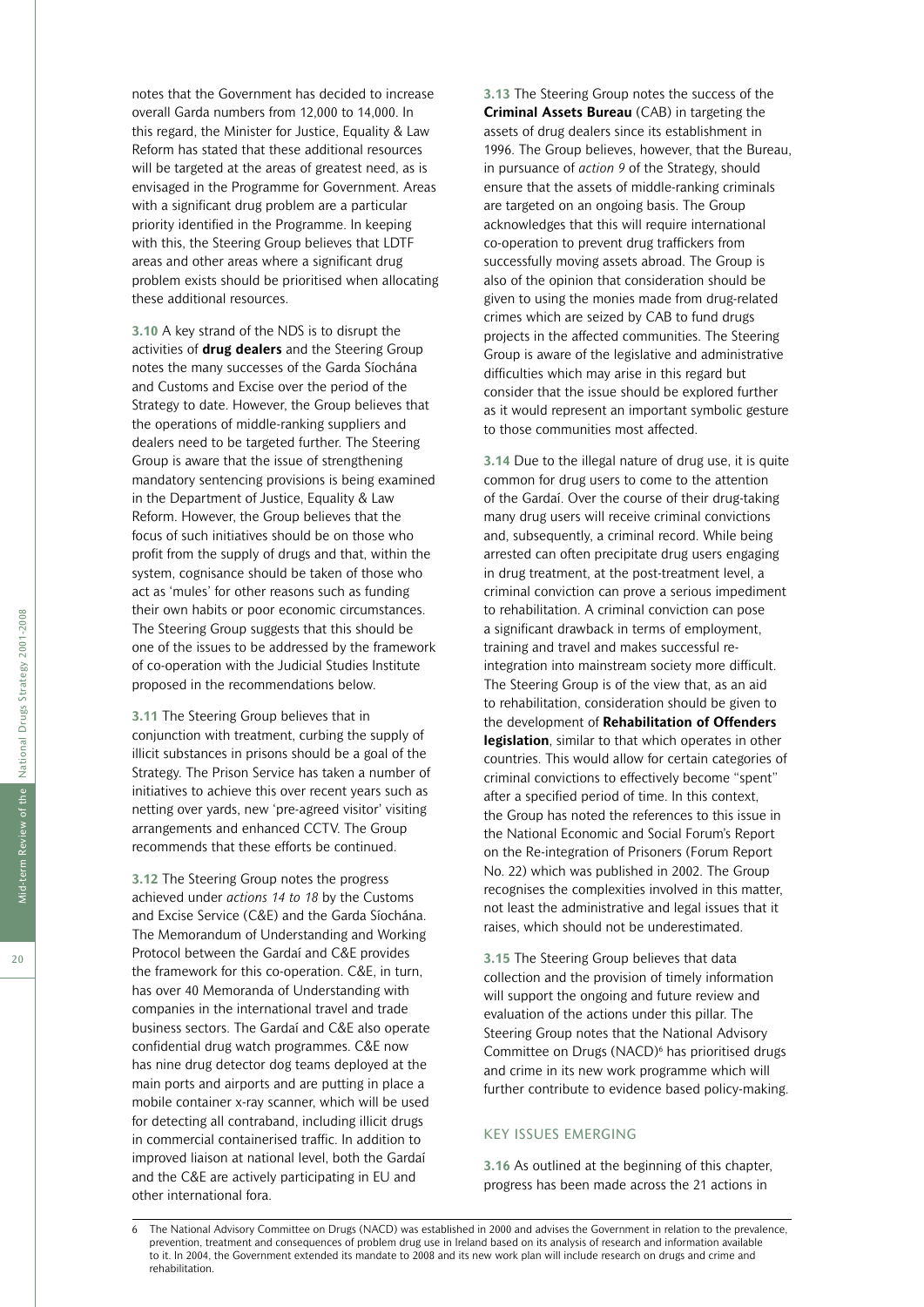notes that the Government has decided to increase overall Garda numbers from 12,000 to 14,000. In this regard, the Minister for Justice, Equality & Law Reform has stated that these additional resources will be targeted at the areas of greatest need, as is envisaged in the Programme for Government. Areas with a significant drug problem are a particular priority identified in the Programme. In keeping with this, the Steering Group believes that LDTF areas and other areas where a significant drug problem exists should be prioritised when allocating these additional resources.

**3.10** A key strand of the NDS is to disrupt the activities of **drug dealers** and the Steering Group notes the many successes of the Garda Síochána and Customs and Excise over the period of the Strategy to date. However, the Group believes that the operations of middle-ranking suppliers and dealers need to be targeted further. The Steering Group is aware that the issue of strengthening mandatory sentencing provisions is being examined in the Department of Justice, Equality & Law Reform. However, the Group believes that the focus of such initiatives should be on those who profit from the supply of drugs and that, within the system, cognisance should be taken of those who act as 'mules' for other reasons such as funding their own habits or poor economic circumstances. The Steering Group suggests that this should be one of the issues to be addressed by the framework of co-operation with the Judicial Studies Institute proposed in the recommendations below.

**3.11** The Steering Group believes that in conjunction with treatment, curbing the supply of illicit substances in prisons should be a goal of the Strategy. The Prison Service has taken a number of initiatives to achieve this over recent years such as netting over yards, new 'pre-agreed visitor' visiting arrangements and enhanced CCTV. The Group recommends that these efforts be continued.

**3.12** The Steering Group notes the progress achieved under *actions 14 to 18* by the Customs and Excise Service (C&E) and the Garda Síochána. The Memorandum of Understanding and Working Protocol between the Gardaí and C&E provides the framework for this co-operation. C&E, in turn, has over 40 Memoranda of Understanding with companies in the international travel and trade business sectors. The Gardaí and C&E also operate confidential drug watch programmes. C&E now has nine drug detector dog teams deployed at the main ports and airports and are putting in place a mobile container x-ray scanner, which will be used for detecting all contraband, including illicit drugs in commercial containerised traffic. In addition to improved liaison at national level, both the Gardaí and the C&E are actively participating in EU and other international fora.

**3.13** The Steering Group notes the success of the **Criminal Assets Bureau** (CAB) in targeting the assets of drug dealers since its establishment in 1996. The Group believes, however, that the Bureau, in pursuance of *action 9* of the Strategy, should ensure that the assets of middle-ranking criminals are targeted on an ongoing basis. The Group acknowledges that this will require international co-operation to prevent drug traffickers from successfully moving assets abroad. The Group is also of the opinion that consideration should be given to using the monies made from drug-related crimes which are seized by CAB to fund drugs projects in the affected communities. The Steering Group is aware of the legislative and administrative difficulties which may arise in this regard but consider that the issue should be explored further as it would represent an important symbolic gesture to those communities most affected.

**3.14** Due to the illegal nature of drug use, it is quite common for drug users to come to the attention of the Gardaí. Over the course of their drug-taking many drug users will receive criminal convictions and, subsequently, a criminal record. While being arrested can often precipitate drug users engaging in drug treatment, at the post-treatment level, a criminal conviction can prove a serious impediment to rehabilitation. A criminal conviction can pose a significant drawback in terms of employment, training and travel and makes successful re-integration into mainstream society more difficult. The Steering Group is of the view that, as an aid to rehabilitation, consideration should be given to the development of **Rehabilitation of Offenders legislation**, similar to that which operates in other countries. This would allow for certain categories of criminal convictions to effectively become "spent" after a specified period of time. In this context, the Group has noted the references to this issue in the National Economic and Social Forum's Report on the Re-integration of Prisoners (Forum Report No. 22) which was published in 2002. The Group recognises the complexities involved in this matter, not least the administrative and legal issues that it raises, which should not be underestimated.

**3.15** The Steering Group believes that data collection and the provision of timely information will support the ongoing and future review and evaluation of the actions under this pillar. The Steering Group notes that the National Advisory Committee on Drugs (NACD)[6] has prioritised drugs and crime in its new work programme which will further contribute to evidence based policy-making.

## KEY ISSUES EMERGING

**3.16** As outlined at the beginning of this chapter, progress has been made across the 21 actions in

---

6 The National Advisory Committee on Drugs (NACD) was established in 2000 and advises the Government in relation to the prevalence, prevention, treatment and consequences of problem drug use in Ireland based on its analysis of research and information available to it. In 2004, the Government extended its mandate to 2008 and its new work plan will include research on drugs and crime and rehabilitation.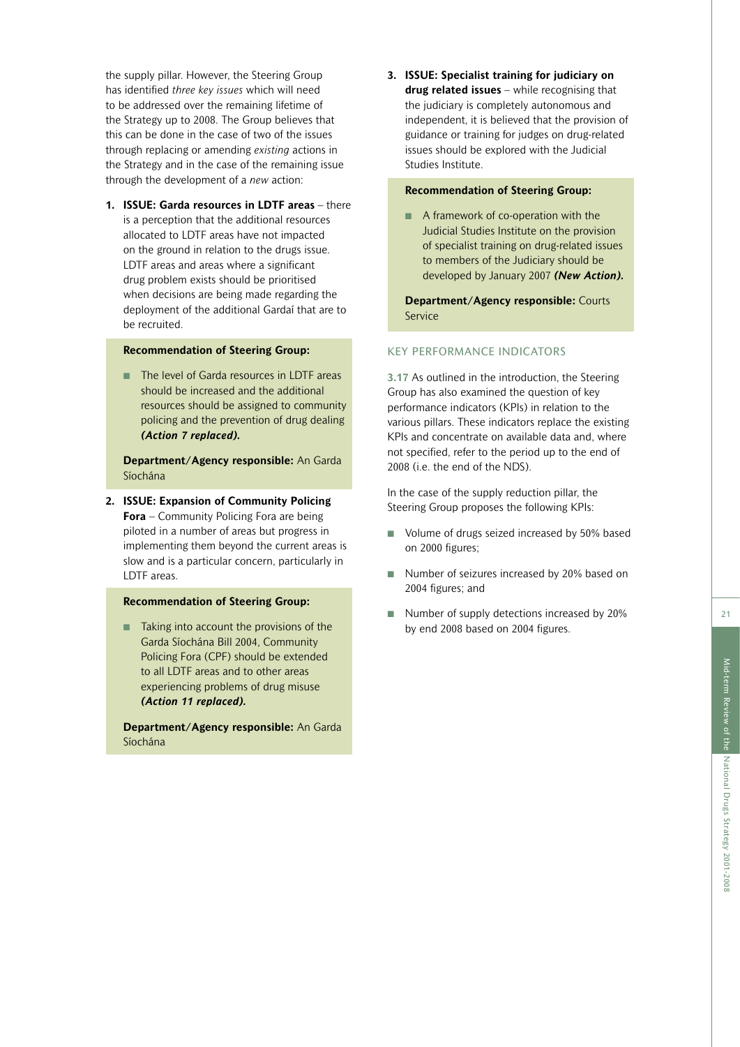the supply pillar. However, the Steering Group has identified *three key issues* which will need to be addressed over the remaining lifetime of the Strategy up to 2008. The Group believes that this can be done in the case of two of the issues through replacing or amending *existing* actions in the Strategy and in the case of the remaining issue through the development of a *new* action:

1. **ISSUE: Garda resources in LDTF areas** – there is a perception that the additional resources allocated to LDTF areas have not impacted on the ground in relation to the drugs issue. LDTF areas and areas where a significant drug problem exists should be prioritised when decisions are being made regarding the deployment of the additional Gardaí that are to be recruited.

**Recommendation of Steering Group:**

- The level of Garda resources in LDTF areas should be increased and the additional resources should be assigned to community policing and the prevention of drug dealing ***(Action 7 replaced).***

**Department/Agency responsible:** An Garda Síochána

2. **ISSUE: Expansion of Community Policing Fora** – Community Policing Fora are being piloted in a number of areas but progress in implementing them beyond the current areas is slow and is a particular concern, particularly in LDTF areas.

**Recommendation of Steering Group:**

- Taking into account the provisions of the Garda Síochána Bill 2004, Community Policing Fora (CPF) should be extended to all LDTF areas and to other areas experiencing problems of drug misuse ***(Action 11 replaced).***

**Department/Agency responsible:** An Garda Síochána

3. **ISSUE: Specialist training for judiciary on drug related issues** – while recognising that the judiciary is completely autonomous and independent, it is believed that the provision of guidance or training for judges on drug-related issues should be explored with the Judicial Studies Institute.

**Recommendation of Steering Group:**

- A framework of co-operation with the Judicial Studies Institute on the provision of specialist training on drug-related issues to members of the Judiciary should be developed by January 2007 ***(New Action).***

**Department/Agency responsible:** Courts Service

## KEY PERFORMANCE INDICATORS

**3.17** As outlined in the introduction, the Steering Group has also examined the question of key performance indicators (KPIs) in relation to the various pillars. These indicators replace the existing KPIs and concentrate on available data and, where not specified, refer to the period up to the end of 2008 (i.e. the end of the NDS).

In the case of the supply reduction pillar, the Steering Group proposes the following KPIs:

- Volume of drugs seized increased by 50% based on 2000 figures;
- Number of seizures increased by 20% based on 2004 figures; and
- Number of supply detections increased by 20% by end 2008 based on 2004 figures.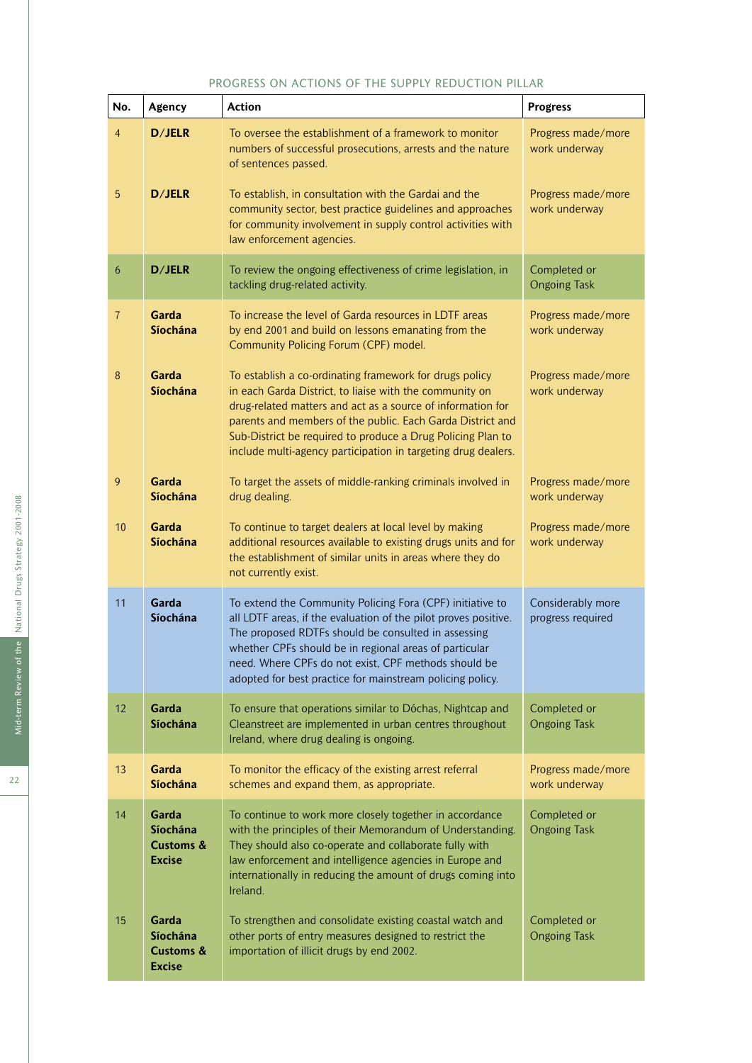PROGRESS ON ACTIONS OF THE SUPPLY REDUCTION PILLAR

| No. | Agency | Action | Progress |
|---|---|---|---|
| 4 | **D/JELR** | To oversee the establishment of a framework to monitor numbers of successful prosecutions, arrests and the nature of sentences passed. | Progress made/more work underway |
| 5 | **D/JELR** | To establish, in consultation with the Gardai and the community sector, best practice guidelines and approaches for community involvement in supply control activities with law enforcement agencies. | Progress made/more work underway |
| 6 | **D/JELR** | To review the ongoing effectiveness of crime legislation, in tackling drug-related activity. | Completed or Ongoing Task |
| 7 | **Garda Síochána** | To increase the level of Garda resources in LDTF areas by end 2001 and build on lessons emanating from the Community Policing Forum (CPF) model. | Progress made/more work underway |
| 8 | **Garda Síochána** | To establish a co-ordinating framework for drugs policy in each Garda District, to liaise with the community on drug-related matters and act as a source of information for parents and members of the public. Each Garda District and Sub-District be required to produce a Drug Policing Plan to include multi-agency participation in targeting drug dealers. | Progress made/more work underway |
| 9 | **Garda Síochána** | To target the assets of middle-ranking criminals involved in drug dealing. | Progress made/more work underway |
| 10 | **Garda Síochána** | To continue to target dealers at local level by making additional resources available to existing drugs units and for the establishment of similar units in areas where they do not currently exist. | Progress made/more work underway |
| 11 | **Garda Síochána** | To extend the Community Policing Fora (CPF) initiative to all LDTF areas, if the evaluation of the pilot proves positive. The proposed RDTFs should be consulted in assessing whether CPFs should be in regional areas of particular need. Where CPFs do not exist, CPF methods should be adopted for best practice for mainstream policing policy. | Considerably more progress required |
| 12 | **Garda Síochána** | To ensure that operations similar to Dóchas, Nightcap and Cleanstreet are implemented in urban centres throughout Ireland, where drug dealing is ongoing. | Completed or Ongoing Task |
| 13 | **Garda Síochána** | To monitor the efficacy of the existing arrest referral schemes and expand them, as appropriate. | Progress made/more work underway |
| 14 | **Garda Síochána Customs & Excise** | To continue to work more closely together in accordance with the principles of their Memorandum of Understanding. They should also co-operate and collaborate fully with law enforcement and intelligence agencies in Europe and internationally in reducing the amount of drugs coming into Ireland. | Completed or Ongoing Task |
| 15 | **Garda Síochána Customs & Excise** | To strengthen and consolidate existing coastal watch and other ports of entry measures designed to restrict the importation of illicit drugs by end 2002. | Completed or Ongoing Task |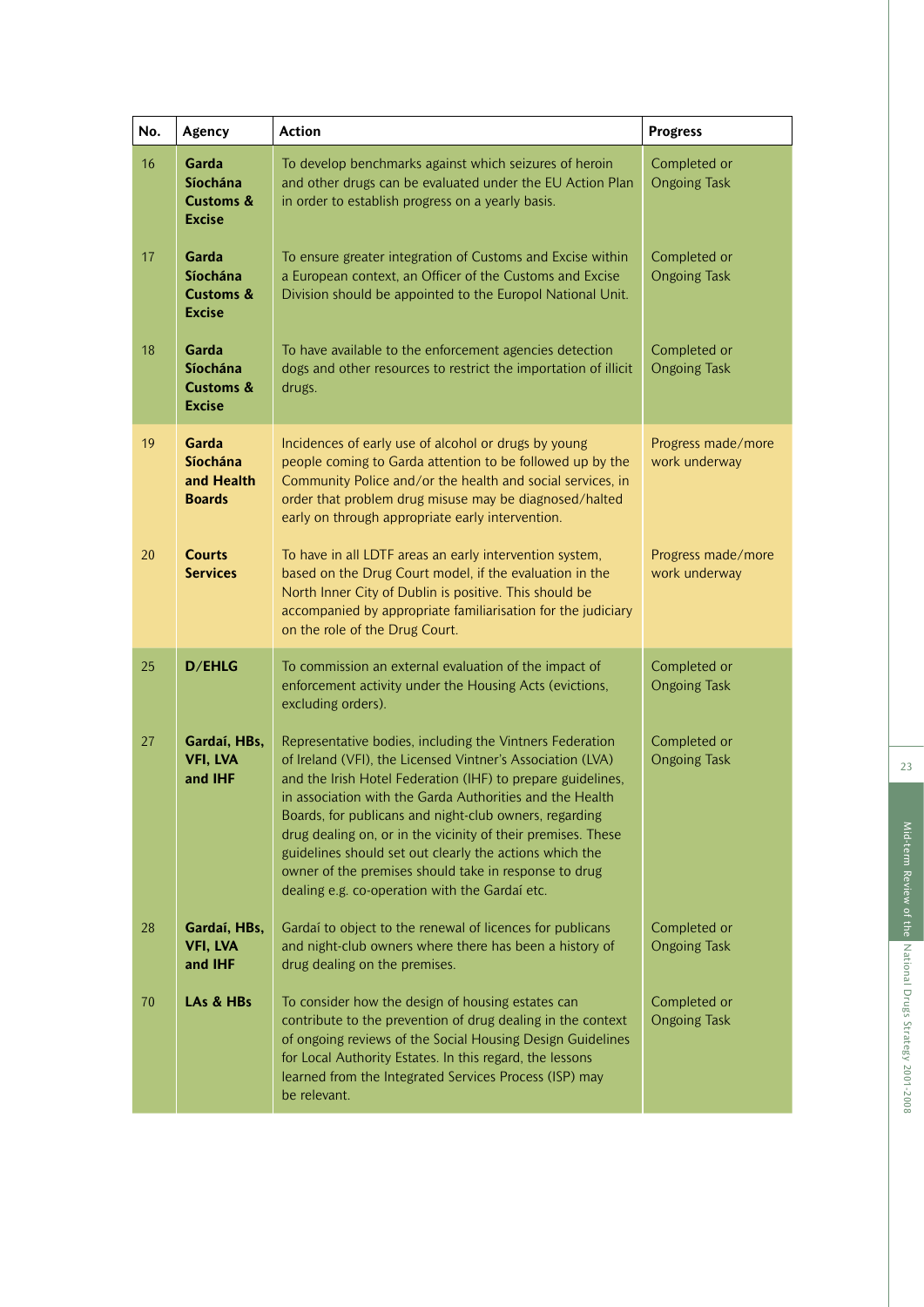| No. | Agency | Action | Progress |
|---|---|---|---|
| 16 | **Garda Síochána Customs & Excise** | To develop benchmarks against which seizures of heroin and other drugs can be evaluated under the EU Action Plan in order to establish progress on a yearly basis. | Completed or Ongoing Task |
| 17 | **Garda Síochána Customs & Excise** | To ensure greater integration of Customs and Excise within a European context, an Officer of the Customs and Excise Division should be appointed to the Europol National Unit. | Completed or Ongoing Task |
| 18 | **Garda Síochána Customs & Excise** | To have available to the enforcement agencies detection dogs and other resources to restrict the importation of illicit drugs. | Completed or Ongoing Task |
| 19 | **Garda Síochána and Health Boards** | Incidences of early use of alcohol or drugs by young people coming to Garda attention to be followed up by the Community Police and/or the health and social services, in order that problem drug misuse may be diagnosed/halted early on through appropriate early intervention. | Progress made/more work underway |
| 20 | **Courts Services** | To have in all LDTF areas an early intervention system, based on the Drug Court model, if the evaluation in the North Inner City of Dublin is positive. This should be accompanied by appropriate familiarisation for the judiciary on the role of the Drug Court. | Progress made/more work underway |
| 25 | **D/EHLG** | To commission an external evaluation of the impact of enforcement activity under the Housing Acts (evictions, excluding orders). | Completed or Ongoing Task |
| 27 | **Gardaí, HBs, VFI, LVA and IHF** | Representative bodies, including the Vintners Federation of Ireland (VFI), the Licensed Vintner's Association (LVA) and the Irish Hotel Federation (IHF) to prepare guidelines, in association with the Garda Authorities and the Health Boards, for publicans and night-club owners, regarding drug dealing on, or in the vicinity of their premises. These guidelines should set out clearly the actions which the owner of the premises should take in response to drug dealing e.g. co-operation with the Gardaí etc. | Completed or Ongoing Task |
| 28 | **Gardaí, HBs, VFI, LVA and IHF** | Gardaí to object to the renewal of licences for publicans and night-club owners where there has been a history of drug dealing on the premises. | Completed or Ongoing Task |
| 70 | **LAs & HBs** | To consider how the design of housing estates can contribute to the prevention of drug dealing in the context of ongoing reviews of the Social Housing Design Guidelines for Local Authority Estates. In this regard, the lessons learned from the Integrated Services Process (ISP) may be relevant. | Completed or Ongoing Task |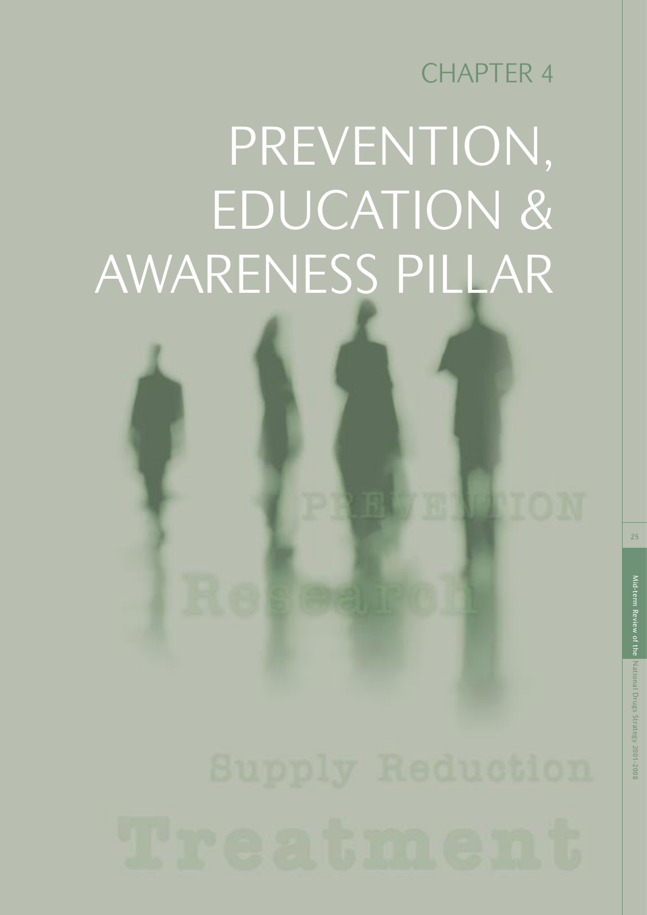CHAPTER 4

# PREVENTION, EDUCATION & AWARENESS PILLAR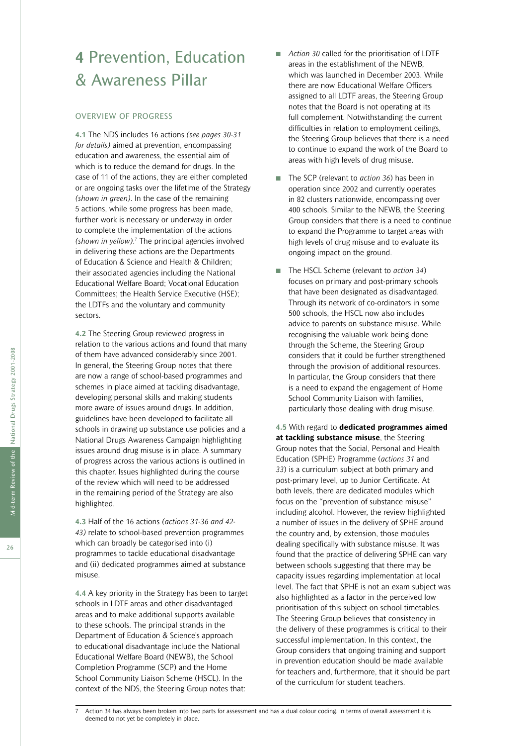# 4 Prevention, Education & Awareness Pillar

## OVERVIEW OF PROGRESS

**4.1** The NDS includes 16 actions *(see pages 30-31 for details)* aimed at prevention, encompassing education and awareness, the essential aim of which is to reduce the demand for drugs. In the case of 11 of the actions, they are either completed or are ongoing tasks over the lifetime of the Strategy *(shown in green)*. In the case of the remaining 5 actions, while some progress has been made, further work is necessary or underway in order to complete the implementation of the actions *(shown in yellow)*.[7] The principal agencies involved in delivering these actions are the Departments of Education & Science and Health & Children; their associated agencies including the National Educational Welfare Board; Vocational Education Committees; the Health Service Executive (HSE); the LDTFs and the voluntary and community sectors.

**4.2** The Steering Group reviewed progress in relation to the various actions and found that many of them have advanced considerably since 2001. In general, the Steering Group notes that there are now a range of school-based programmes and schemes in place aimed at tackling disadvantage, developing personal skills and making students more aware of issues around drugs. In addition, guidelines have been developed to facilitate all schools in drawing up substance use policies and a National Drugs Awareness Campaign highlighting issues around drug misuse is in place. A summary of progress across the various actions is outlined in this chapter. Issues highlighted during the course of the review which will need to be addressed in the remaining period of the Strategy are also highlighted.

**4.3** Half of the 16 actions *(actions 31-36 and 42-43)* relate to school-based prevention programmes which can broadly be categorised into (i) programmes to tackle educational disadvantage and (ii) dedicated programmes aimed at substance misuse.

**4.4** A key priority in the Strategy has been to target schools in LDTF areas and other disadvantaged areas and to make additional supports available to these schools. The principal strands in the Department of Education & Science's approach to educational disadvantage include the National Educational Welfare Board (NEWB), the School Completion Programme (SCP) and the Home School Community Liaison Scheme (HSCL). In the context of the NDS, the Steering Group notes that:

- *Action 30* called for the prioritisation of LDTF areas in the establishment of the NEWB, which was launched in December 2003. While there are now Educational Welfare Officers assigned to all LDTF areas, the Steering Group notes that the Board is not operating at its full complement. Notwithstanding the current difficulties in relation to employment ceilings, the Steering Group believes that there is a need to continue to expand the work of the Board to areas with high levels of drug misuse.
- The SCP (relevant to *action 36*) has been in operation since 2002 and currently operates in 82 clusters nationwide, encompassing over 400 schools. Similar to the NEWB, the Steering Group considers that there is a need to continue to expand the Programme to target areas with high levels of drug misuse and to evaluate its ongoing impact on the ground.
- The HSCL Scheme (relevant to *action 34*) focuses on primary and post-primary schools that have been designated as disadvantaged. Through its network of co-ordinators in some 500 schools, the HSCL now also includes advice to parents on substance misuse. While recognising the valuable work being done through the Scheme, the Steering Group considers that it could be further strengthened through the provision of additional resources. In particular, the Group considers that there is a need to expand the engagement of Home School Community Liaison with families, particularly those dealing with drug misuse.

**4.5** With regard to **dedicated programmes aimed at tackling substance misuse**, the Steering Group notes that the Social, Personal and Health Education (SPHE) Programme (*actions 31* and *33*) is a curriculum subject at both primary and post-primary level, up to Junior Certificate. At both levels, there are dedicated modules which focus on the "prevention of substance misuse" including alcohol. However, the review highlighted a number of issues in the delivery of SPHE around the country and, by extension, those modules dealing specifically with substance misuse. It was found that the practice of delivering SPHE can vary between schools suggesting that there may be capacity issues regarding implementation at local level. The fact that SPHE is not an exam subject was also highlighted as a factor in the perceived low prioritisation of this subject on school timetables. The Steering Group believes that consistency in the delivery of these programmes is critical to their successful implementation. In this context, the Group considers that ongoing training and support in prevention education should be made available for teachers and, furthermore, that it should be part of the curriculum for student teachers.

---

7 Action 34 has always been broken into two parts for assessment and has a dual colour coding. In terms of overall assessment it is deemed to not yet be completely in place.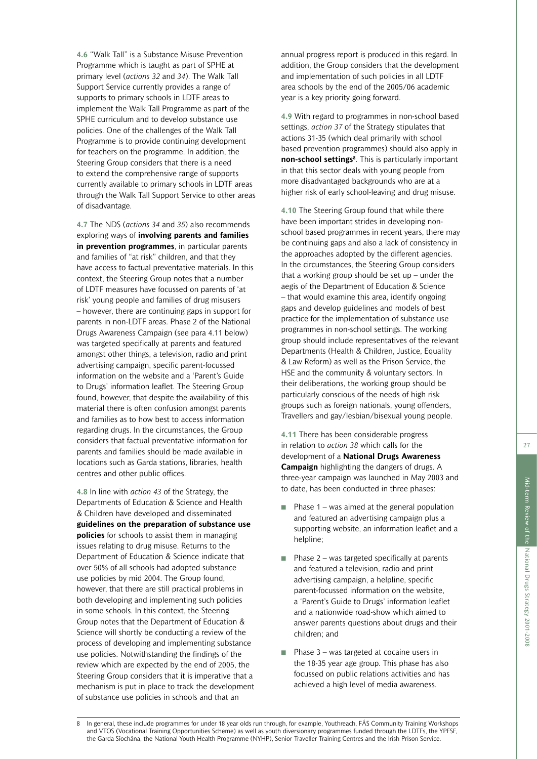**4.6** "Walk Tall" is a Substance Misuse Prevention Programme which is taught as part of SPHE at primary level (*actions 32* and *34*). The Walk Tall Support Service currently provides a range of supports to primary schools in LDTF areas to implement the Walk Tall Programme as part of the SPHE curriculum and to develop substance use policies. One of the challenges of the Walk Tall Programme is to provide continuing development for teachers on the programme. In addition, the Steering Group considers that there is a need to extend the comprehensive range of supports currently available to primary schools in LDTF areas through the Walk Tall Support Service to other areas of disadvantage.

**4.7** The NDS (*actions 34* and *35*) also recommends exploring ways of **involving parents and families in prevention programmes**, in particular parents and families of "at risk" children, and that they have access to factual preventative materials. In this context, the Steering Group notes that a number of LDTF measures have focussed on parents of 'at risk' young people and families of drug misusers – however, there are continuing gaps in support for parents in non-LDTF areas. Phase 2 of the National Drugs Awareness Campaign (see para 4.11 below) was targeted specifically at parents and featured amongst other things, a television, radio and print advertising campaign, specific parent-focussed information on the website and a 'Parent's Guide to Drugs' information leaflet. The Steering Group found, however, that despite the availability of this material there is often confusion amongst parents and families as to how best to access information regarding drugs. In the circumstances, the Group considers that factual preventative information for parents and families should be made available in locations such as Garda stations, libraries, health centres and other public offices.

**4.8** In line with *action 43* of the Strategy, the Departments of Education & Science and Health & Children have developed and disseminated **guidelines on the preparation of substance use policies** for schools to assist them in managing issues relating to drug misuse. Returns to the Department of Education & Science indicate that over 50% of all schools had adopted substance use policies by mid 2004. The Group found, however, that there are still practical problems in both developing and implementing such policies in some schools. In this context, the Steering Group notes that the Department of Education & Science will shortly be conducting a review of the process of developing and implementing substance use policies. Notwithstanding the findings of the review which are expected by the end of 2005, the Steering Group considers that it is imperative that a mechanism is put in place to track the development of substance use policies in schools and that an annual progress report is produced in this regard. In addition, the Group considers that the development and implementation of such policies in all LDTF area schools by the end of the 2005/06 academic year is a key priority going forward.

**4.9** With regard to programmes in non-school based settings, *action 37* of the Strategy stipulates that actions 31-35 (which deal primarily with school based prevention programmes) should also apply in **non-school settings**[8]. This is particularly important in that this sector deals with young people from more disadvantaged backgrounds who are at a higher risk of early school-leaving and drug misuse.

**4.10** The Steering Group found that while there have been important strides in developing non-school based programmes in recent years, there may be continuing gaps and also a lack of consistency in the approaches adopted by the different agencies. In the circumstances, the Steering Group considers that a working group should be set up – under the aegis of the Department of Education & Science – that would examine this area, identify ongoing gaps and develop guidelines and models of best practice for the implementation of substance use programmes in non-school settings. The working group should include representatives of the relevant Departments (Health & Children, Justice, Equality & Law Reform) as well as the Prison Service, the HSE and the community & voluntary sectors. In their deliberations, the working group should be particularly conscious of the needs of high risk groups such as foreign nationals, young offenders, Travellers and gay/lesbian/bisexual young people.

**4.11** There has been considerable progress in relation to *action 38* which calls for the development of a **National Drugs Awareness Campaign** highlighting the dangers of drugs. A three-year campaign was launched in May 2003 and to date, has been conducted in three phases:

- Phase 1 – was aimed at the general population and featured an advertising campaign plus a supporting website, an information leaflet and a helpline;
- Phase 2 – was targeted specifically at parents and featured a television, radio and print advertising campaign, a helpline, specific parent-focussed information on the website, a 'Parent's Guide to Drugs' information leaflet and a nationwide road-show which aimed to answer parents questions about drugs and their children; and
- Phase 3 – was targeted at cocaine users in the 18-35 year age group. This phase has also focussed on public relations activities and has achieved a high level of media awareness.

8 In general, these include programmes for under 18 year olds run through, for example, Youthreach, FÁS Community Training Workshops and VTOS (Vocational Training Opportunities Scheme) as well as youth diversionary programmes funded through the LDTFs, the YPFSF, the Garda Síochána, the National Youth Health Programme (NYHP), Senior Traveller Training Centres and the Irish Prison Service.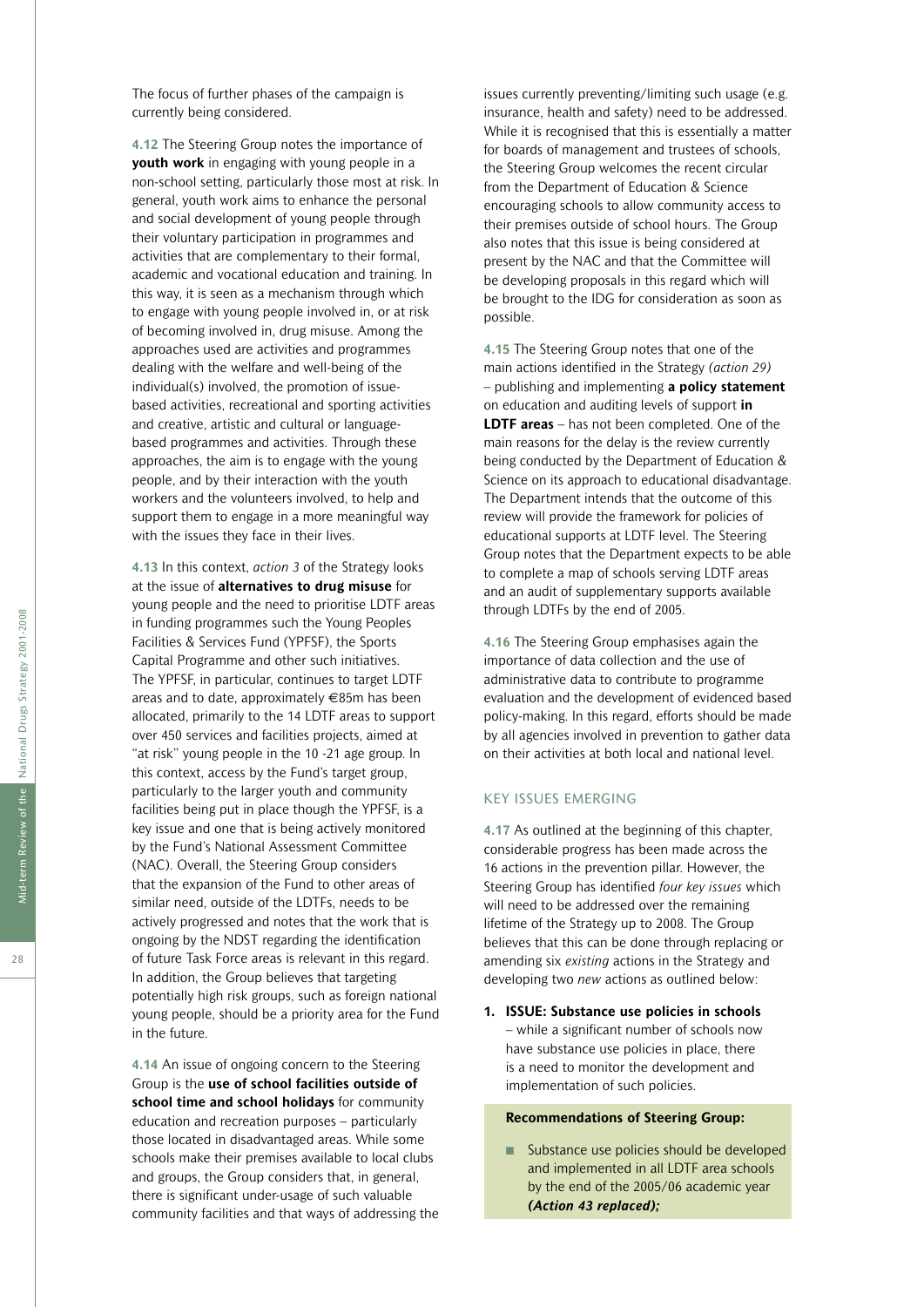The focus of further phases of the campaign is currently being considered.

**4.12** The Steering Group notes the importance of **youth work** in engaging with young people in a non-school setting, particularly those most at risk. In general, youth work aims to enhance the personal and social development of young people through their voluntary participation in programmes and activities that are complementary to their formal, academic and vocational education and training. In this way, it is seen as a mechanism through which to engage with young people involved in, or at risk of becoming involved in, drug misuse. Among the approaches used are activities and programmes dealing with the welfare and well-being of the individual(s) involved, the promotion of issue-based activities, recreational and sporting activities and creative, artistic and cultural or language-based programmes and activities. Through these approaches, the aim is to engage with the young people, and by their interaction with the youth workers and the volunteers involved, to help and support them to engage in a more meaningful way with the issues they face in their lives.

**4.13** In this context, *action 3* of the Strategy looks at the issue of **alternatives to drug misuse** for young people and the need to prioritise LDTF areas in funding programmes such the Young Peoples Facilities & Services Fund (YPFSF), the Sports Capital Programme and other such initiatives. The YPFSF, in particular, continues to target LDTF areas and to date, approximately €85m has been allocated, primarily to the 14 LDTF areas to support over 450 services and facilities projects, aimed at "at risk" young people in the 10 -21 age group. In this context, access by the Fund's target group, particularly to the larger youth and community facilities being put in place though the YPFSF, is a key issue and one that is being actively monitored by the Fund's National Assessment Committee (NAC). Overall, the Steering Group considers that the expansion of the Fund to other areas of similar need, outside of the LDTFs, needs to be actively progressed and notes that the work that is ongoing by the NDST regarding the identification of future Task Force areas is relevant in this regard. In addition, the Group believes that targeting potentially high risk groups, such as foreign national young people, should be a priority area for the Fund in the future.

**4.14** An issue of ongoing concern to the Steering Group is the **use of school facilities outside of school time and school holidays** for community education and recreation purposes – particularly those located in disadvantaged areas. While some schools make their premises available to local clubs and groups, the Group considers that, in general, there is significant under-usage of such valuable community facilities and that ways of addressing the issues currently preventing/limiting such usage (e.g. insurance, health and safety) need to be addressed. While it is recognised that this is essentially a matter for boards of management and trustees of schools, the Steering Group welcomes the recent circular from the Department of Education & Science encouraging schools to allow community access to their premises outside of school hours. The Group also notes that this issue is being considered at present by the NAC and that the Committee will be developing proposals in this regard which will be brought to the IDG for consideration as soon as possible.

**4.15** The Steering Group notes that one of the main actions identified in the Strategy *(action 29)* – publishing and implementing **a policy statement** on education and auditing levels of support **in LDTF areas** – has not been completed. One of the main reasons for the delay is the review currently being conducted by the Department of Education & Science on its approach to educational disadvantage. The Department intends that the outcome of this review will provide the framework for policies of educational supports at LDTF level. The Steering Group notes that the Department expects to be able to complete a map of schools serving LDTF areas and an audit of supplementary supports available through LDTFs by the end of 2005.

**4.16** The Steering Group emphasises again the importance of data collection and the use of administrative data to contribute to programme evaluation and the development of evidenced based policy-making. In this regard, efforts should be made by all agencies involved in prevention to gather data on their activities at both local and national level.

## KEY ISSUES EMERGING

**4.17** As outlined at the beginning of this chapter, considerable progress has been made across the 16 actions in the prevention pillar. However, the Steering Group has identified *four key issues* which will need to be addressed over the remaining lifetime of the Strategy up to 2008. The Group believes that this can be done through replacing or amending six *existing* actions in the Strategy and developing two *new* actions as outlined below:

1. **ISSUE: Substance use policies in schools** – while a significant number of schools now have substance use policies in place, there is a need to monitor the development and implementation of such policies.

**Recommendations of Steering Group:**

- Substance use policies should be developed and implemented in all LDTF area schools by the end of the 2005/06 academic year ***(Action 43 replaced);***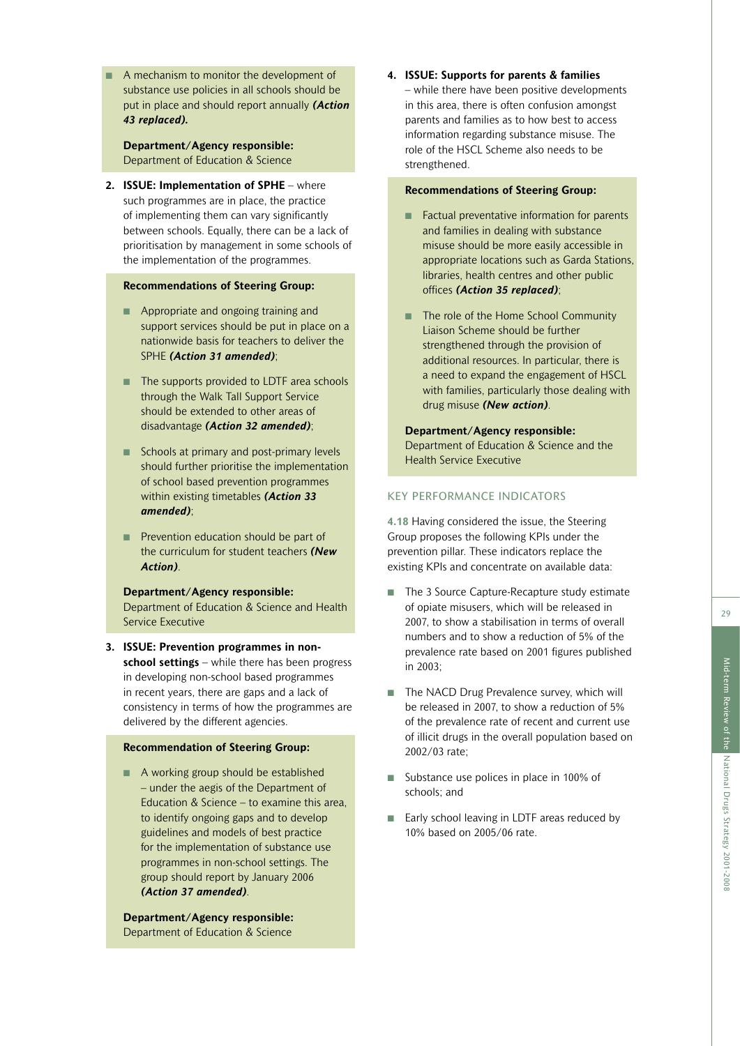- A mechanism to monitor the development of substance use policies in all schools should be put in place and should report annually ***(Action 43 replaced).***

  **Department/Agency responsible:**
  Department of Education & Science

2. **ISSUE: Implementation of SPHE** – where such programmes are in place, the practice of implementing them can vary significantly between schools. Equally, there can be a lack of prioritisation by management in some schools of the implementation of the programmes.

   **Recommendations of Steering Group:**

   - Appropriate and ongoing training and support services should be put in place on a nationwide basis for teachers to deliver the SPHE ***(Action 31 amended)***;
   - The supports provided to LDTF area schools through the Walk Tall Support Service should be extended to other areas of disadvantage ***(Action 32 amended)***;
   - Schools at primary and post-primary levels should further prioritise the implementation of school based prevention programmes within existing timetables ***(Action 33 amended)***;
   - Prevention education should be part of the curriculum for student teachers ***(New Action)***.

   **Department/Agency responsible:**
   Department of Education & Science and Health Service Executive

3. **ISSUE: Prevention programmes in non-school settings** – while there has been progress in developing non-school based programmes in recent years, there are gaps and a lack of consistency in terms of how the programmes are delivered by the different agencies.

   **Recommendation of Steering Group:**

   - A working group should be established – under the aegis of the Department of Education & Science – to examine this area, to identify ongoing gaps and to develop guidelines and models of best practice for the implementation of substance use programmes in non-school settings. The group should report by January 2006 ***(Action 37 amended)***.

   **Department/Agency responsible:**
   Department of Education & Science

4. **ISSUE: Supports for parents & families** – while there have been positive developments in this area, there is often confusion amongst parents and families as to how best to access information regarding substance misuse. The role of the HSCL Scheme also needs to be strengthened.

   **Recommendations of Steering Group:**

   - Factual preventative information for parents and families in dealing with substance misuse should be more easily accessible in appropriate locations such as Garda Stations, libraries, health centres and other public offices ***(Action 35 replaced)***;
   - The role of the Home School Community Liaison Scheme should be further strengthened through the provision of additional resources. In particular, there is a need to expand the engagement of HSCL with families, particularly those dealing with drug misuse ***(New action)***.

   **Department/Agency responsible:**
   Department of Education & Science and the Health Service Executive

## KEY PERFORMANCE INDICATORS

**4.18** Having considered the issue, the Steering Group proposes the following KPIs under the prevention pillar. These indicators replace the existing KPIs and concentrate on available data:

- The 3 Source Capture-Recapture study estimate of opiate misusers, which will be released in 2007, to show a stabilisation in terms of overall numbers and to show a reduction of 5% of the prevalence rate based on 2001 figures published in 2003;
- The NACD Drug Prevalence survey, which will be released in 2007, to show a reduction of 5% of the prevalence rate of recent and current use of illicit drugs in the overall population based on 2002/03 rate;
- Substance use polices in place in 100% of schools; and
- Early school leaving in LDTF areas reduced by 10% based on 2005/06 rate.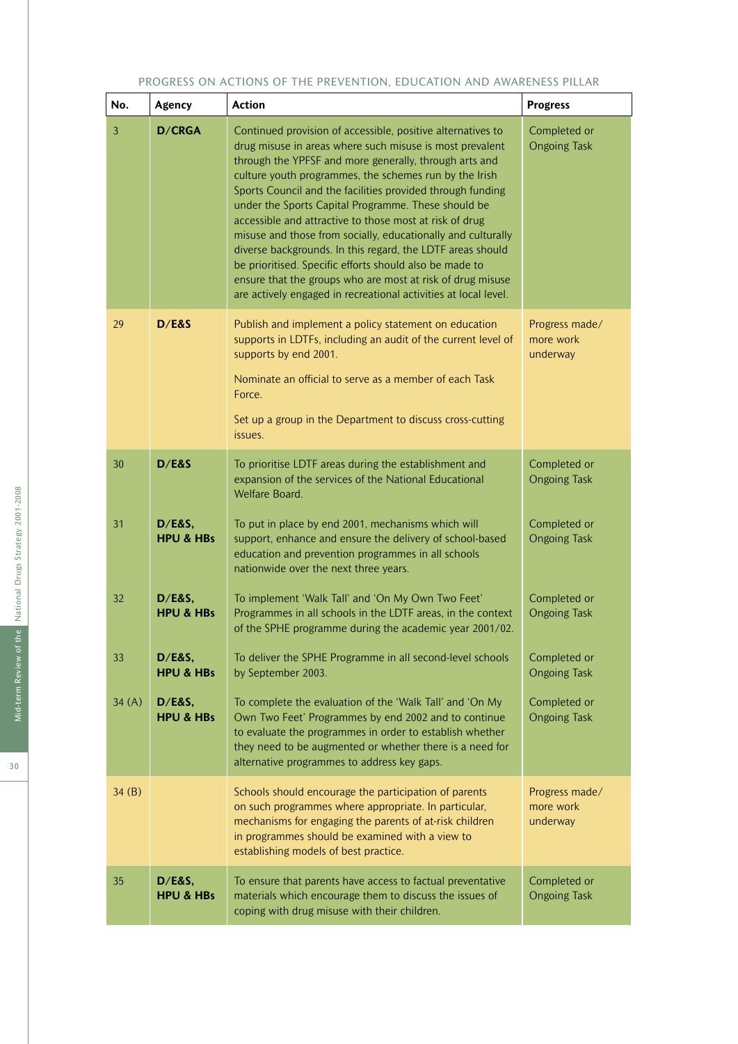PROGRESS ON ACTIONS OF THE PREVENTION, EDUCATION AND AWARENESS PILLAR

| No. | Agency | Action | Progress |
|---|---|---|---|
| 3 | **D/CRGA** | Continued provision of accessible, positive alternatives to drug misuse in areas where such misuse is most prevalent through the YPFSF and more generally, through arts and culture youth programmes, the schemes run by the Irish Sports Council and the facilities provided through funding under the Sports Capital Programme. These should be accessible and attractive to those most at risk of drug misuse and those from socially, educationally and culturally diverse backgrounds. In this regard, the LDTF areas should be prioritised. Specific efforts should also be made to ensure that the groups who are most at risk of drug misuse are actively engaged in recreational activities at local level. | Completed or Ongoing Task |
| 29 | **D/E&S** | Publish and implement a policy statement on education supports in LDTFs, including an audit of the current level of supports by end 2001.<br><br>Nominate an official to serve as a member of each Task Force.<br><br>Set up a group in the Department to discuss cross-cutting issues. | Progress made/ more work underway |
| 30 | **D/E&S** | To prioritise LDTF areas during the establishment and expansion of the services of the National Educational Welfare Board. | Completed or Ongoing Task |
| 31 | **D/E&S, HPU & HBs** | To put in place by end 2001, mechanisms which will support, enhance and ensure the delivery of school-based education and prevention programmes in all schools nationwide over the next three years. | Completed or Ongoing Task |
| 32 | **D/E&S, HPU & HBs** | To implement 'Walk Tall' and 'On My Own Two Feet' Programmes in all schools in the LDTF areas, in the context of the SPHE programme during the academic year 2001/02. | Completed or Ongoing Task |
| 33 | **D/E&S, HPU & HBs** | To deliver the SPHE Programme in all second-level schools by September 2003. | Completed or Ongoing Task |
| 34 (A) | **D/E&S, HPU & HBs** | To complete the evaluation of the 'Walk Tall' and 'On My Own Two Feet' Programmes by end 2002 and to continue to evaluate the programmes in order to establish whether they need to be augmented or whether there is a need for alternative programmes to address key gaps. | Completed or Ongoing Task |
| 34 (B) | | Schools should encourage the participation of parents on such programmes where appropriate. In particular, mechanisms for engaging the parents of at-risk children in programmes should be examined with a view to establishing models of best practice. | Progress made/ more work underway |
| 35 | **D/E&S, HPU & HBs** | To ensure that parents have access to factual preventative materials which encourage them to discuss the issues of coping with drug misuse with their children. | Completed or Ongoing Task |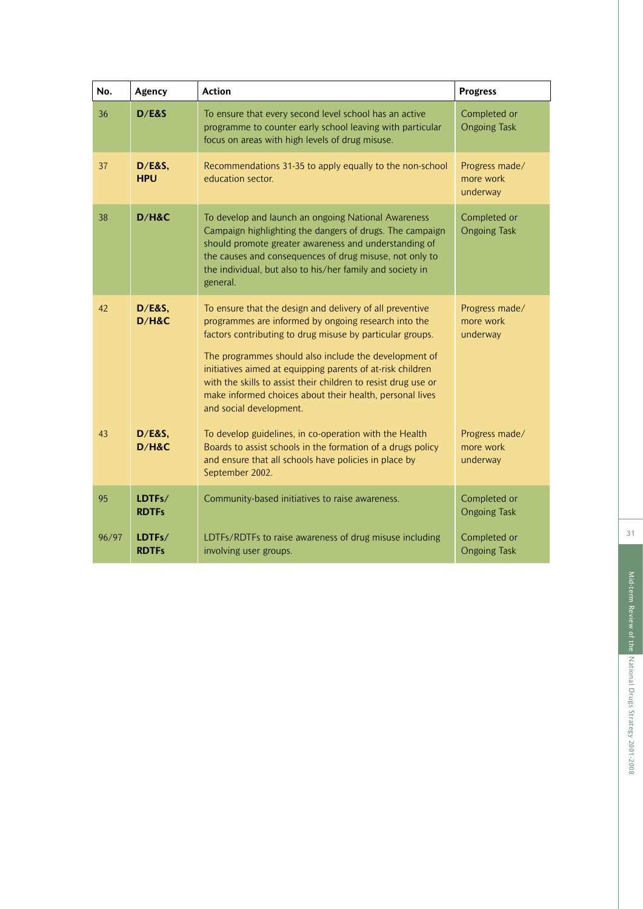| No. | Agency | Action | Progress |
|---|---|---|---|
| 36 | **D/E&S** | To ensure that every second level school has an active programme to counter early school leaving with particular focus on areas with high levels of drug misuse. | Completed or Ongoing Task |
| 37 | **D/E&S, HPU** | Recommendations 31-35 to apply equally to the non-school education sector. | Progress made/ more work underway |
| 38 | **D/H&C** | To develop and launch an ongoing National Awareness Campaign highlighting the dangers of drugs. The campaign should promote greater awareness and understanding of the causes and consequences of drug misuse, not only to the individual, but also to his/her family and society in general. | Completed or Ongoing Task |
| 42 | **D/E&S, D/H&C** | To ensure that the design and delivery of all preventive programmes are informed by ongoing research into the factors contributing to drug misuse by particular groups. The programmes should also include the development of initiatives aimed at equipping parents of at-risk children with the skills to assist their children to resist drug use or make informed choices about their health, personal lives and social development. | Progress made/ more work underway |
| 43 | **D/E&S, D/H&C** | To develop guidelines, in co-operation with the Health Boards to assist schools in the formation of a drugs policy and ensure that all schools have policies in place by September 2002. | Progress made/ more work underway |
| 95 | **LDTFs/ RDTFs** | Community-based initiatives to raise awareness. | Completed or Ongoing Task |
| 96/97 | **LDTFs/ RDTFs** | LDTFs/RDTFs to raise awareness of drug misuse including involving user groups. | Completed or Ongoing Task |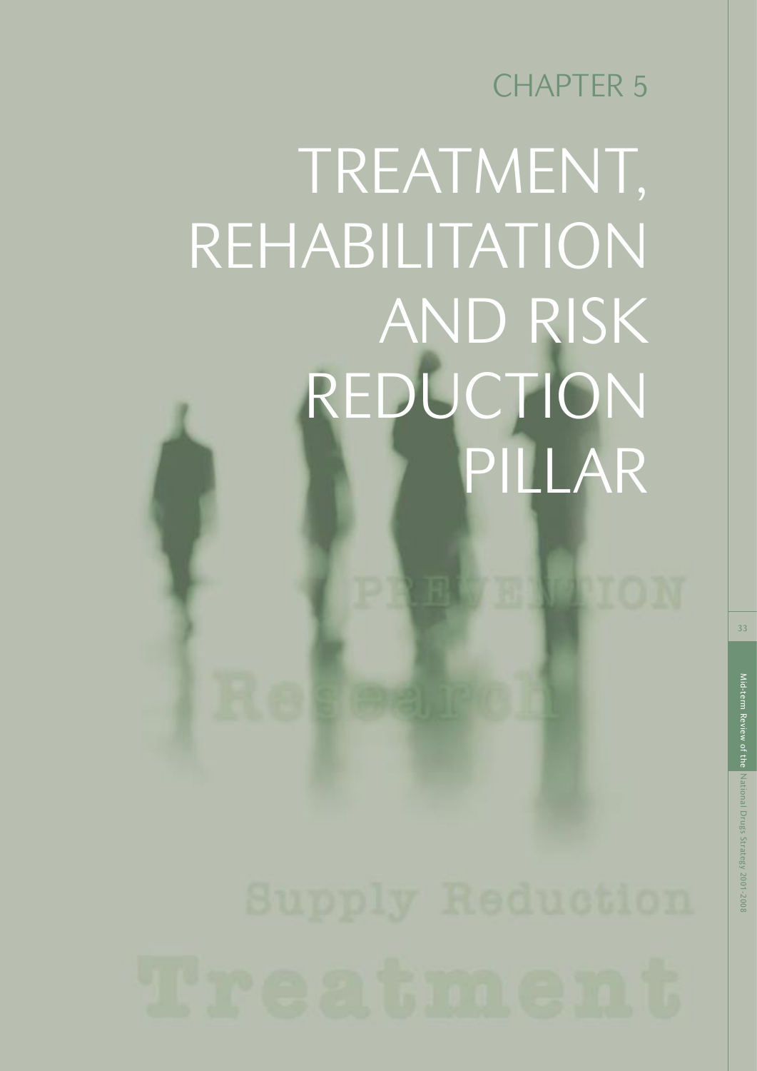CHAPTER 5

# TREATMENT, REHABILITATION AND RISK REDUCTION PILLAR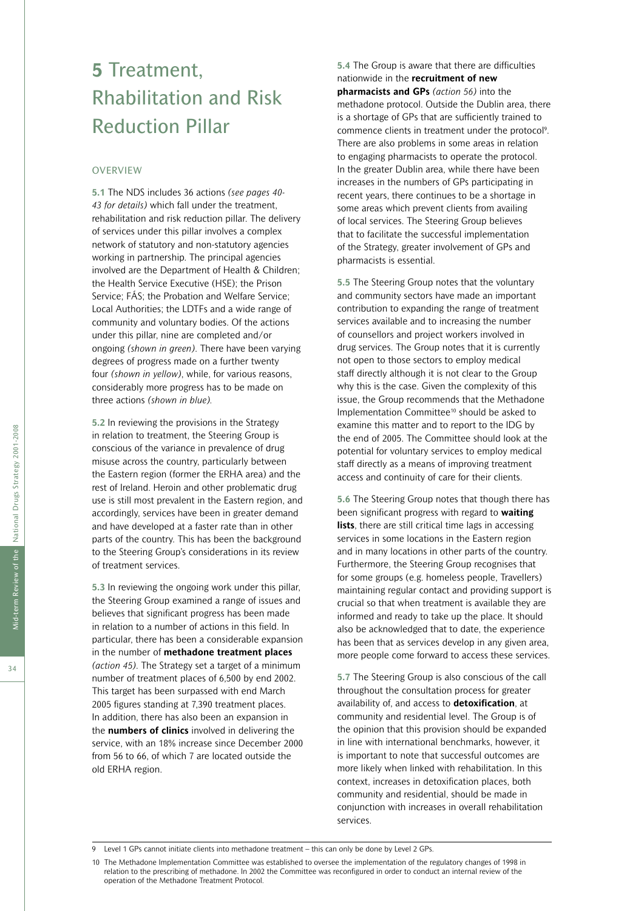# 5 Treatment, Rehabilitation and Risk Reduction Pillar

## OVERVIEW

**5.1** The NDS includes 36 actions *(see pages 40-43 for details)* which fall under the treatment, rehabilitation and risk reduction pillar. The delivery of services under this pillar involves a complex network of statutory and non-statutory agencies working in partnership. The principal agencies involved are the Department of Health & Children; the Health Service Executive (HSE); the Prison Service; FÁS; the Probation and Welfare Service; Local Authorities; the LDTFs and a wide range of community and voluntary bodies. Of the actions under this pillar, nine are completed and/or ongoing *(shown in green)*. There have been varying degrees of progress made on a further twenty four *(shown in yellow)*, while, for various reasons, considerably more progress has to be made on three actions *(shown in blue).*

**5.2** In reviewing the provisions in the Strategy in relation to treatment, the Steering Group is conscious of the variance in prevalence of drug misuse across the country, particularly between the Eastern region (former the ERHA area) and the rest of Ireland. Heroin and other problematic drug use is still most prevalent in the Eastern region, and accordingly, services have been in greater demand and have developed at a faster rate than in other parts of the country. This has been the background to the Steering Group's considerations in its review of treatment services.

**5.3** In reviewing the ongoing work under this pillar, the Steering Group examined a range of issues and believes that significant progress has been made in relation to a number of actions in this field. In particular, there has been a considerable expansion in the number of **methadone treatment places** *(action 45)*. The Strategy set a target of a minimum number of treatment places of 6,500 by end 2002. This target has been surpassed with end March 2005 figures standing at 7,390 treatment places. In addition, there has also been an expansion in the **numbers of clinics** involved in delivering the service, with an 18% increase since December 2000 from 56 to 66, of which 7 are located outside the old ERHA region.

**5.4** The Group is aware that there are difficulties nationwide in the **recruitment of new pharmacists and GPs** *(action 56)* into the methadone protocol. Outside the Dublin area, there is a shortage of GPs that are sufficiently trained to commence clients in treatment under the protocol[9]. There are also problems in some areas in relation to engaging pharmacists to operate the protocol. In the greater Dublin area, while there have been increases in the numbers of GPs participating in recent years, there continues to be a shortage in some areas which prevent clients from availing of local services. The Steering Group believes that to facilitate the successful implementation of the Strategy, greater involvement of GPs and pharmacists is essential.

**5.5** The Steering Group notes that the voluntary and community sectors have made an important contribution to expanding the range of treatment services available and to increasing the number of counsellors and project workers involved in drug services. The Group notes that it is currently not open to those sectors to employ medical staff directly although it is not clear to the Group why this is the case. Given the complexity of this issue, the Group recommends that the Methadone Implementation Committee[10] should be asked to examine this matter and to report to the IDG by the end of 2005. The Committee should look at the potential for voluntary services to employ medical staff directly as a means of improving treatment access and continuity of care for their clients.

**5.6** The Steering Group notes that though there has been significant progress with regard to **waiting lists**, there are still critical time lags in accessing services in some locations in the Eastern region and in many locations in other parts of the country. Furthermore, the Steering Group recognises that for some groups (e.g. homeless people, Travellers) maintaining regular contact and providing support is crucial so that when treatment is available they are informed and ready to take up the place. It should also be acknowledged that to date, the experience has been that as services develop in any given area, more people come forward to access these services.

**5.7** The Steering Group is also conscious of the call throughout the consultation process for greater availability of, and access to **detoxification**, at community and residential level. The Group is of the opinion that this provision should be expanded in line with international benchmarks, however, it is important to note that successful outcomes are more likely when linked with rehabilitation. In this context, increases in detoxification places, both community and residential, should be made in conjunction with increases in overall rehabilitation services.

---

9 Level 1 GPs cannot initiate clients into methadone treatment – this can only be done by Level 2 GPs.

10 The Methadone Implementation Committee was established to oversee the implementation of the regulatory changes of 1998 in relation to the prescribing of methadone. In 2002 the Committee was reconfigured in order to conduct an internal review of the operation of the Methadone Treatment Protocol.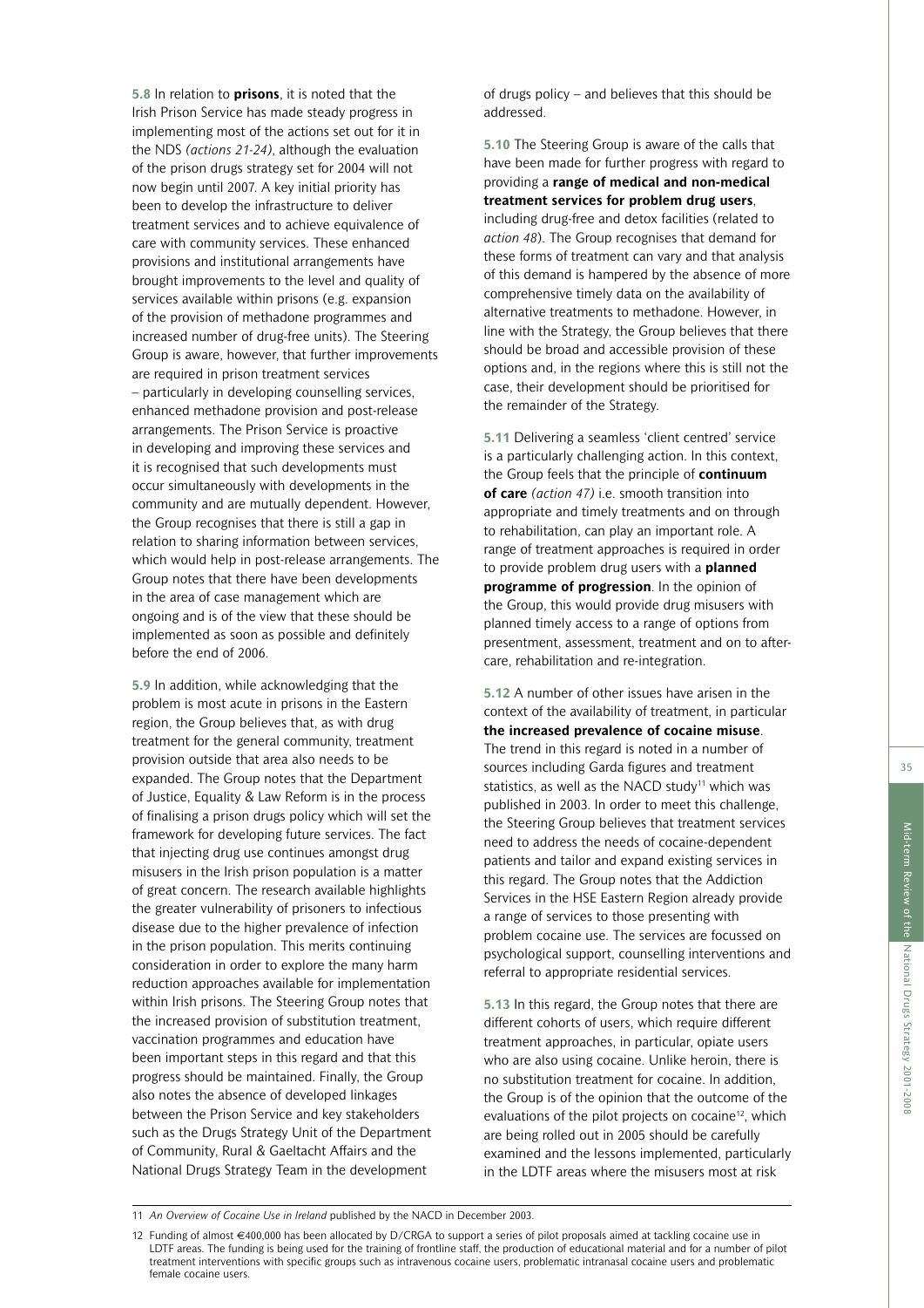**5.8** In relation to **prisons**, it is noted that the Irish Prison Service has made steady progress in implementing most of the actions set out for it in the NDS *(actions 21-24)*, although the evaluation of the prison drugs strategy set for 2004 will not now begin until 2007. A key initial priority has been to develop the infrastructure to deliver treatment services and to achieve equivalence of care with community services. These enhanced provisions and institutional arrangements have brought improvements to the level and quality of services available within prisons (e.g. expansion of the provision of methadone programmes and increased number of drug-free units). The Steering Group is aware, however, that further improvements are required in prison treatment services – particularly in developing counselling services, enhanced methadone provision and post-release arrangements. The Prison Service is proactive in developing and improving these services and it is recognised that such developments must occur simultaneously with developments in the community and are mutually dependent. However, the Group recognises that there is still a gap in relation to sharing information between services, which would help in post-release arrangements. The Group notes that there have been developments in the area of case management which are ongoing and is of the view that these should be implemented as soon as possible and definitely before the end of 2006.

**5.9** In addition, while acknowledging that the problem is most acute in prisons in the Eastern region, the Group believes that, as with drug treatment for the general community, treatment provision outside that area also needs to be expanded. The Group notes that the Department of Justice, Equality & Law Reform is in the process of finalising a prison drugs policy which will set the framework for developing future services. The fact that injecting drug use continues amongst drug misusers in the Irish prison population is a matter of great concern. The research available highlights the greater vulnerability of prisoners to infectious disease due to the higher prevalence of infection in the prison population. This merits continuing consideration in order to explore the many harm reduction approaches available for implementation within Irish prisons. The Steering Group notes that the increased provision of substitution treatment, vaccination programmes and education have been important steps in this regard and that this progress should be maintained. Finally, the Group also notes the absence of developed linkages between the Prison Service and key stakeholders such as the Drugs Strategy Unit of the Department of Community, Rural & Gaeltacht Affairs and the National Drugs Strategy Team in the development of drugs policy – and believes that this should be addressed.

**5.10** The Steering Group is aware of the calls that have been made for further progress with regard to providing a **range of medical and non-medical treatment services for problem drug users**, including drug-free and detox facilities (related to *action 48*). The Group recognises that demand for these forms of treatment can vary and that analysis of this demand is hampered by the absence of more comprehensive timely data on the availability of alternative treatments to methadone. However, in line with the Strategy, the Group believes that there should be broad and accessible provision of these options and, in the regions where this is still not the case, their development should be prioritised for the remainder of the Strategy.

**5.11** Delivering a seamless 'client centred' service is a particularly challenging action. In this context, the Group feels that the principle of **continuum of care** *(action 47)* i.e. smooth transition into appropriate and timely treatments and on through to rehabilitation, can play an important role. A range of treatment approaches is required in order to provide problem drug users with a **planned programme of progression**. In the opinion of the Group, this would provide drug misusers with planned timely access to a range of options from presentment, assessment, treatment and on to after-care, rehabilitation and re-integration.

**5.12** A number of other issues have arisen in the context of the availability of treatment, in particular **the increased prevalence of cocaine misuse**. The trend in this regard is noted in a number of sources including Garda figures and treatment statistics, as well as the NACD study[11] which was published in 2003. In order to meet this challenge, the Steering Group believes that treatment services need to address the needs of cocaine-dependent patients and tailor and expand existing services in this regard. The Group notes that the Addiction Services in the HSE Eastern Region already provide a range of services to those presenting with problem cocaine use. The services are focussed on psychological support, counselling interventions and referral to appropriate residential services.

**5.13** In this regard, the Group notes that there are different cohorts of users, which require different treatment approaches, in particular, opiate users who are also using cocaine. Unlike heroin, there is no substitution treatment for cocaine. In addition, the Group is of the opinion that the outcome of the evaluations of the pilot projects on cocaine[12], which are being rolled out in 2005 should be carefully examined and the lessons implemented, particularly in the LDTF areas where the misusers most at risk

---

11 *An Overview of Cocaine Use in Ireland* published by the NACD in December 2003.

12 Funding of almost €400,000 has been allocated by D/CRGA to support a series of pilot proposals aimed at tackling cocaine use in LDTF areas. The funding is being used for the training of frontline staff, the production of educational material and for a number of pilot treatment interventions with specific groups such as intravenous cocaine users, problematic intranasal cocaine users and problematic female cocaine users.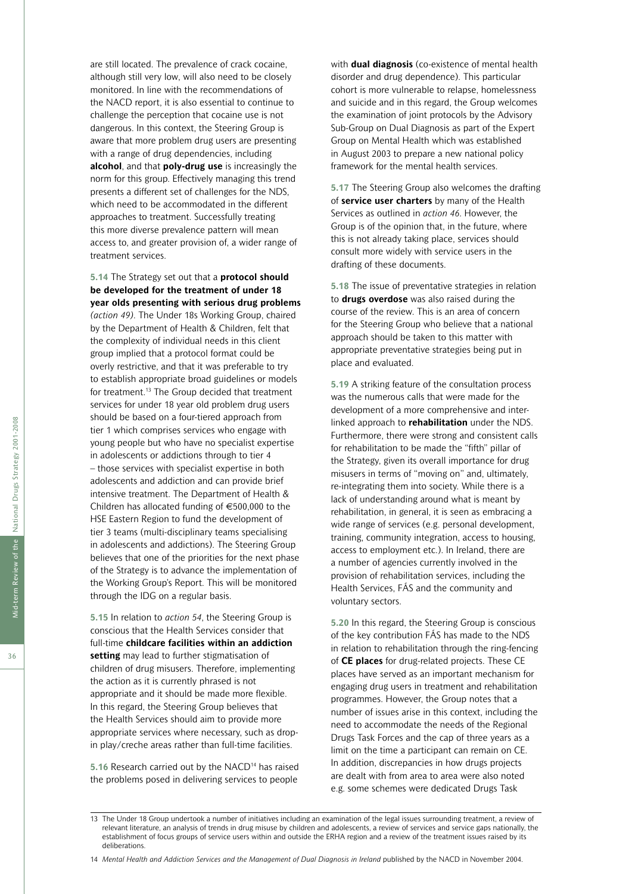are still located. The prevalence of crack cocaine, although still very low, will also need to be closely monitored. In line with the recommendations of the NACD report, it is also essential to continue to challenge the perception that cocaine use is not dangerous. In this context, the Steering Group is aware that more problem drug users are presenting with a range of drug dependencies, including **alcohol**, and that **poly-drug use** is increasingly the norm for this group. Effectively managing this trend presents a different set of challenges for the NDS, which need to be accommodated in the different approaches to treatment. Successfully treating this more diverse prevalence pattern will mean access to, and greater provision of, a wider range of treatment services.

**5.14** The Strategy set out that a **protocol should be developed for the treatment of under 18 year olds presenting with serious drug problems** *(action 49)*. The Under 18s Working Group, chaired by the Department of Health & Children, felt that the complexity of individual needs in this client group implied that a protocol format could be overly restrictive, and that it was preferable to try to establish appropriate broad guidelines or models for treatment.[13] The Group decided that treatment services for under 18 year old problem drug users should be based on a four-tiered approach from tier 1 which comprises services who engage with young people but who have no specialist expertise in adolescents or addictions through to tier 4 – those services with specialist expertise in both adolescents and addiction and can provide brief intensive treatment. The Department of Health & Children has allocated funding of €500,000 to the HSE Eastern Region to fund the development of tier 3 teams (multi-disciplinary teams specialising in adolescents and addictions). The Steering Group believes that one of the priorities for the next phase of the Strategy is to advance the implementation of the Working Group's Report. This will be monitored through the IDG on a regular basis.

**5.15** In relation to *action 54*, the Steering Group is conscious that the Health Services consider that full-time **childcare facilities within an addiction setting** may lead to further stigmatisation of children of drug misusers. Therefore, implementing the action as it is currently phrased is not appropriate and it should be made more flexible. In this regard, the Steering Group believes that the Health Services should aim to provide more appropriate services where necessary, such as drop-in play/creche areas rather than full-time facilities.

**5.16** Research carried out by the NACD[14] has raised the problems posed in delivering services to people with **dual diagnosis** (co-existence of mental health disorder and drug dependence). This particular cohort is more vulnerable to relapse, homelessness and suicide and in this regard, the Group welcomes the examination of joint protocols by the Advisory Sub-Group on Dual Diagnosis as part of the Expert Group on Mental Health which was established in August 2003 to prepare a new national policy framework for the mental health services.

**5.17** The Steering Group also welcomes the drafting of **service user charters** by many of the Health Services as outlined in *action 46*. However, the Group is of the opinion that, in the future, where this is not already taking place, services should consult more widely with service users in the drafting of these documents.

**5.18** The issue of preventative strategies in relation to **drugs overdose** was also raised during the course of the review. This is an area of concern for the Steering Group who believe that a national approach should be taken to this matter with appropriate preventative strategies being put in place and evaluated.

**5.19** A striking feature of the consultation process was the numerous calls that were made for the development of a more comprehensive and inter-linked approach to **rehabilitation** under the NDS. Furthermore, there were strong and consistent calls for rehabilitation to be made the "fifth" pillar of the Strategy, given its overall importance for drug misusers in terms of "moving on" and, ultimately, re-integrating them into society. While there is a lack of understanding around what is meant by rehabilitation, in general, it is seen as embracing a wide range of services (e.g. personal development, training, community integration, access to housing, access to employment etc.). In Ireland, there are a number of agencies currently involved in the provision of rehabilitation services, including the Health Services, FÁS and the community and voluntary sectors.

**5.20** In this regard, the Steering Group is conscious of the key contribution FÁS has made to the NDS in relation to rehabilitation through the ring-fencing of **CE places** for drug-related projects. These CE places have served as an important mechanism for engaging drug users in treatment and rehabilitation programmes. However, the Group notes that a number of issues arise in this context, including the need to accommodate the needs of the Regional Drugs Task Forces and the cap of three years as a limit on the time a participant can remain on CE. In addition, discrepancies in how drugs projects are dealt with from area to area were also noted e.g. some schemes were dedicated Drugs Task

---

13 The Under 18 Group undertook a number of initiatives including an examination of the legal issues surrounding treatment, a review of relevant literature, an analysis of trends in drug misuse by children and adolescents, a review of services and service gaps nationally, the establishment of focus groups of service users within and outside the ERHA region and a review of the treatment issues raised by its deliberations.

14 *Mental Health and Addiction Services and the Management of Dual Diagnosis in Ireland* published by the NACD in November 2004.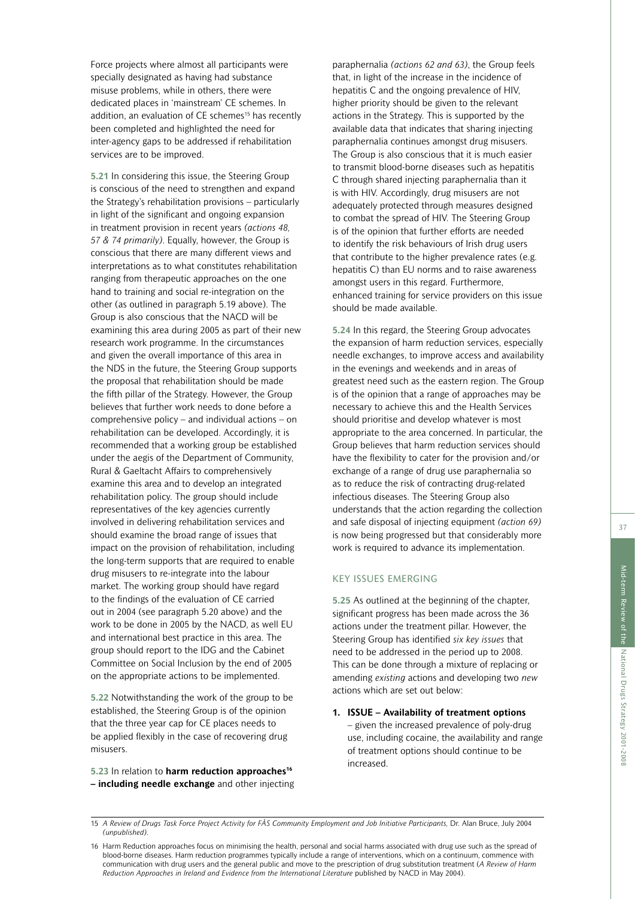Force projects where almost all participants were specially designated as having had substance misuse problems, while in others, there were dedicated places in 'mainstream' CE schemes. In addition, an evaluation of CE schemes[15] has recently been completed and highlighted the need for inter-agency gaps to be addressed if rehabilitation services are to be improved.

**5.21** In considering this issue, the Steering Group is conscious of the need to strengthen and expand the Strategy's rehabilitation provisions – particularly in light of the significant and ongoing expansion in treatment provision in recent years *(actions 48, 57 & 74 primarily)*. Equally, however, the Group is conscious that there are many different views and interpretations as to what constitutes rehabilitation ranging from therapeutic approaches on the one hand to training and social re-integration on the other (as outlined in paragraph 5.19 above). The Group is also conscious that the NACD will be examining this area during 2005 as part of their new research work programme. In the circumstances and given the overall importance of this area in the NDS in the future, the Steering Group supports the proposal that rehabilitation should be made the fifth pillar of the Strategy. However, the Group believes that further work needs to done before a comprehensive policy – and individual actions – on rehabilitation can be developed. Accordingly, it is recommended that a working group be established under the aegis of the Department of Community, Rural & Gaeltacht Affairs to comprehensively examine this area and to develop an integrated rehabilitation policy. The group should include representatives of the key agencies currently involved in delivering rehabilitation services and should examine the broad range of issues that impact on the provision of rehabilitation, including the long-term supports that are required to enable drug misusers to re-integrate into the labour market. The working group should have regard to the findings of the evaluation of CE carried out in 2004 (see paragraph 5.20 above) and the work to be done in 2005 by the NACD, as well EU and international best practice in this area. The group should report to the IDG and the Cabinet Committee on Social Inclusion by the end of 2005 on the appropriate actions to be implemented.

**5.22** Notwithstanding the work of the group to be established, the Steering Group is of the opinion that the three year cap for CE places needs to be applied flexibly in the case of recovering drug misusers.

**5.23** In relation to **harm reduction approaches[16] – including needle exchange** and other injecting paraphernalia *(actions 62 and 63)*, the Group feels that, in light of the increase in the incidence of hepatitis C and the ongoing prevalence of HIV, higher priority should be given to the relevant actions in the Strategy. This is supported by the available data that indicates that sharing injecting paraphernalia continues amongst drug misusers. The Group is also conscious that it is much easier to transmit blood-borne diseases such as hepatitis C through shared injecting paraphernalia than it is with HIV. Accordingly, drug misusers are not adequately protected through measures designed to combat the spread of HIV. The Steering Group is of the opinion that further efforts are needed to identify the risk behaviours of Irish drug users that contribute to the higher prevalence rates (e.g. hepatitis C) than EU norms and to raise awareness amongst users in this regard. Furthermore, enhanced training for service providers on this issue should be made available.

**5.24** In this regard, the Steering Group advocates the expansion of harm reduction services, especially needle exchanges, to improve access and availability in the evenings and weekends and in areas of greatest need such as the eastern region. The Group is of the opinion that a range of approaches may be necessary to achieve this and the Health Services should prioritise and develop whatever is most appropriate to the area concerned. In particular, the Group believes that harm reduction services should have the flexibility to cater for the provision and/or exchange of a range of drug use paraphernalia so as to reduce the risk of contracting drug-related infectious diseases. The Steering Group also understands that the action regarding the collection and safe disposal of injecting equipment *(action 69)* is now being progressed but that considerably more work is required to advance its implementation.

## KEY ISSUES EMERGING

**5.25** As outlined at the beginning of the chapter, significant progress has been made across the 36 actions under the treatment pillar. However, the Steering Group has identified *six key issues* that need to be addressed in the period up to 2008. This can be done through a mixture of replacing or amending *existing* actions and developing two *new* actions which are set out below:

1. **ISSUE – Availability of treatment options** – given the increased prevalence of poly-drug use, including cocaine, the availability and range of treatment options should continue to be increased.

---

15 *A Review of Drugs Task Force Project Activity for FÁS Community Employment and Job Initiative Participants*, Dr. Alan Bruce, July 2004 *(unpublished)*.

16 Harm Reduction approaches focus on minimising the health, personal and social harms associated with drug use such as the spread of blood-borne diseases. Harm reduction programmes typically include a range of interventions, which on a continuum, commence with communication with drug users and the general public and move to the prescription of drug substitution treatment (*A Review of Harm Reduction Approaches in Ireland and Evidence from the International Literature* published by NACD in May 2004).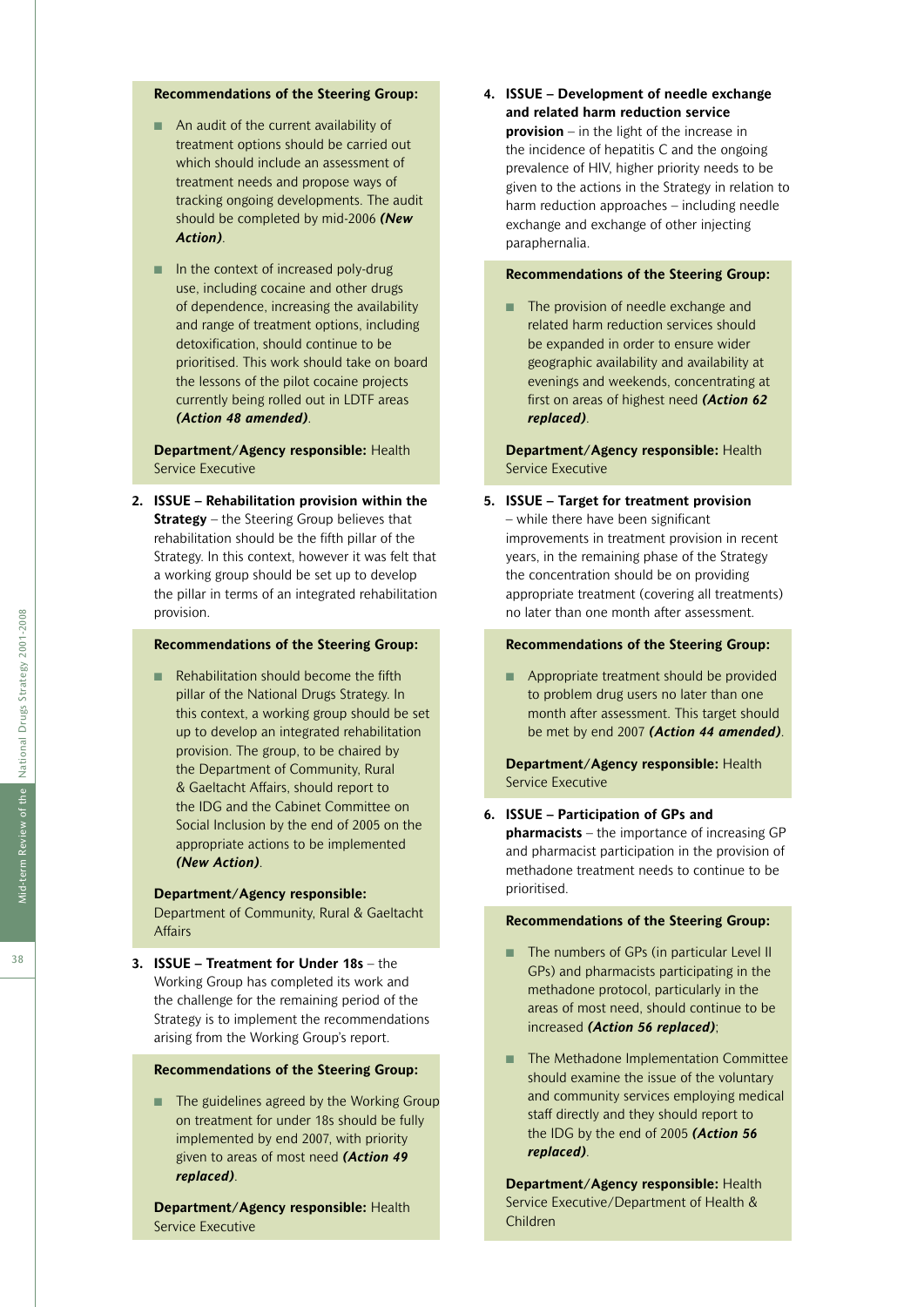**Recommendations of the Steering Group:**

- An audit of the current availability of treatment options should be carried out which should include an assessment of treatment needs and propose ways of tracking ongoing developments. The audit should be completed by mid-2006 ***(New Action)***.
- In the context of increased poly-drug use, including cocaine and other drugs of dependence, increasing the availability and range of treatment options, including detoxification, should continue to be prioritised. This work should take on board the lessons of the pilot cocaine projects currently being rolled out in LDTF areas ***(Action 48 amended)***.

**Department/Agency responsible:** Health Service Executive

2. **ISSUE – Rehabilitation provision within the Strategy** – the Steering Group believes that rehabilitation should be the fifth pillar of the Strategy. In this context, however it was felt that a working group should be set up to develop the pillar in terms of an integrated rehabilitation provision.

**Recommendations of the Steering Group:**

- Rehabilitation should become the fifth pillar of the National Drugs Strategy. In this context, a working group should be set up to develop an integrated rehabilitation provision. The group, to be chaired by the Department of Community, Rural & Gaeltacht Affairs, should report to the IDG and the Cabinet Committee on Social Inclusion by the end of 2005 on the appropriate actions to be implemented ***(New Action)***.

**Department/Agency responsible:** Department of Community, Rural & Gaeltacht Affairs

3. **ISSUE – Treatment for Under 18s** – the Working Group has completed its work and the challenge for the remaining period of the Strategy is to implement the recommendations arising from the Working Group's report.

**Recommendations of the Steering Group:**

- The guidelines agreed by the Working Group on treatment for under 18s should be fully implemented by end 2007, with priority given to areas of most need ***(Action 49 replaced)***.

**Department/Agency responsible:** Health Service Executive

4. **ISSUE – Development of needle exchange and related harm reduction service provision** – in the light of the increase in the incidence of hepatitis C and the ongoing prevalence of HIV, higher priority needs to be given to the actions in the Strategy in relation to harm reduction approaches – including needle exchange and exchange of other injecting paraphernalia.

**Recommendations of the Steering Group:**

- The provision of needle exchange and related harm reduction services should be expanded in order to ensure wider geographic availability and availability at evenings and weekends, concentrating at first on areas of highest need ***(Action 62 replaced)***.

**Department/Agency responsible:** Health Service Executive

5. **ISSUE – Target for treatment provision** – while there have been significant improvements in treatment provision in recent years, in the remaining phase of the Strategy the concentration should be on providing appropriate treatment (covering all treatments) no later than one month after assessment.

**Recommendations of the Steering Group:**

- Appropriate treatment should be provided to problem drug users no later than one month after assessment. This target should be met by end 2007 ***(Action 44 amended)***.

**Department/Agency responsible:** Health Service Executive

6. **ISSUE – Participation of GPs and pharmacists** – the importance of increasing GP and pharmacist participation in the provision of methadone treatment needs to continue to be prioritised.

**Recommendations of the Steering Group:**

- The numbers of GPs (in particular Level II GPs) and pharmacists participating in the methadone protocol, particularly in the areas of most need, should continue to be increased ***(Action 56 replaced)***;
- The Methadone Implementation Committee should examine the issue of the voluntary and community services employing medical staff directly and they should report to the IDG by the end of 2005 ***(Action 56 replaced)***.

**Department/Agency responsible:** Health Service Executive/Department of Health & Children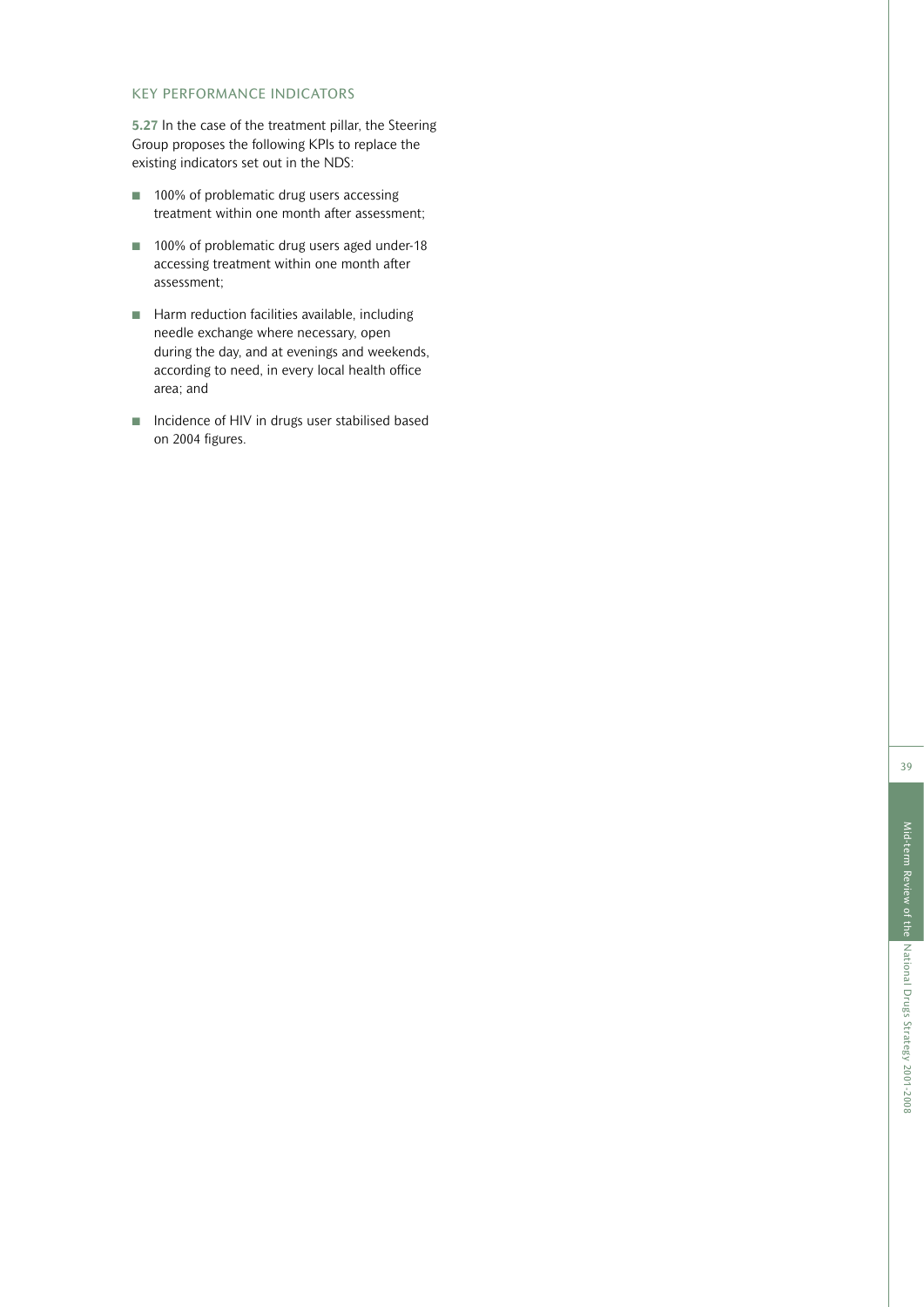## KEY PERFORMANCE INDICATORS

**5.27** In the case of the treatment pillar, the Steering Group proposes the following KPIs to replace the existing indicators set out in the NDS:

- 100% of problematic drug users accessing treatment within one month after assessment;
- 100% of problematic drug users aged under-18 accessing treatment within one month after assessment;
- Harm reduction facilities available, including needle exchange where necessary, open during the day, and at evenings and weekends, according to need, in every local health office area; and
- Incidence of HIV in drugs user stabilised based on 2004 figures.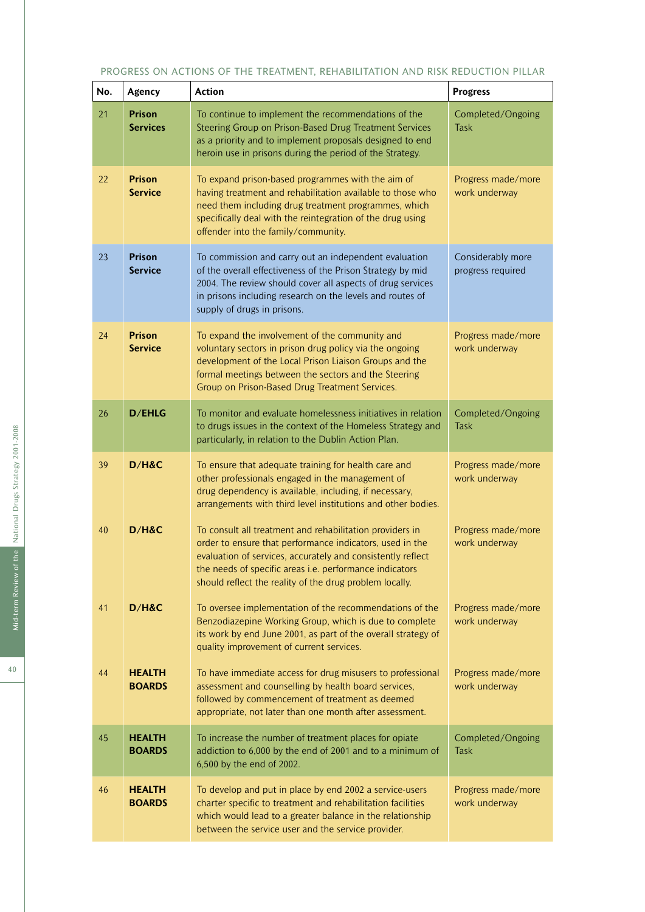PROGRESS ON ACTIONS OF THE TREATMENT, REHABILITATION AND RISK REDUCTION PILLAR

| No. | Agency | Action | Progress |
|---|---|---|---|
| 21 | **Prison Services** | To continue to implement the recommendations of the Steering Group on Prison-Based Drug Treatment Services as a priority and to implement proposals designed to end heroin use in prisons during the period of the Strategy. | Completed/Ongoing Task |
| 22 | **Prison Service** | To expand prison-based programmes with the aim of having treatment and rehabilitation available to those who need them including drug treatment programmes, which specifically deal with the reintegration of the drug using offender into the family/community. | Progress made/more work underway |
| 23 | **Prison Service** | To commission and carry out an independent evaluation of the overall effectiveness of the Prison Strategy by mid 2004. The review should cover all aspects of drug services in prisons including research on the levels and routes of supply of drugs in prisons. | Considerably more progress required |
| 24 | **Prison Service** | To expand the involvement of the community and voluntary sectors in prison drug policy via the ongoing development of the Local Prison Liaison Groups and the formal meetings between the sectors and the Steering Group on Prison-Based Drug Treatment Services. | Progress made/more work underway |
| 26 | **D/EHLG** | To monitor and evaluate homelessness initiatives in relation to drugs issues in the context of the Homeless Strategy and particularly, in relation to the Dublin Action Plan. | Completed/Ongoing Task |
| 39 | **D/H&C** | To ensure that adequate training for health care and other professionals engaged in the management of drug dependency is available, including, if necessary, arrangements with third level institutions and other bodies. | Progress made/more work underway |
| 40 | **D/H&C** | To consult all treatment and rehabilitation providers in order to ensure that performance indicators, used in the evaluation of services, accurately and consistently reflect the needs of specific areas i.e. performance indicators should reflect the reality of the drug problem locally. | Progress made/more work underway |
| 41 | **D/H&C** | To oversee implementation of the recommendations of the Benzodiazepine Working Group, which is due to complete its work by end June 2001, as part of the overall strategy of quality improvement of current services. | Progress made/more work underway |
| 44 | **HEALTH BOARDS** | To have immediate access for drug misusers to professional assessment and counselling by health board services, followed by commencement of treatment as deemed appropriate, not later than one month after assessment. | Progress made/more work underway |
| 45 | **HEALTH BOARDS** | To increase the number of treatment places for opiate addiction to 6,000 by the end of 2001 and to a minimum of 6,500 by the end of 2002. | Completed/Ongoing Task |
| 46 | **HEALTH BOARDS** | To develop and put in place by end 2002 a service-users charter specific to treatment and rehabilitation facilities which would lead to a greater balance in the relationship between the service user and the service provider. | Progress made/more work underway |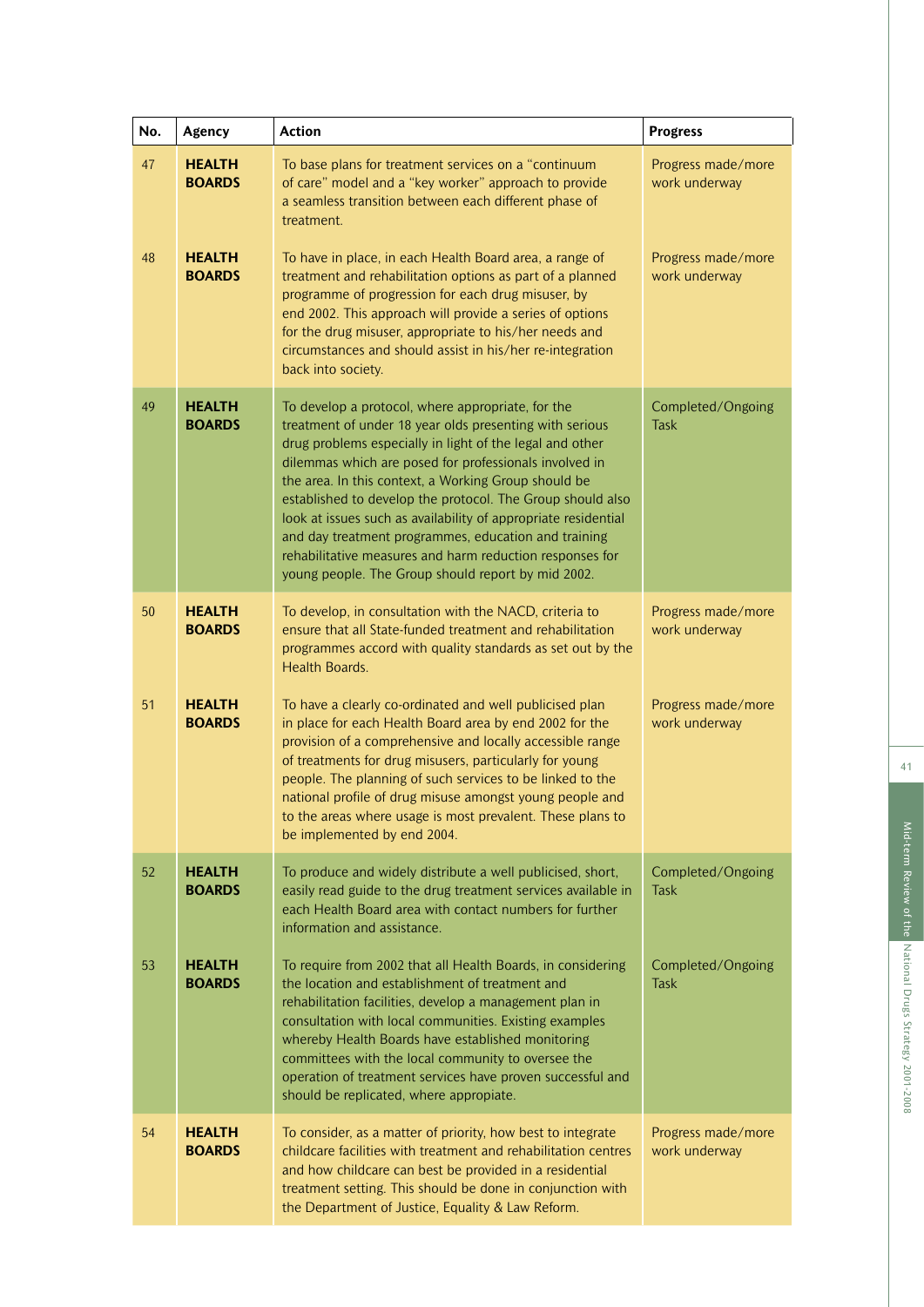| No. | Agency | Action | Progress |
|---|---|---|---|
| 47 | **HEALTH BOARDS** | To base plans for treatment services on a "continuum of care" model and a "key worker" approach to provide a seamless transition between each different phase of treatment. | Progress made/more work underway |
| 48 | **HEALTH BOARDS** | To have in place, in each Health Board area, a range of treatment and rehabilitation options as part of a planned programme of progression for each drug misuser, by end 2002. This approach will provide a series of options for the drug misuser, appropriate to his/her needs and circumstances and should assist in his/her re-integration back into society. | Progress made/more work underway |
| 49 | **HEALTH BOARDS** | To develop a protocol, where appropriate, for the treatment of under 18 year olds presenting with serious drug problems especially in light of the legal and other dilemmas which are posed for professionals involved in the area. In this context, a Working Group should be established to develop the protocol. The Group should also look at issues such as availability of appropriate residential and day treatment programmes, education and training rehabilitative measures and harm reduction responses for young people. The Group should report by mid 2002. | Completed/Ongoing Task |
| 50 | **HEALTH BOARDS** | To develop, in consultation with the NACD, criteria to ensure that all State-funded treatment and rehabilitation programmes accord with quality standards as set out by the Health Boards. | Progress made/more work underway |
| 51 | **HEALTH BOARDS** | To have a clearly co-ordinated and well publicised plan in place for each Health Board area by end 2002 for the provision of a comprehensive and locally accessible range of treatments for drug misusers, particularly for young people. The planning of such services to be linked to the national profile of drug misuse amongst young people and to the areas where usage is most prevalent. These plans to be implemented by end 2004. | Progress made/more work underway |
| 52 | **HEALTH BOARDS** | To produce and widely distribute a well publicised, short, easily read guide to the drug treatment services available in each Health Board area with contact numbers for further information and assistance. | Completed/Ongoing Task |
| 53 | **HEALTH BOARDS** | To require from 2002 that all Health Boards, in considering the location and establishment of treatment and rehabilitation facilities, develop a management plan in consultation with local communities. Existing examples whereby Health Boards have established monitoring committees with the local community to oversee the operation of treatment services have proven successful and should be replicated, where appropriate. | Completed/Ongoing Task |
| 54 | **HEALTH BOARDS** | To consider, as a matter of priority, how best to integrate childcare facilities with treatment and rehabilitation centres and how childcare can best be provided in a residential treatment setting. This should be done in conjunction with the Department of Justice, Equality & Law Reform. | Progress made/more work underway |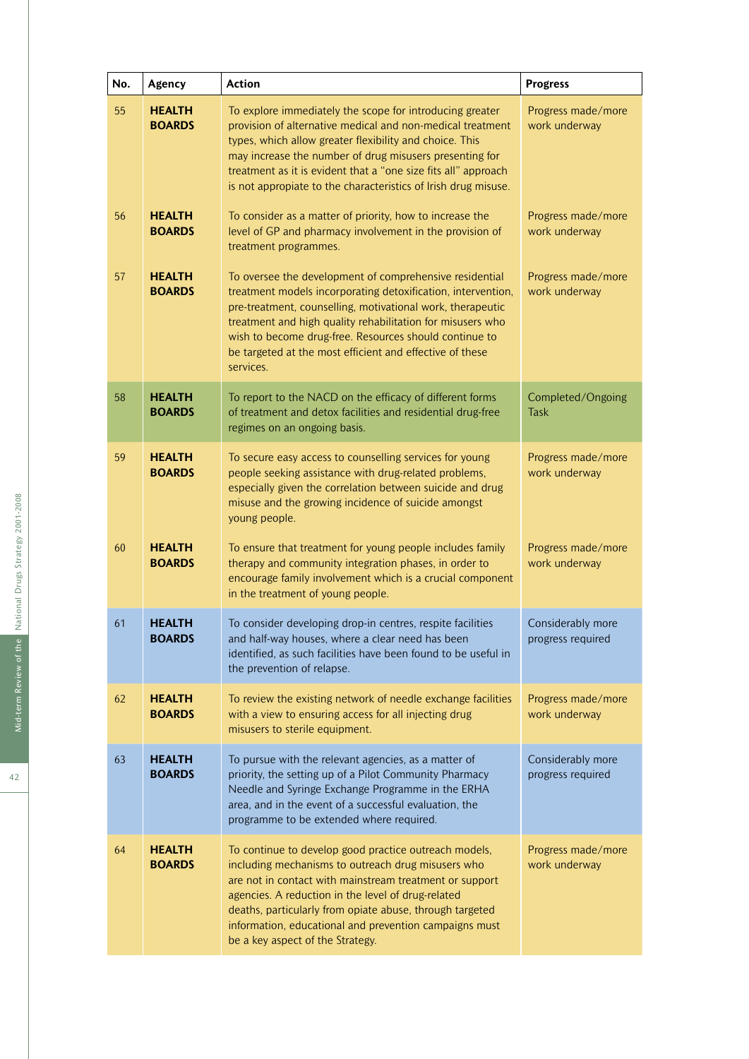| No. | Agency | Action | Progress |
|---|---|---|---|
| 55 | **HEALTH BOARDS** | To explore immediately the scope for introducing greater provision of alternative medical and non-medical treatment types, which allow greater flexibility and choice. This may increase the number of drug misusers presenting for treatment as it is evident that a "one size fits all" approach is not appropiate to the characteristics of Irish drug misuse. | Progress made/more work underway |
| 56 | **HEALTH BOARDS** | To consider as a matter of priority, how to increase the level of GP and pharmacy involvement in the provision of treatment programmes. | Progress made/more work underway |
| 57 | **HEALTH BOARDS** | To oversee the development of comprehensive residential treatment models incorporating detoxification, intervention, pre-treatment, counselling, motivational work, therapeutic treatment and high quality rehabilitation for misusers who wish to become drug-free. Resources should continue to be targeted at the most efficient and effective of these services. | Progress made/more work underway |
| 58 | **HEALTH BOARDS** | To report to the NACD on the efficacy of different forms of treatment and detox facilities and residential drug-free regimes on an ongoing basis. | Completed/Ongoing Task |
| 59 | **HEALTH BOARDS** | To secure easy access to counselling services for young people seeking assistance with drug-related problems, especially given the correlation between suicide and drug misuse and the growing incidence of suicide amongst young people. | Progress made/more work underway |
| 60 | **HEALTH BOARDS** | To ensure that treatment for young people includes family therapy and community integration phases, in order to encourage family involvement which is a crucial component in the treatment of young people. | Progress made/more work underway |
| 61 | **HEALTH BOARDS** | To consider developing drop-in centres, respite facilities and half-way houses, where a clear need has been identified, as such facilities have been found to be useful in the prevention of relapse. | Considerably more progress required |
| 62 | **HEALTH BOARDS** | To review the existing network of needle exchange facilities with a view to ensuring access for all injecting drug misusers to sterile equipment. | Progress made/more work underway |
| 63 | **HEALTH BOARDS** | To pursue with the relevant agencies, as a matter of priority, the setting up of a Pilot Community Pharmacy Needle and Syringe Exchange Programme in the ERHA area, and in the event of a successful evaluation, the programme to be extended where required. | Considerably more progress required |
| 64 | **HEALTH BOARDS** | To continue to develop good practice outreach models, including mechanisms to outreach drug misusers who are not in contact with mainstream treatment or support agencies. A reduction in the level of drug-related deaths, particularly from opiate abuse, through targeted information, educational and prevention campaigns must be a key aspect of the Strategy. | Progress made/more work underway |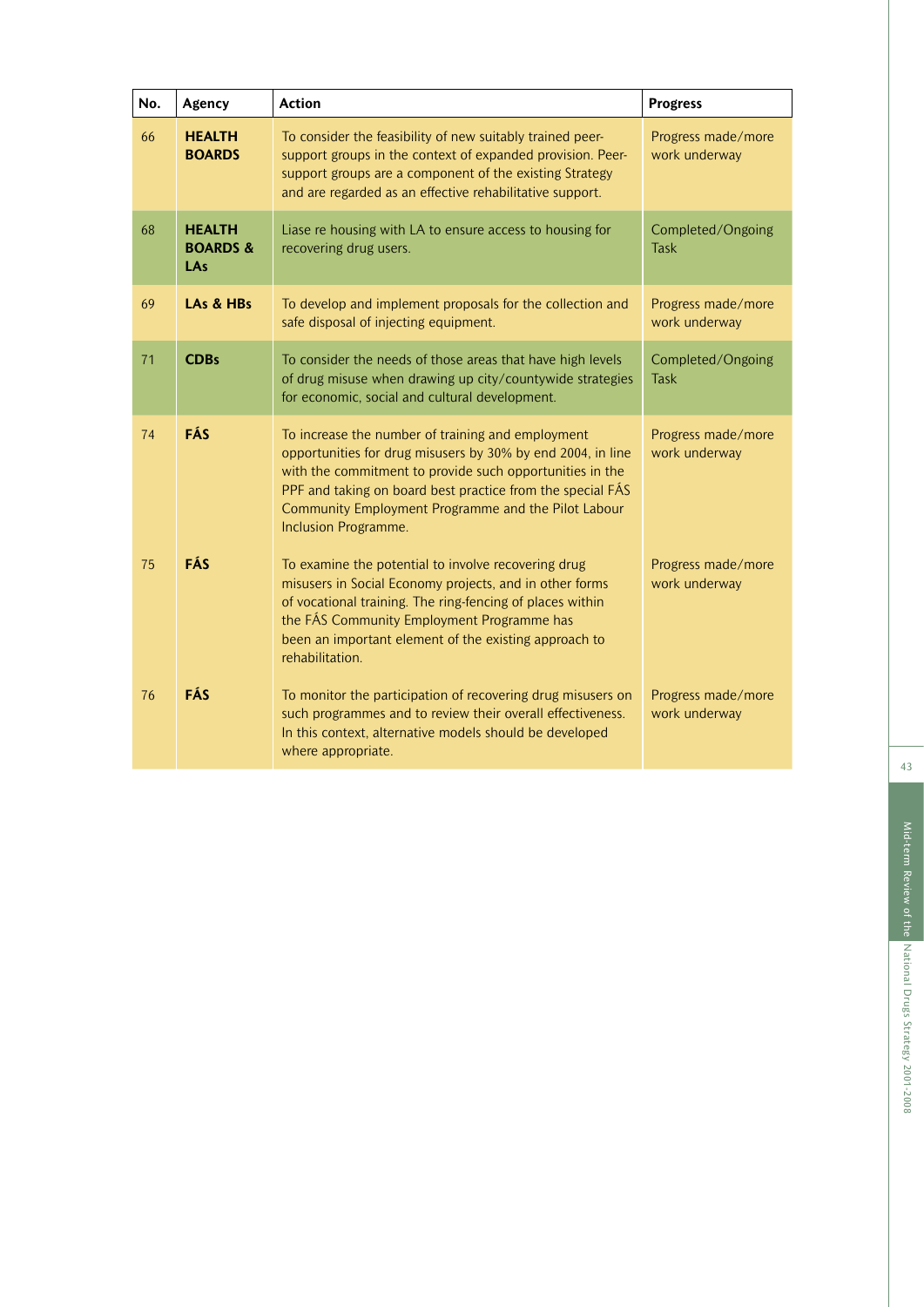| No. | Agency | Action | Progress |
|---|---|---|---|
| 66 | **HEALTH BOARDS** | To consider the feasibility of new suitably trained peer-support groups in the context of expanded provision. Peer-support groups are a component of the existing Strategy and are regarded as an effective rehabilitative support. | Progress made/more work underway |
| 68 | **HEALTH BOARDS & LAs** | Liase re housing with LA to ensure access to housing for recovering drug users. | Completed/Ongoing Task |
| 69 | **LAs & HBs** | To develop and implement proposals for the collection and safe disposal of injecting equipment. | Progress made/more work underway |
| 71 | **CDBs** | To consider the needs of those areas that have high levels of drug misuse when drawing up city/countywide strategies for economic, social and cultural development. | Completed/Ongoing Task |
| 74 | **FÁS** | To increase the number of training and employment opportunities for drug misusers by 30% by end 2004, in line with the commitment to provide such opportunities in the PPF and taking on board best practice from the special FÁS Community Employment Programme and the Pilot Labour Inclusion Programme. | Progress made/more work underway |
| 75 | **FÁS** | To examine the potential to involve recovering drug misusers in Social Economy projects, and in other forms of vocational training. The ring-fencing of places within the FÁS Community Employment Programme has been an important element of the existing approach to rehabilitation. | Progress made/more work underway |
| 76 | **FÁS** | To monitor the participation of recovering drug misusers on such programmes and to review their overall effectiveness. In this context, alternative models should be developed where appropriate. | Progress made/more work underway |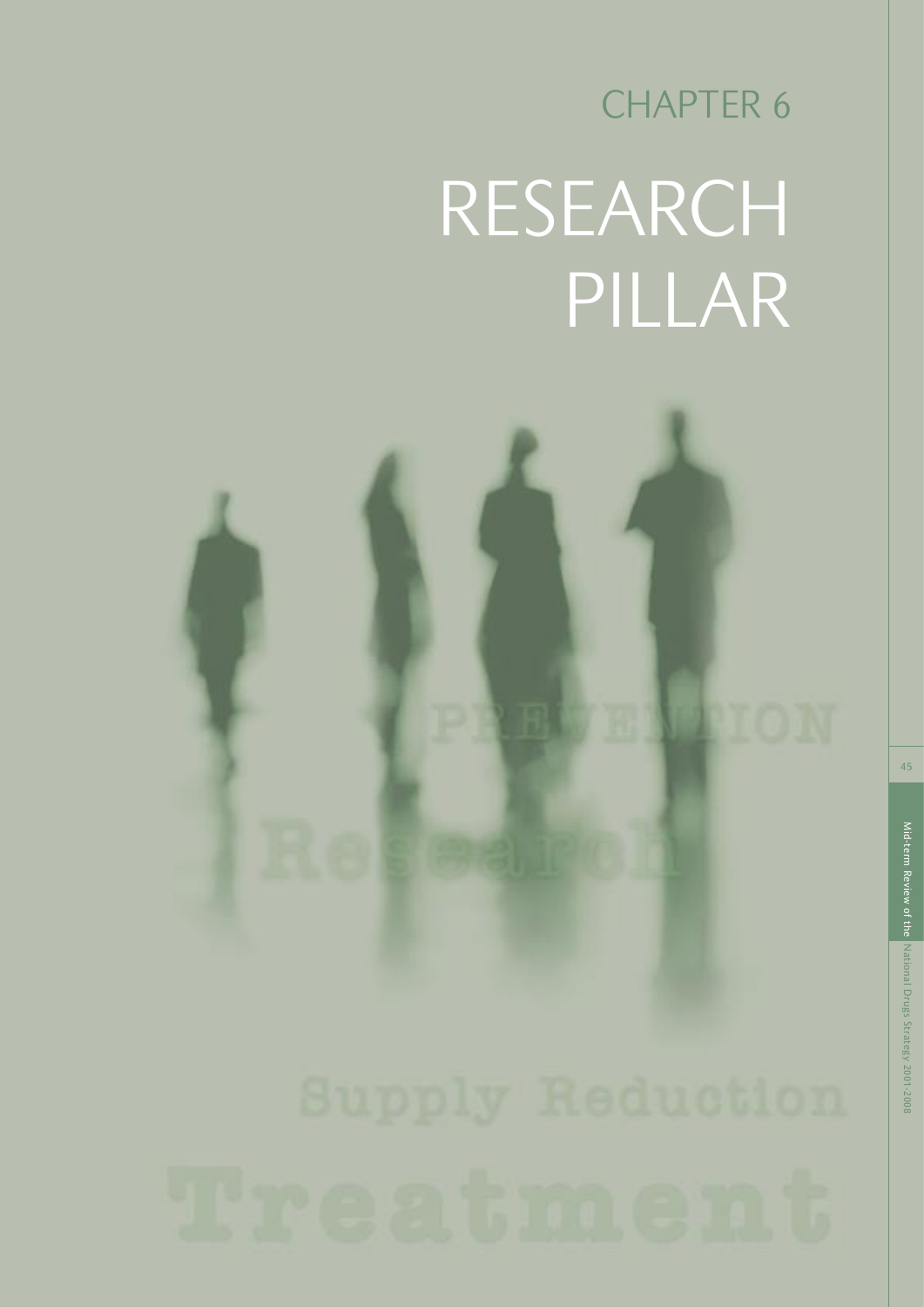CHAPTER 6

# RESEARCH PILLAR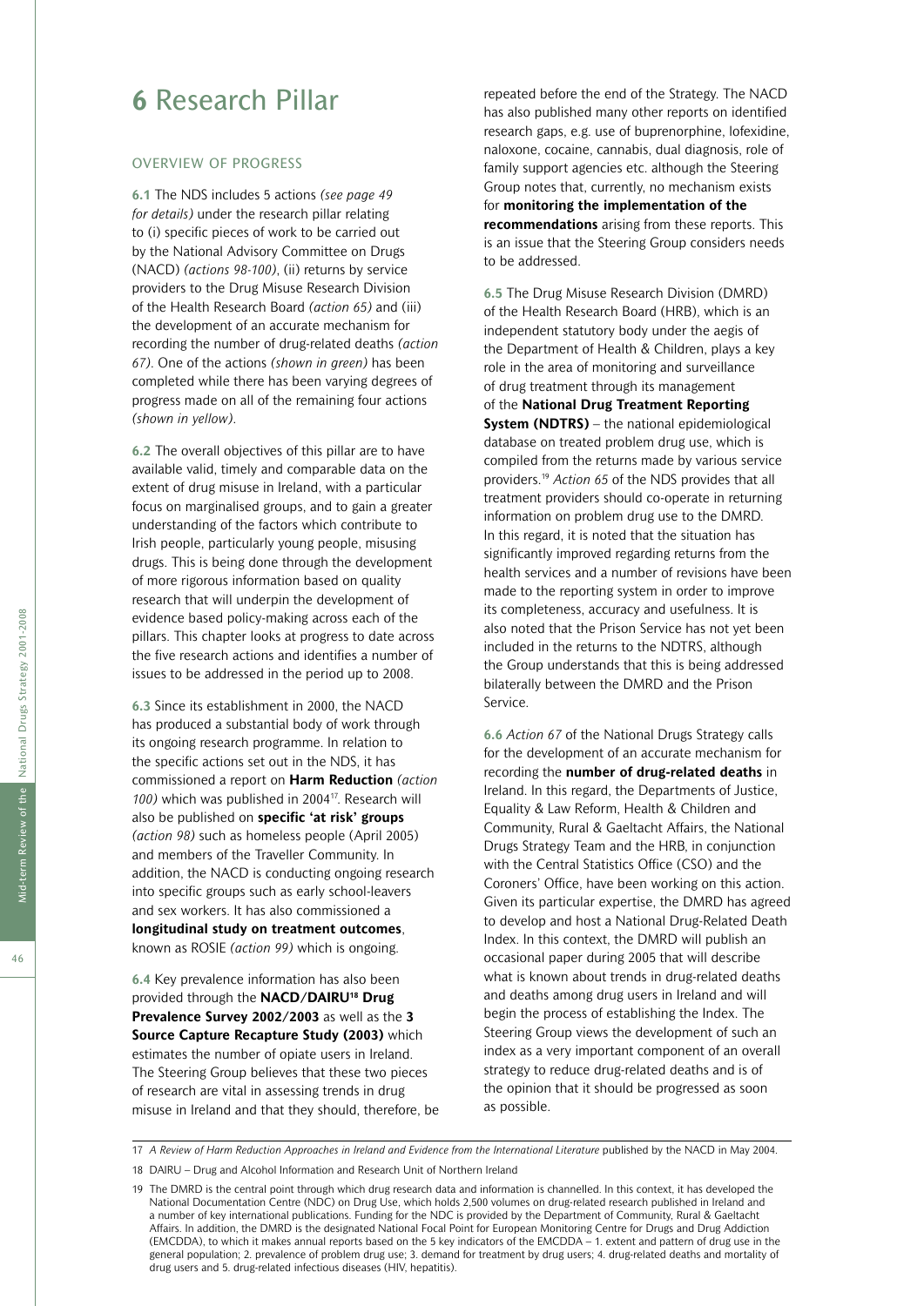# 6 Research Pillar

## OVERVIEW OF PROGRESS

**6.1** The NDS includes 5 actions *(see page 49 for details)* under the research pillar relating to (i) specific pieces of work to be carried out by the National Advisory Committee on Drugs (NACD) *(actions 98-100)*, (ii) returns by service providers to the Drug Misuse Research Division of the Health Research Board *(action 65)* and (iii) the development of an accurate mechanism for recording the number of drug-related deaths *(action 67)*. One of the actions *(shown in green)* has been completed while there has been varying degrees of progress made on all of the remaining four actions *(shown in yellow)*.

**6.2** The overall objectives of this pillar are to have available valid, timely and comparable data on the extent of drug misuse in Ireland, with a particular focus on marginalised groups, and to gain a greater understanding of the factors which contribute to Irish people, particularly young people, misusing drugs. This is being done through the development of more rigorous information based on quality research that will underpin the development of evidence based policy-making across each of the pillars. This chapter looks at progress to date across the five research actions and identifies a number of issues to be addressed in the period up to 2008.

**6.3** Since its establishment in 2000, the NACD has produced a substantial body of work through its ongoing research programme. In relation to the specific actions set out in the NDS, it has commissioned a report on **Harm Reduction** *(action 100)* which was published in 2004[17]. Research will also be published on **specific 'at risk' groups** *(action 98)* such as homeless people (April 2005) and members of the Traveller Community. In addition, the NACD is conducting ongoing research into specific groups such as early school-leavers and sex workers. It has also commissioned a **longitudinal study on treatment outcomes**, known as ROSIE *(action 99)* which is ongoing.

**6.4** Key prevalence information has also been provided through the **NACD/DAIRU[18] Drug Prevalence Survey 2002/2003** as well as the **3 Source Capture Recapture Study (2003)** which estimates the number of opiate users in Ireland. The Steering Group believes that these two pieces of research are vital in assessing trends in drug misuse in Ireland and that they should, therefore, be repeated before the end of the Strategy. The NACD has also published many other reports on identified research gaps, e.g. use of buprenorphine, lofexidine, naloxone, cocaine, cannabis, dual diagnosis, role of family support agencies etc. although the Steering Group notes that, currently, no mechanism exists for **monitoring the implementation of the recommendations** arising from these reports. This is an issue that the Steering Group considers needs to be addressed.

**6.5** The Drug Misuse Research Division (DMRD) of the Health Research Board (HRB), which is an independent statutory body under the aegis of the Department of Health & Children, plays a key role in the area of monitoring and surveillance of drug treatment through its management of the **National Drug Treatment Reporting System (NDTRS)** – the national epidemiological database on treated problem drug use, which is compiled from the returns made by various service providers.[19] *Action 65* of the NDS provides that all treatment providers should co-operate in returning information on problem drug use to the DMRD. In this regard, it is noted that the situation has significantly improved regarding returns from the health services and a number of revisions have been made to the reporting system in order to improve its completeness, accuracy and usefulness. It is also noted that the Prison Service has not yet been included in the returns to the NDTRS, although the Group understands that this is being addressed bilaterally between the DMRD and the Prison Service.

**6.6** *Action 67* of the National Drugs Strategy calls for the development of an accurate mechanism for recording the **number of drug-related deaths** in Ireland. In this regard, the Departments of Justice, Equality & Law Reform, Health & Children and Community, Rural & Gaeltacht Affairs, the National Drugs Strategy Team and the HRB, in conjunction with the Central Statistics Office (CSO) and the Coroners' Office, have been working on this action. Given its particular expertise, the DMRD has agreed to develop and host a National Drug-Related Death Index. In this context, the DMRD will publish an occasional paper during 2005 that will describe what is known about trends in drug-related deaths and deaths among drug users in Ireland and will begin the process of establishing the Index. The Steering Group views the development of such an index as a very important component of an overall strategy to reduce drug-related deaths and is of the opinion that it should be progressed as soon as possible.

---

17 *A Review of Harm Reduction Approaches in Ireland and Evidence from the International Literature* published by the NACD in May 2004.

18 DAIRU – Drug and Alcohol Information and Research Unit of Northern Ireland

19 The DMRD is the central point through which drug research data and information is channelled. In this context, it has developed the National Documentation Centre (NDC) on Drug Use, which holds 2,500 volumes on drug-related research published in Ireland and a number of key international publications. Funding for the NDC is provided by the Department of Community, Rural & Gaeltacht Affairs. In addition, the DMRD is the designated National Focal Point for European Monitoring Centre for Drugs and Drug Addiction (EMCDDA), to which it makes annual reports based on the 5 key indicators of the EMCDDA – 1. extent and pattern of drug use in the general population; 2. prevalence of problem drug use; 3. demand for treatment by drug users; 4. drug-related deaths and mortality of drug users and 5. drug-related infectious diseases (HIV, hepatitis).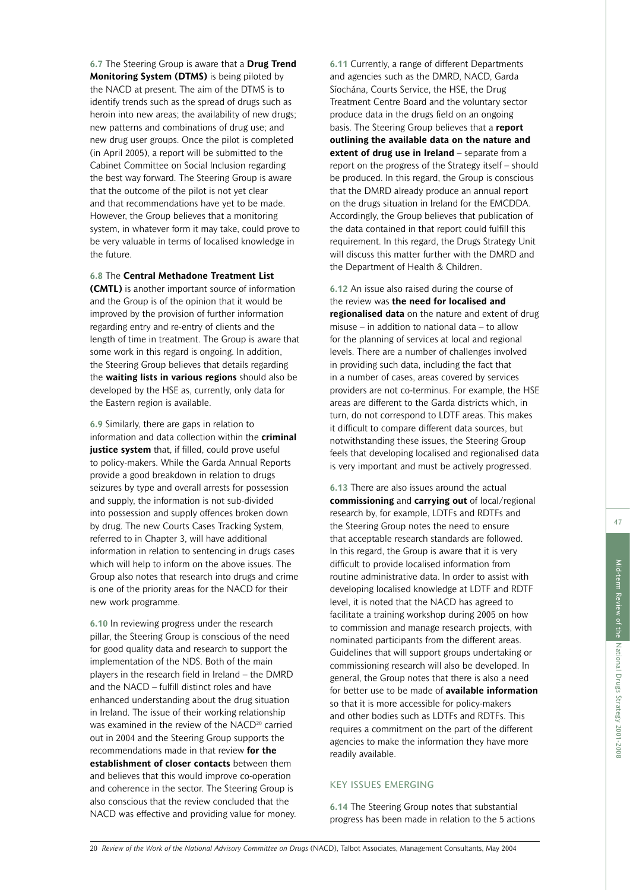**6.7** The Steering Group is aware that a **Drug Trend Monitoring System (DTMS)** is being piloted by the NACD at present. The aim of the DTMS is to identify trends such as the spread of drugs such as heroin into new areas; the availability of new drugs; new patterns and combinations of drug use; and new drug user groups. Once the pilot is completed (in April 2005), a report will be submitted to the Cabinet Committee on Social Inclusion regarding the best way forward. The Steering Group is aware that the outcome of the pilot is not yet clear and that recommendations have yet to be made. However, the Group believes that a monitoring system, in whatever form it may take, could prove to be very valuable in terms of localised knowledge in the future.

**6.8** The **Central Methadone Treatment List (CMTL)** is another important source of information and the Group is of the opinion that it would be improved by the provision of further information regarding entry and re-entry of clients and the length of time in treatment. The Group is aware that some work in this regard is ongoing. In addition, the Steering Group believes that details regarding the **waiting lists in various regions** should also be developed by the HSE as, currently, only data for the Eastern region is available.

**6.9** Similarly, there are gaps in relation to information and data collection within the **criminal justice system** that, if filled, could prove useful to policy-makers. While the Garda Annual Reports provide a good breakdown in relation to drugs seizures by type and overall arrests for possession and supply, the information is not sub-divided into possession and supply offences broken down by drug. The new Courts Cases Tracking System, referred to in Chapter 3, will have additional information in relation to sentencing in drugs cases which will help to inform on the above issues. The Group also notes that research into drugs and crime is one of the priority areas for the NACD for their new work programme.

**6.10** In reviewing progress under the research pillar, the Steering Group is conscious of the need for good quality data and research to support the implementation of the NDS. Both of the main players in the research field in Ireland – the DMRD and the NACD – fulfill distinct roles and have enhanced understanding about the drug situation in Ireland. The issue of their working relationship was examined in the review of the NACD[20] carried out in 2004 and the Steering Group supports the recommendations made in that review **for the establishment of closer contacts** between them and believes that this would improve co-operation and coherence in the sector. The Steering Group is also conscious that the review concluded that the NACD was effective and providing value for money.

**6.11** Currently, a range of different Departments and agencies such as the DMRD, NACD, Garda Síochána, Courts Service, the HSE, the Drug Treatment Centre Board and the voluntary sector produce data in the drugs field on an ongoing basis. The Steering Group believes that a **report outlining the available data on the nature and extent of drug use in Ireland** – separate from a report on the progress of the Strategy itself – should be produced. In this regard, the Group is conscious that the DMRD already produce an annual report on the drugs situation in Ireland for the EMCDDA. Accordingly, the Group believes that publication of the data contained in that report could fulfill this requirement. In this regard, the Drugs Strategy Unit will discuss this matter further with the DMRD and the Department of Health & Children.

**6.12** An issue also raised during the course of the review was **the need for localised and regionalised data** on the nature and extent of drug misuse – in addition to national data – to allow for the planning of services at local and regional levels. There are a number of challenges involved in providing such data, including the fact that in a number of cases, areas covered by services providers are not co-terminus. For example, the HSE areas are different to the Garda districts which, in turn, do not correspond to LDTF areas. This makes it difficult to compare different data sources, but notwithstanding these issues, the Steering Group feels that developing localised and regionalised data is very important and must be actively progressed.

**6.13** There are also issues around the actual **commissioning** and **carrying out** of local/regional research by, for example, LDTFs and RDTFs and the Steering Group notes the need to ensure that acceptable research standards are followed. In this regard, the Group is aware that it is very difficult to provide localised information from routine administrative data. In order to assist with developing localised knowledge at LDTF and RDTF level, it is noted that the NACD has agreed to facilitate a training workshop during 2005 on how to commission and manage research projects, with nominated participants from the different areas. Guidelines that will support groups undertaking or commissioning research will also be developed. In general, the Group notes that there is also a need for better use to be made of **available information** so that it is more accessible for policy-makers and other bodies such as LDTFs and RDTFs. This requires a commitment on the part of the different agencies to make the information they have more readily available.

## KEY ISSUES EMERGING

**6.14** The Steering Group notes that substantial progress has been made in relation to the 5 actions

---

[20] *Review of the Work of the National Advisory Committee on Drugs* (NACD), Talbot Associates, Management Consultants, May 2004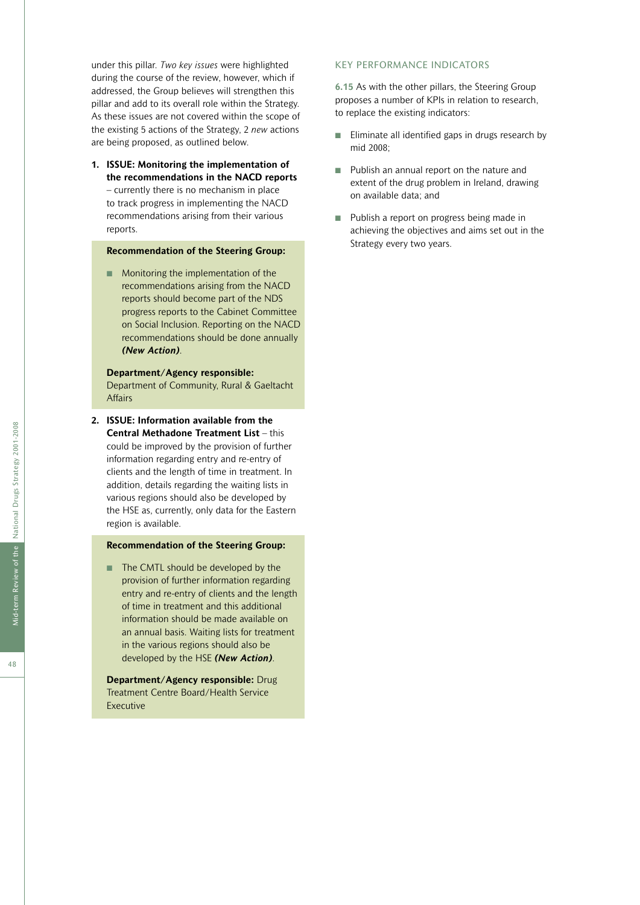under this pillar. *Two key issues* were highlighted during the course of the review, however, which if addressed, the Group believes will strengthen this pillar and add to its overall role within the Strategy. As these issues are not covered within the scope of the existing 5 actions of the Strategy, 2 *new* actions are being proposed, as outlined below.

1. **ISSUE: Monitoring the implementation of the recommendations in the NACD reports** – currently there is no mechanism in place to track progress in implementing the NACD recommendations arising from their various reports.

**Recommendation of the Steering Group:**

- Monitoring the implementation of the recommendations arising from the NACD reports should become part of the NDS progress reports to the Cabinet Committee on Social Inclusion. Reporting on the NACD recommendations should be done annually ***(New Action)***.

**Department/Agency responsible:** Department of Community, Rural & Gaeltacht Affairs

2. **ISSUE: Information available from the Central Methadone Treatment List** – this could be improved by the provision of further information regarding entry and re-entry of clients and the length of time in treatment. In addition, details regarding the waiting lists in various regions should also be developed by the HSE as, currently, only data for the Eastern region is available.

**Recommendation of the Steering Group:**

- The CMTL should be developed by the provision of further information regarding entry and re-entry of clients and the length of time in treatment and this additional information should be made available on an annual basis. Waiting lists for treatment in the various regions should also be developed by the HSE ***(New Action)***.

**Department/Agency responsible:** Drug Treatment Centre Board/Health Service Executive

## KEY PERFORMANCE INDICATORS

**6.15** As with the other pillars, the Steering Group proposes a number of KPIs in relation to research, to replace the existing indicators:

- Eliminate all identified gaps in drugs research by mid 2008;
- Publish an annual report on the nature and extent of the drug problem in Ireland, drawing on available data; and
- Publish a report on progress being made in achieving the objectives and aims set out in the Strategy every two years.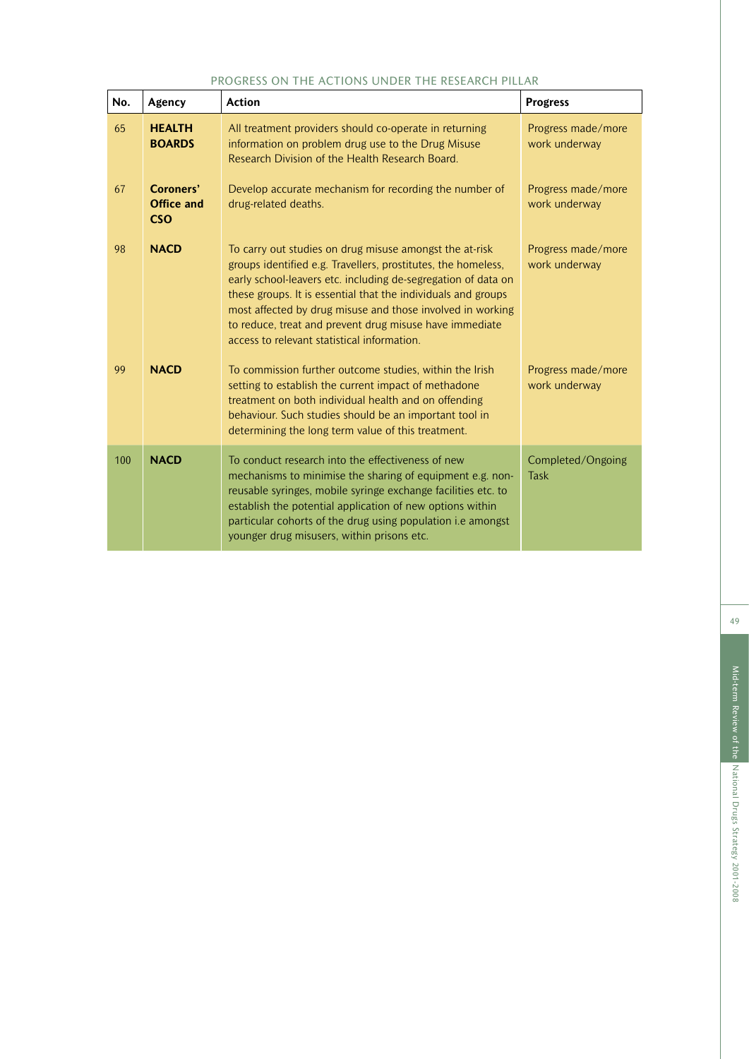PROGRESS ON THE ACTIONS UNDER THE RESEARCH PILLAR

| No. | Agency | Action | Progress |
|---|---|---|---|
| 65 | **HEALTH BOARDS** | All treatment providers should co-operate in returning information on problem drug use to the Drug Misuse Research Division of the Health Research Board. | Progress made/more work underway |
| 67 | **Coroners' Office and CSO** | Develop accurate mechanism for recording the number of drug-related deaths. | Progress made/more work underway |
| 98 | **NACD** | To carry out studies on drug misuse amongst the at-risk groups identified e.g. Travellers, prostitutes, the homeless, early school-leavers etc. including de-segregation of data on these groups. It is essential that the individuals and groups most affected by drug misuse and those involved in working to reduce, treat and prevent drug misuse have immediate access to relevant statistical information. | Progress made/more work underway |
| 99 | **NACD** | To commission further outcome studies, within the Irish setting to establish the current impact of methadone treatment on both individual health and on offending behaviour. Such studies should be an important tool in determining the long term value of this treatment. | Progress made/more work underway |
| 100 | **NACD** | To conduct research into the effectiveness of new mechanisms to minimise the sharing of equipment e.g. non-reusable syringes, mobile syringe exchange facilities etc. to establish the potential application of new options within particular cohorts of the drug using population i.e amongst younger drug misusers, within prisons etc. | Completed/Ongoing Task |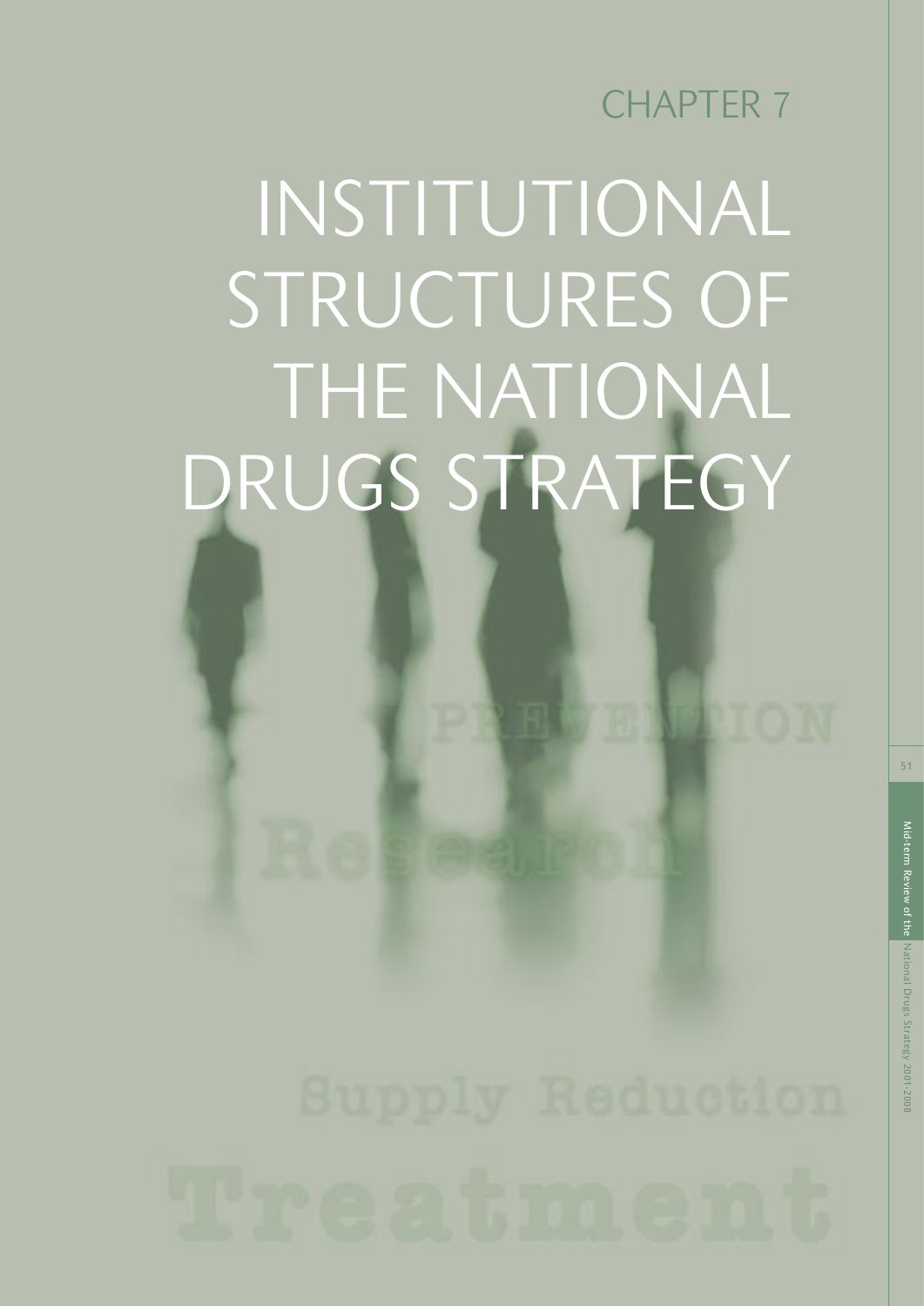# CHAPTER 7

# INSTITUTIONAL STRUCTURES OF THE NATIONAL DRUGS STRATEGY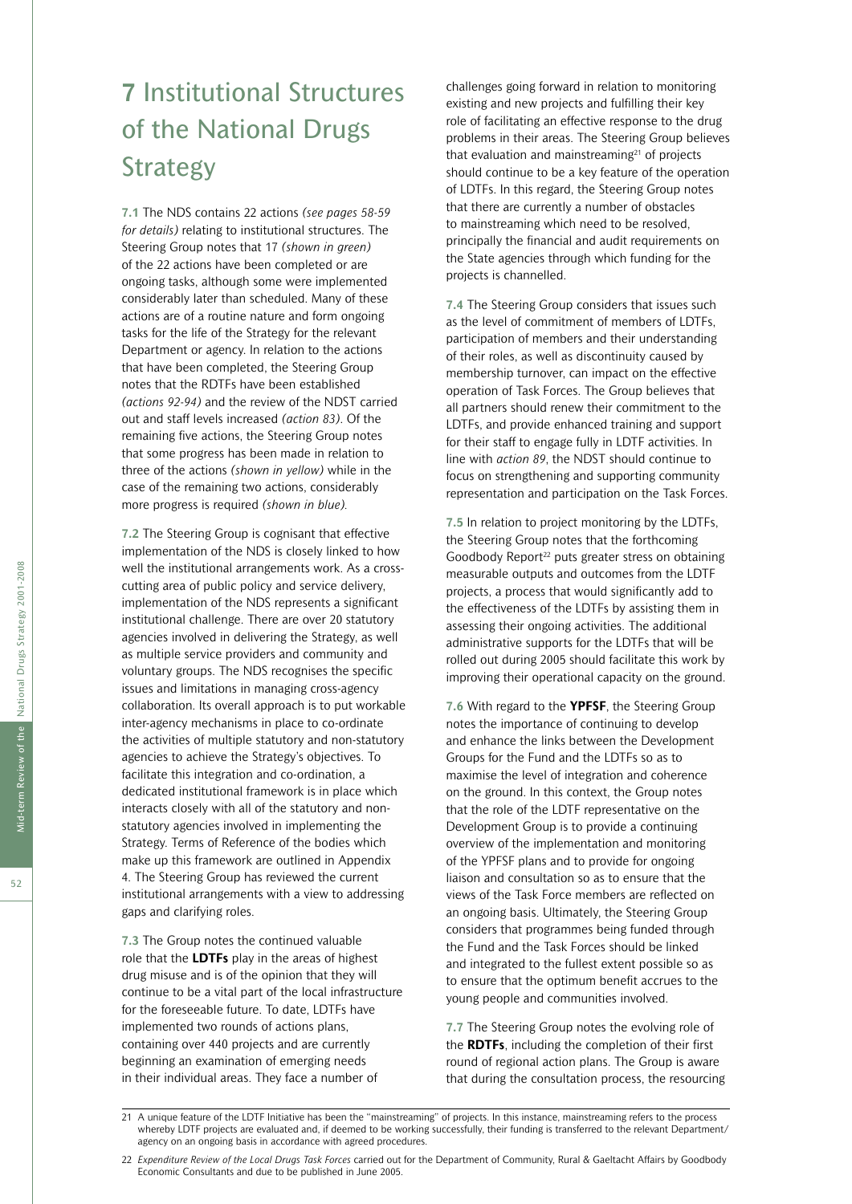# 7 Institutional Structures of the National Drugs Strategy

**7.1** The NDS contains 22 actions *(see pages 58-59 for details)* relating to institutional structures. The Steering Group notes that 17 *(shown in green)* of the 22 actions have been completed or are ongoing tasks, although some were implemented considerably later than scheduled. Many of these actions are of a routine nature and form ongoing tasks for the life of the Strategy for the relevant Department or agency. In relation to the actions that have been completed, the Steering Group notes that the RDTFs have been established *(actions 92-94)* and the review of the NDST carried out and staff levels increased *(action 83)*. Of the remaining five actions, the Steering Group notes that some progress has been made in relation to three of the actions *(shown in yellow)* while in the case of the remaining two actions, considerably more progress is required *(shown in blue).*

**7.2** The Steering Group is cognisant that effective implementation of the NDS is closely linked to how well the institutional arrangements work. As a cross-cutting area of public policy and service delivery, implementation of the NDS represents a significant institutional challenge. There are over 20 statutory agencies involved in delivering the Strategy, as well as multiple service providers and community and voluntary groups. The NDS recognises the specific issues and limitations in managing cross-agency collaboration. Its overall approach is to put workable inter-agency mechanisms in place to co-ordinate the activities of multiple statutory and non-statutory agencies to achieve the Strategy's objectives. To facilitate this integration and co-ordination, a dedicated institutional framework is in place which interacts closely with all of the statutory and non-statutory agencies involved in implementing the Strategy. Terms of Reference of the bodies which make up this framework are outlined in Appendix 4. The Steering Group has reviewed the current institutional arrangements with a view to addressing gaps and clarifying roles.

**7.3** The Group notes the continued valuable role that the **LDTFs** play in the areas of highest drug misuse and is of the opinion that they will continue to be a vital part of the local infrastructure for the foreseeable future. To date, LDTFs have implemented two rounds of actions plans, containing over 440 projects and are currently beginning an examination of emerging needs in their individual areas. They face a number of challenges going forward in relation to monitoring existing and new projects and fulfilling their key role of facilitating an effective response to the drug problems in their areas. The Steering Group believes that evaluation and mainstreaming[21] of projects should continue to be a key feature of the operation of LDTFs. In this regard, the Steering Group notes that there are currently a number of obstacles to mainstreaming which need to be resolved, principally the financial and audit requirements on the State agencies through which funding for the projects is channelled.

**7.4** The Steering Group considers that issues such as the level of commitment of members of LDTFs, participation of members and their understanding of their roles, as well as discontinuity caused by membership turnover, can impact on the effective operation of Task Forces. The Group believes that all partners should renew their commitment to the LDTFs, and provide enhanced training and support for their staff to engage fully in LDTF activities. In line with *action 89*, the NDST should continue to focus on strengthening and supporting community representation and participation on the Task Forces.

**7.5** In relation to project monitoring by the LDTFs, the Steering Group notes that the forthcoming Goodbody Report[22] puts greater stress on obtaining measurable outputs and outcomes from the LDTF projects, a process that would significantly add to the effectiveness of the LDTFs by assisting them in assessing their ongoing activities. The additional administrative supports for the LDTFs that will be rolled out during 2005 should facilitate this work by improving their operational capacity on the ground.

**7.6** With regard to the **YPFSF**, the Steering Group notes the importance of continuing to develop and enhance the links between the Development Groups for the Fund and the LDTFs so as to maximise the level of integration and coherence on the ground. In this context, the Group notes that the role of the LDTF representative on the Development Group is to provide a continuing overview of the implementation and monitoring of the YPFSF plans and to provide for ongoing liaison and consultation so as to ensure that the views of the Task Force members are reflected on an ongoing basis. Ultimately, the Steering Group considers that programmes being funded through the Fund and the Task Forces should be linked and integrated to the fullest extent possible so as to ensure that the optimum benefit accrues to the young people and communities involved.

**7.7** The Steering Group notes the evolving role of the **RDTFs**, including the completion of their first round of regional action plans. The Group is aware that during the consultation process, the resourcing

---

21 A unique feature of the LDTF Initiative has been the "mainstreaming" of projects. In this instance, mainstreaming refers to the process whereby LDTF projects are evaluated and, if deemed to be working successfully, their funding is transferred to the relevant Department/agency on an ongoing basis in accordance with agreed procedures.

22 *Expenditure Review of the Local Drugs Task Forces* carried out for the Department of Community, Rural & Gaeltacht Affairs by Goodbody Economic Consultants and due to be published in June 2005.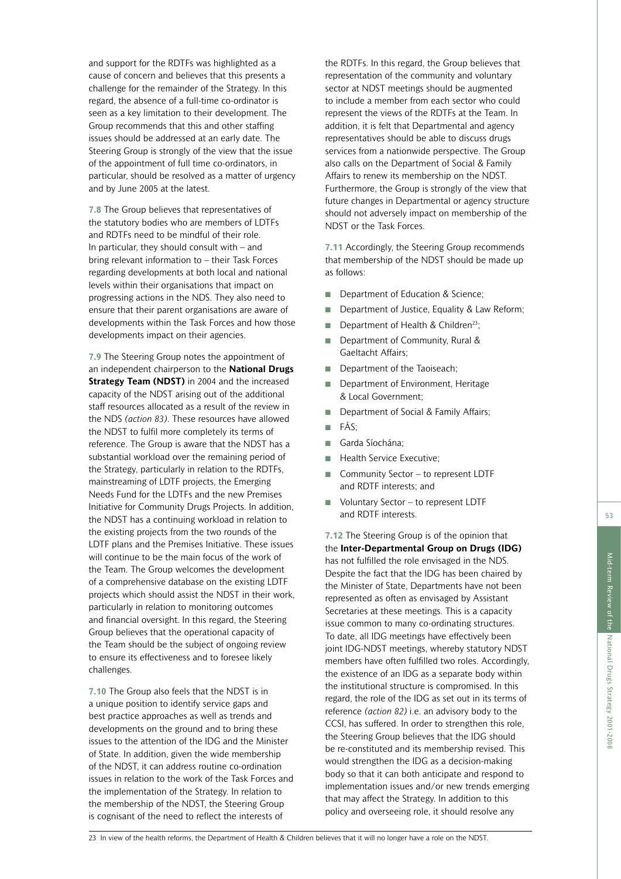and support for the RDTFs was highlighted as a cause of concern and believes that this presents a challenge for the remainder of the Strategy. In this regard, the absence of a full-time co-ordinator is seen as a key limitation to their development. The Group recommends that this and other staffing issues should be addressed at an early date. The Steering Group is strongly of the view that the issue of the appointment of full time co-ordinators, in particular, should be resolved as a matter of urgency and by June 2005 at the latest.

**7.8** The Group believes that representatives of the statutory bodies who are members of LDTFs and RDTFs need to be mindful of their role. In particular, they should consult with – and bring relevant information to – their Task Forces regarding developments at both local and national levels within their organisations that impact on progressing actions in the NDS. They also need to ensure that their parent organisations are aware of developments within the Task Forces and how those developments impact on their agencies.

**7.9** The Steering Group notes the appointment of an independent chairperson to the **National Drugs Strategy Team (NDST)** in 2004 and the increased capacity of the NDST arising out of the additional staff resources allocated as a result of the review in the NDS *(action 83)*. These resources have allowed the NDST to fulfil more completely its terms of reference. The Group is aware that the NDST has a substantial workload over the remaining period of the Strategy, particularly in relation to the RDTFs, mainstreaming of LDTF projects, the Emerging Needs Fund for the LDTFs and the new Premises Initiative for Community Drugs Projects. In addition, the NDST has a continuing workload in relation to the existing projects from the two rounds of the LDTF plans and the Premises Initiative. These issues will continue to be the main focus of the work of the Team. The Group welcomes the development of a comprehensive database on the existing LDTF projects which should assist the NDST in their work, particularly in relation to monitoring outcomes and financial oversight. In this regard, the Steering Group believes that the operational capacity of the Team should be the subject of ongoing review to ensure its effectiveness and to foresee likely challenges.

**7.10** The Group also feels that the NDST is in a unique position to identify service gaps and best practice approaches as well as trends and developments on the ground and to bring these issues to the attention of the IDG and the Minister of State. In addition, given the wide membership of the NDST, it can address routine co-ordination issues in relation to the work of the Task Forces and the implementation of the Strategy. In relation to the membership of the NDST, the Steering Group is cognisant of the need to reflect the interests of the RDTFs. In this regard, the Group believes that representation of the community and voluntary sector at NDST meetings should be augmented to include a member from each sector who could represent the views of the RDTFs at the Team. In addition, it is felt that Departmental and agency representatives should be able to discuss drugs services from a nationwide perspective. The Group also calls on the Department of Social & Family Affairs to renew its membership on the NDST. Furthermore, the Group is strongly of the view that future changes in Departmental or agency structure should not adversely impact on membership of the NDST or the Task Forces.

**7.11** Accordingly, the Steering Group recommends that membership of the NDST should be made up as follows:

- Department of Education & Science;
- Department of Justice, Equality & Law Reform;
- Department of Health & Children[23];
- Department of Community, Rural & Gaeltacht Affairs;
- Department of the Taoiseach;
- Department of Environment, Heritage & Local Government;
- Department of Social & Family Affairs;
- FÁS;
- Garda Síochána;
- Health Service Executive;
- Community Sector – to represent LDTF and RDTF interests; and
- Voluntary Sector – to represent LDTF and RDTF interests.

**7.12** The Steering Group is of the opinion that the **Inter-Departmental Group on Drugs (IDG)** has not fulfilled the role envisaged in the NDS. Despite the fact that the IDG has been chaired by the Minister of State, Departments have not been represented as often as envisaged by Assistant Secretaries at these meetings. This is a capacity issue common to many co-ordinating structures. To date, all IDG meetings have effectively been joint IDG-NDST meetings, whereby statutory NDST members have often fulfilled two roles. Accordingly, the existence of an IDG as a separate body within the institutional structure is compromised. In this regard, the role of the IDG as set out in its terms of reference *(action 82)* i.e. an advisory body to the CCSI, has suffered. In order to strengthen this role, the Steering Group believes that the IDG should be re-constituted and its membership revised. This would strengthen the IDG as a decision-making body so that it can both anticipate and respond to implementation issues and/or new trends emerging that may affect the Strategy. In addition to this policy and overseeing role, it should resolve any

23 In view of the health reforms, the Department of Health & Children believes that it will no longer have a role on the NDST.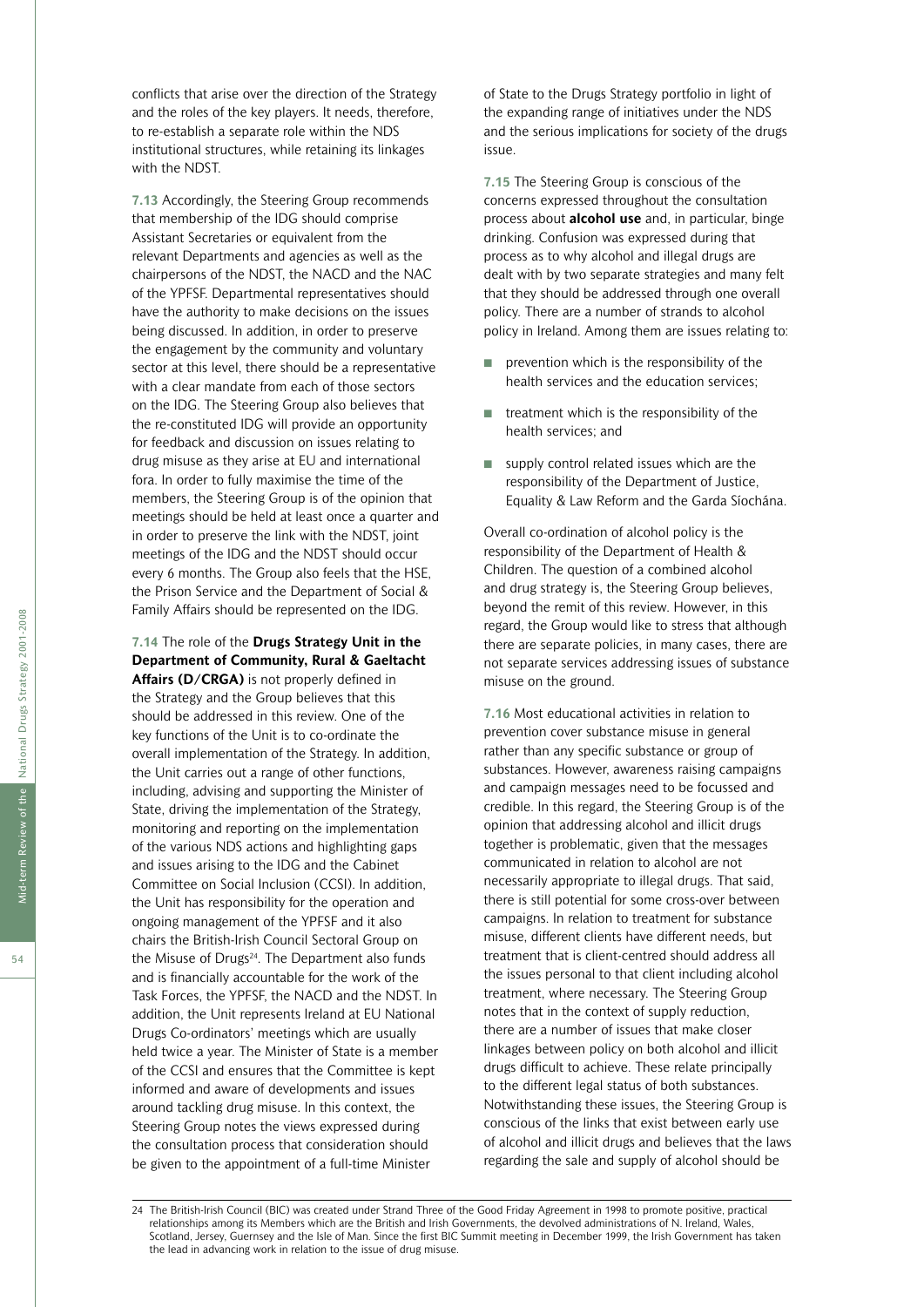conflicts that arise over the direction of the Strategy and the roles of the key players. It needs, therefore, to re-establish a separate role within the NDS institutional structures, while retaining its linkages with the NDST.

**7.13** Accordingly, the Steering Group recommends that membership of the IDG should comprise Assistant Secretaries or equivalent from the relevant Departments and agencies as well as the chairpersons of the NDST, the NACD and the NAC of the YPFSF. Departmental representatives should have the authority to make decisions on the issues being discussed. In addition, in order to preserve the engagement by the community and voluntary sector at this level, there should be a representative with a clear mandate from each of those sectors on the IDG. The Steering Group also believes that the re-constituted IDG will provide an opportunity for feedback and discussion on issues relating to drug misuse as they arise at EU and international fora. In order to fully maximise the time of the members, the Steering Group is of the opinion that meetings should be held at least once a quarter and in order to preserve the link with the NDST, joint meetings of the IDG and the NDST should occur every 6 months. The Group also feels that the HSE, the Prison Service and the Department of Social & Family Affairs should be represented on the IDG.

**7.14** The role of the **Drugs Strategy Unit in the Department of Community, Rural & Gaeltacht Affairs (D/CRGA)** is not properly defined in the Strategy and the Group believes that this should be addressed in this review. One of the key functions of the Unit is to co-ordinate the overall implementation of the Strategy. In addition, the Unit carries out a range of other functions, including, advising and supporting the Minister of State, driving the implementation of the Strategy, monitoring and reporting on the implementation of the various NDS actions and highlighting gaps and issues arising to the IDG and the Cabinet Committee on Social Inclusion (CCSI). In addition, the Unit has responsibility for the operation and ongoing management of the YPFSF and it also chairs the British-Irish Council Sectoral Group on the Misuse of Drugs[24]. The Department also funds and is financially accountable for the work of the Task Forces, the YPFSF, the NACD and the NDST. In addition, the Unit represents Ireland at EU National Drugs Co-ordinators' meetings which are usually held twice a year. The Minister of State is a member of the CCSI and ensures that the Committee is kept informed and aware of developments and issues around tackling drug misuse. In this context, the Steering Group notes the views expressed during the consultation process that consideration should be given to the appointment of a full-time Minister of State to the Drugs Strategy portfolio in light of the expanding range of initiatives under the NDS and the serious implications for society of the drugs issue.

**7.15** The Steering Group is conscious of the concerns expressed throughout the consultation process about **alcohol use** and, in particular, binge drinking. Confusion was expressed during that process as to why alcohol and illegal drugs are dealt with by two separate strategies and many felt that they should be addressed through one overall policy. There are a number of strands to alcohol policy in Ireland. Among them are issues relating to:

- prevention which is the responsibility of the health services and the education services;
- treatment which is the responsibility of the health services; and
- supply control related issues which are the responsibility of the Department of Justice, Equality & Law Reform and the Garda Síochána.

Overall co-ordination of alcohol policy is the responsibility of the Department of Health & Children. The question of a combined alcohol and drug strategy is, the Steering Group believes, beyond the remit of this review. However, in this regard, the Group would like to stress that although there are separate policies, in many cases, there are not separate services addressing issues of substance misuse on the ground.

**7.16** Most educational activities in relation to prevention cover substance misuse in general rather than any specific substance or group of substances. However, awareness raising campaigns and campaign messages need to be focussed and credible. In this regard, the Steering Group is of the opinion that addressing alcohol and illicit drugs together is problematic, given that the messages communicated in relation to alcohol are not necessarily appropriate to illegal drugs. That said, there is still potential for some cross-over between campaigns. In relation to treatment for substance misuse, different clients have different needs, but treatment that is client-centred should address all the issues personal to that client including alcohol treatment, where necessary. The Steering Group notes that in the context of supply reduction, there are a number of issues that make closer linkages between policy on both alcohol and illicit drugs difficult to achieve. These relate principally to the different legal status of both substances. Notwithstanding these issues, the Steering Group is conscious of the links that exist between early use of alcohol and illicit drugs and believes that the laws regarding the sale and supply of alcohol should be

---

24 The British-Irish Council (BIC) was created under Strand Three of the Good Friday Agreement in 1998 to promote positive, practical relationships among its Members which are the British and Irish Governments, the devolved administrations of N. Ireland, Wales, Scotland, Jersey, Guernsey and the Isle of Man. Since the first BIC Summit meeting in December 1999, the Irish Government has taken the lead in advancing work in relation to the issue of drug misuse.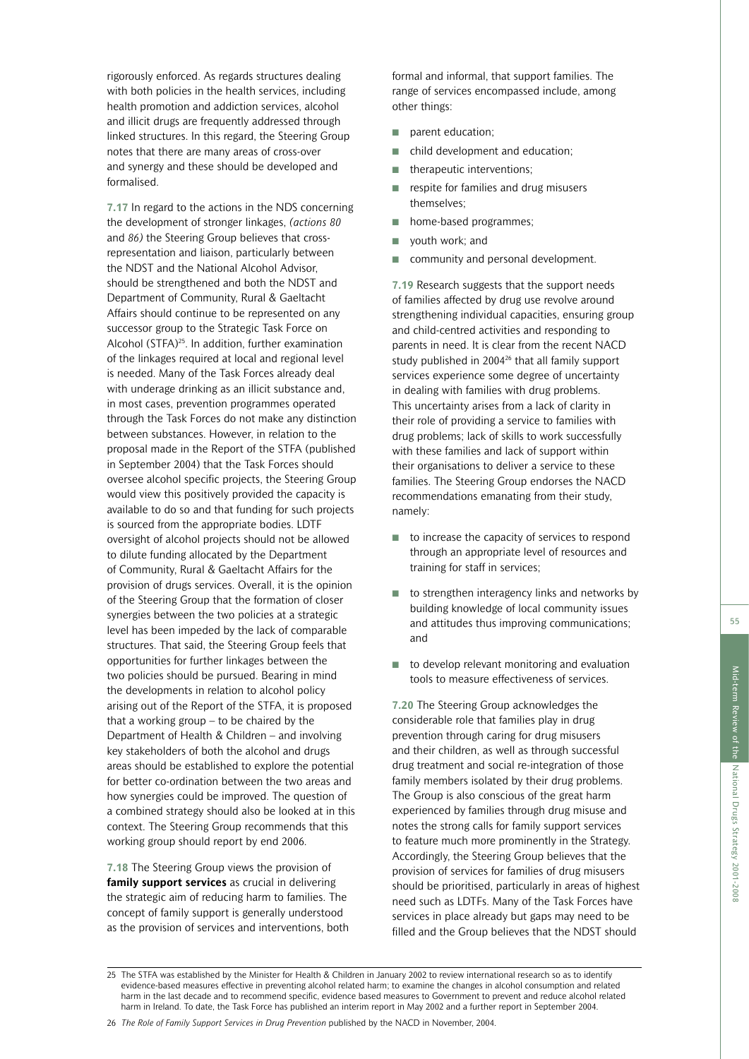rigorously enforced. As regards structures dealing with both policies in the health services, including health promotion and addiction services, alcohol and illicit drugs are frequently addressed through linked structures. In this regard, the Steering Group notes that there are many areas of cross-over and synergy and these should be developed and formalised.

**7.17** In regard to the actions in the NDS concerning the development of stronger linkages, *(actions 80* and *86)* the Steering Group believes that cross-representation and liaison, particularly between the NDST and the National Alcohol Advisor, should be strengthened and both the NDST and Department of Community, Rural & Gaeltacht Affairs should continue to be represented on any successor group to the Strategic Task Force on Alcohol (STFA)[25]. In addition, further examination of the linkages required at local and regional level is needed. Many of the Task Forces already deal with underage drinking as an illicit substance and, in most cases, prevention programmes operated through the Task Forces do not make any distinction between substances. However, in relation to the proposal made in the Report of the STFA (published in September 2004) that the Task Forces should oversee alcohol specific projects, the Steering Group would view this positively provided the capacity is available to do so and that funding for such projects is sourced from the appropriate bodies. LDTF oversight of alcohol projects should not be allowed to dilute funding allocated by the Department of Community, Rural & Gaeltacht Affairs for the provision of drugs services. Overall, it is the opinion of the Steering Group that the formation of closer synergies between the two policies at a strategic level has been impeded by the lack of comparable structures. That said, the Steering Group feels that opportunities for further linkages between the two policies should be pursued. Bearing in mind the developments in relation to alcohol policy arising out of the Report of the STFA, it is proposed that a working group – to be chaired by the Department of Health & Children – and involving key stakeholders of both the alcohol and drugs areas should be established to explore the potential for better co-ordination between the two areas and how synergies could be improved. The question of a combined strategy should also be looked at in this context. The Steering Group recommends that this working group should report by end 2006.

**7.18** The Steering Group views the provision of **family support services** as crucial in delivering the strategic aim of reducing harm to families. The concept of family support is generally understood as the provision of services and interventions, both formal and informal, that support families. The range of services encompassed include, among other things:

- parent education;
- child development and education;
- therapeutic interventions;
- respite for families and drug misusers themselves;
- home-based programmes;
- youth work; and
- community and personal development.

**7.19** Research suggests that the support needs of families affected by drug use revolve around strengthening individual capacities, ensuring group and child-centred activities and responding to parents in need. It is clear from the recent NACD study published in 2004[26] that all family support services experience some degree of uncertainty in dealing with families with drug problems. This uncertainty arises from a lack of clarity in their role of providing a service to families with drug problems; lack of skills to work successfully with these families and lack of support within their organisations to deliver a service to these families. The Steering Group endorses the NACD recommendations emanating from their study, namely:

- to increase the capacity of services to respond through an appropriate level of resources and training for staff in services;
- to strengthen interagency links and networks by building knowledge of local community issues and attitudes thus improving communications; and
- to develop relevant monitoring and evaluation tools to measure effectiveness of services.

**7.20** The Steering Group acknowledges the considerable role that families play in drug prevention through caring for drug misusers and their children, as well as through successful drug treatment and social re-integration of those family members isolated by their drug problems. The Group is also conscious of the great harm experienced by families through drug misuse and notes the strong calls for family support services to feature much more prominently in the Strategy. Accordingly, the Steering Group believes that the provision of services for families of drug misusers should be prioritised, particularly in areas of highest need such as LDTFs. Many of the Task Forces have services in place already but gaps may need to be filled and the Group believes that the NDST should

---

25 The STFA was established by the Minister for Health & Children in January 2002 to review international research so as to identify evidence-based measures effective in preventing alcohol related harm; to examine the changes in alcohol consumption and related harm in the last decade and to recommend specific, evidence based measures to Government to prevent and reduce alcohol related harm in Ireland. To date, the Task Force has published an interim report in May 2002 and a further report in September 2004.

26 *The Role of Family Support Services in Drug Prevention* published by the NACD in November, 2004.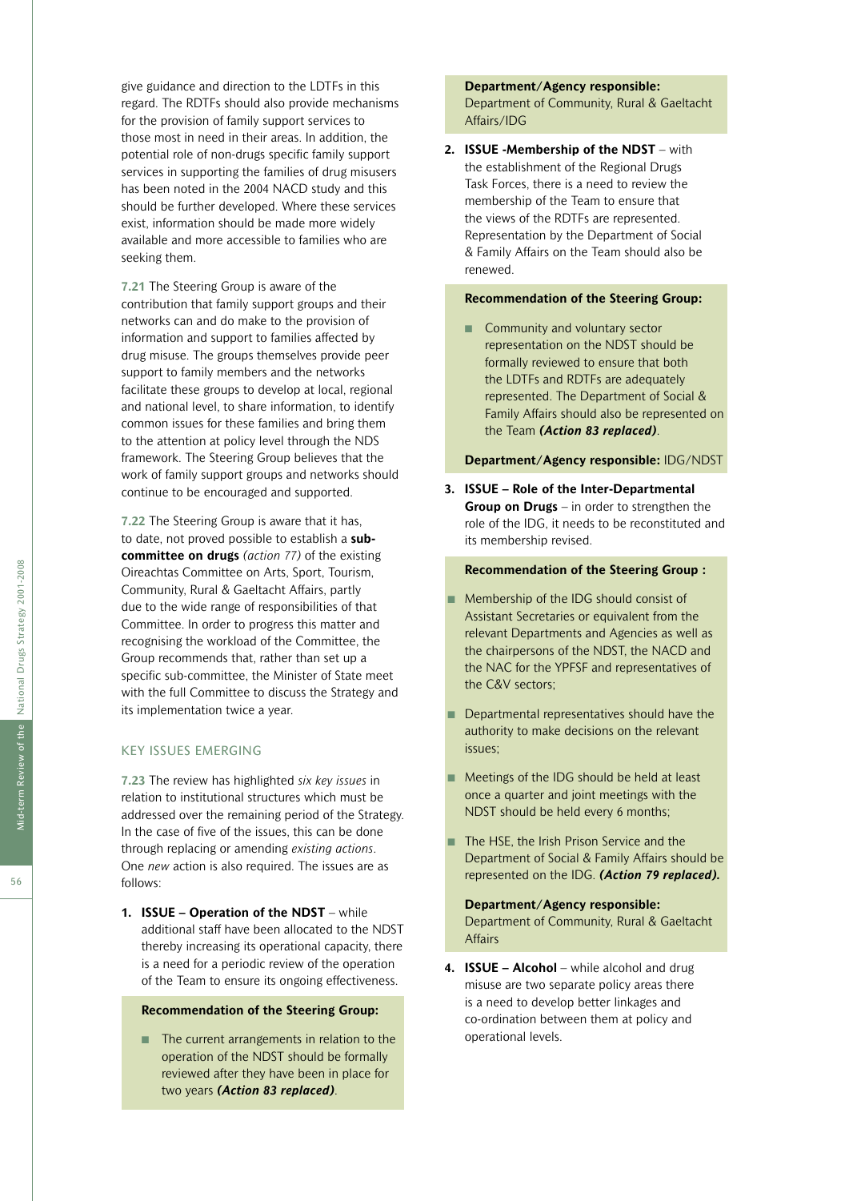give guidance and direction to the LDTFs in this regard. The RDTFs should also provide mechanisms for the provision of family support services to those most in need in their areas. In addition, the potential role of non-drugs specific family support services in supporting the families of drug misusers has been noted in the 2004 NACD study and this should be further developed. Where these services exist, information should be made more widely available and more accessible to families who are seeking them.

**7.21** The Steering Group is aware of the contribution that family support groups and their networks can and do make to the provision of information and support to families affected by drug misuse. The groups themselves provide peer support to family members and the networks facilitate these groups to develop at local, regional and national level, to share information, to identify common issues for these families and bring them to the attention at policy level through the NDS framework. The Steering Group believes that the work of family support groups and networks should continue to be encouraged and supported.

**7.22** The Steering Group is aware that it has, to date, not proved possible to establish a **sub-committee on drugs** *(action 77)* of the existing Oireachtas Committee on Arts, Sport, Tourism, Community, Rural & Gaeltacht Affairs, partly due to the wide range of responsibilities of that Committee. In order to progress this matter and recognising the workload of the Committee, the Group recommends that, rather than set up a specific sub-committee, the Minister of State meet with the full Committee to discuss the Strategy and its implementation twice a year.

## KEY ISSUES EMERGING

**7.23** The review has highlighted *six key issues* in relation to institutional structures which must be addressed over the remaining period of the Strategy. In the case of five of the issues, this can be done through replacing or amending *existing actions*. One *new* action is also required. The issues are as follows:

1. **ISSUE – Operation of the NDST** – while additional staff have been allocated to the NDST thereby increasing its operational capacity, there is a need for a periodic review of the operation of the Team to ensure its ongoing effectiveness.

**Recommendation of the Steering Group:**

- The current arrangements in relation to the operation of the NDST should be formally reviewed after they have been in place for two years ***(Action 83 replaced)***.

**Department/Agency responsible:** Department of Community, Rural & Gaeltacht Affairs/IDG

2. **ISSUE -Membership of the NDST** – with the establishment of the Regional Drugs Task Forces, there is a need to review the membership of the Team to ensure that the views of the RDTFs are represented. Representation by the Department of Social & Family Affairs on the Team should also be renewed.

**Recommendation of the Steering Group:**

- Community and voluntary sector representation on the NDST should be formally reviewed to ensure that both the LDTFs and RDTFs are adequately represented. The Department of Social & Family Affairs should also be represented on the Team ***(Action 83 replaced)***.

**Department/Agency responsible:** IDG/NDST

3. **ISSUE – Role of the Inter-Departmental Group on Drugs** – in order to strengthen the role of the IDG, it needs to be reconstituted and its membership revised.

**Recommendation of the Steering Group :**

- Membership of the IDG should consist of Assistant Secretaries or equivalent from the relevant Departments and Agencies as well as the chairpersons of the NDST, the NACD and the NAC for the YPFSF and representatives of the C&V sectors;
- Departmental representatives should have the authority to make decisions on the relevant issues;
- Meetings of the IDG should be held at least once a quarter and joint meetings with the NDST should be held every 6 months;
- The HSE, the Irish Prison Service and the Department of Social & Family Affairs should be represented on the IDG. ***(Action 79 replaced).***

**Department/Agency responsible:** Department of Community, Rural & Gaeltacht Affairs

4. **ISSUE – Alcohol** – while alcohol and drug misuse are two separate policy areas there is a need to develop better linkages and co-ordination between them at policy and operational levels.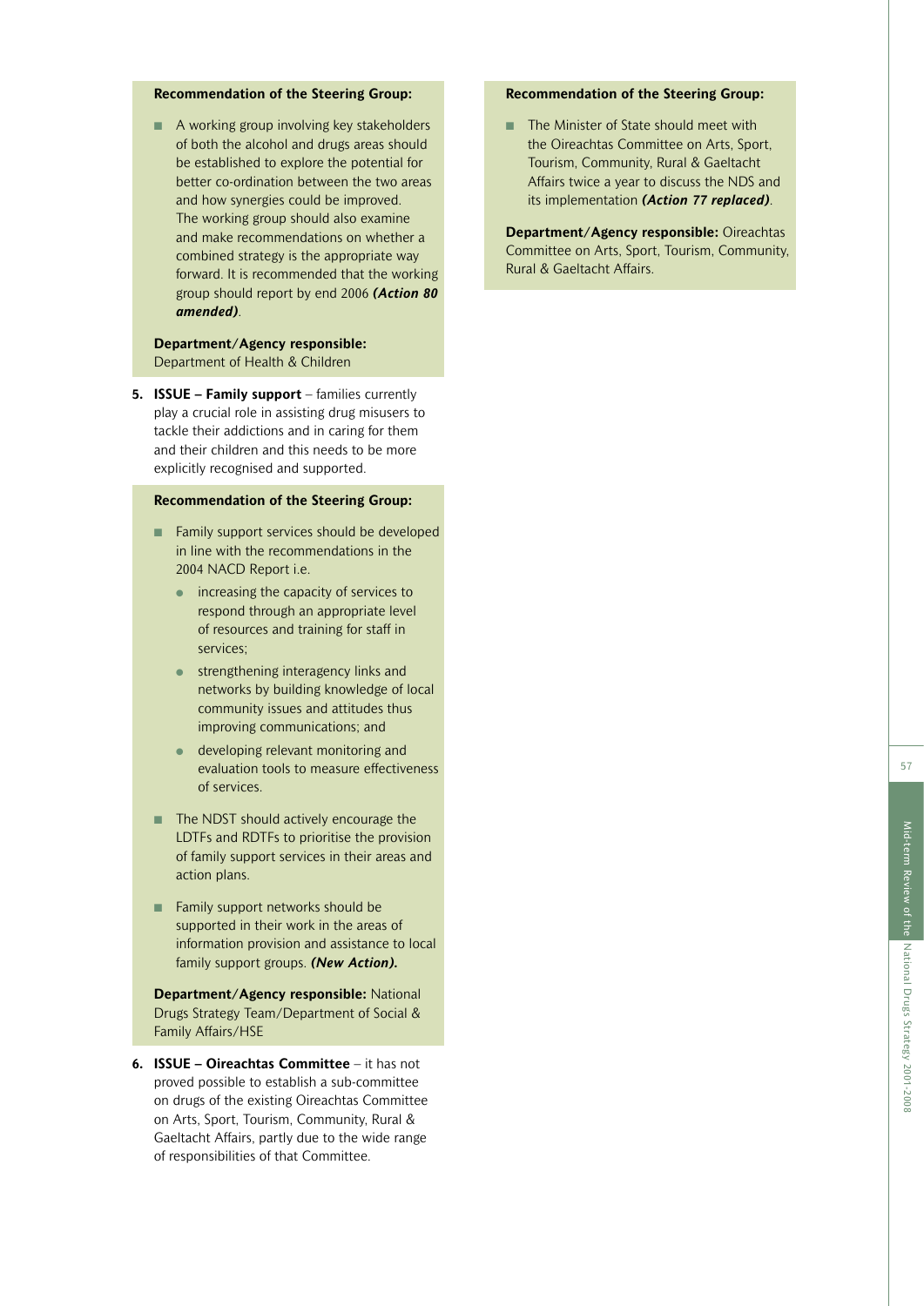**Recommendation of the Steering Group:**

- A working group involving key stakeholders of both the alcohol and drugs areas should be established to explore the potential for better co-ordination between the two areas and how synergies could be improved. The working group should also examine and make recommendations on whether a combined strategy is the appropriate way forward. It is recommended that the working group should report by end 2006 ***(Action 80 amended)***.

**Department/Agency responsible:** Department of Health & Children

**5. ISSUE – Family support** – families currently play a crucial role in assisting drug misusers to tackle their addictions and in caring for them and their children and this needs to be more explicitly recognised and supported.

**Recommendation of the Steering Group:**

- Family support services should be developed in line with the recommendations in the 2004 NACD Report i.e.
  - increasing the capacity of services to respond through an appropriate level of resources and training for staff in services;
  - strengthening interagency links and networks by building knowledge of local community issues and attitudes thus improving communications; and
  - developing relevant monitoring and evaluation tools to measure effectiveness of services.
- The NDST should actively encourage the LDTFs and RDTFs to prioritise the provision of family support services in their areas and action plans.
- Family support networks should be supported in their work in the areas of information provision and assistance to local family support groups. ***(New Action).***

**Department/Agency responsible:** National Drugs Strategy Team/Department of Social & Family Affairs/HSE

**6. ISSUE – Oireachtas Committee** – it has not proved possible to establish a sub-committee on drugs of the existing Oireachtas Committee on Arts, Sport, Tourism, Community, Rural & Gaeltacht Affairs, partly due to the wide range of responsibilities of that Committee.

**Recommendation of the Steering Group:**

- The Minister of State should meet with the Oireachtas Committee on Arts, Sport, Tourism, Community, Rural & Gaeltacht Affairs twice a year to discuss the NDS and its implementation ***(Action 77 replaced)***.

**Department/Agency responsible:** Oireachtas Committee on Arts, Sport, Tourism, Community, Rural & Gaeltacht Affairs.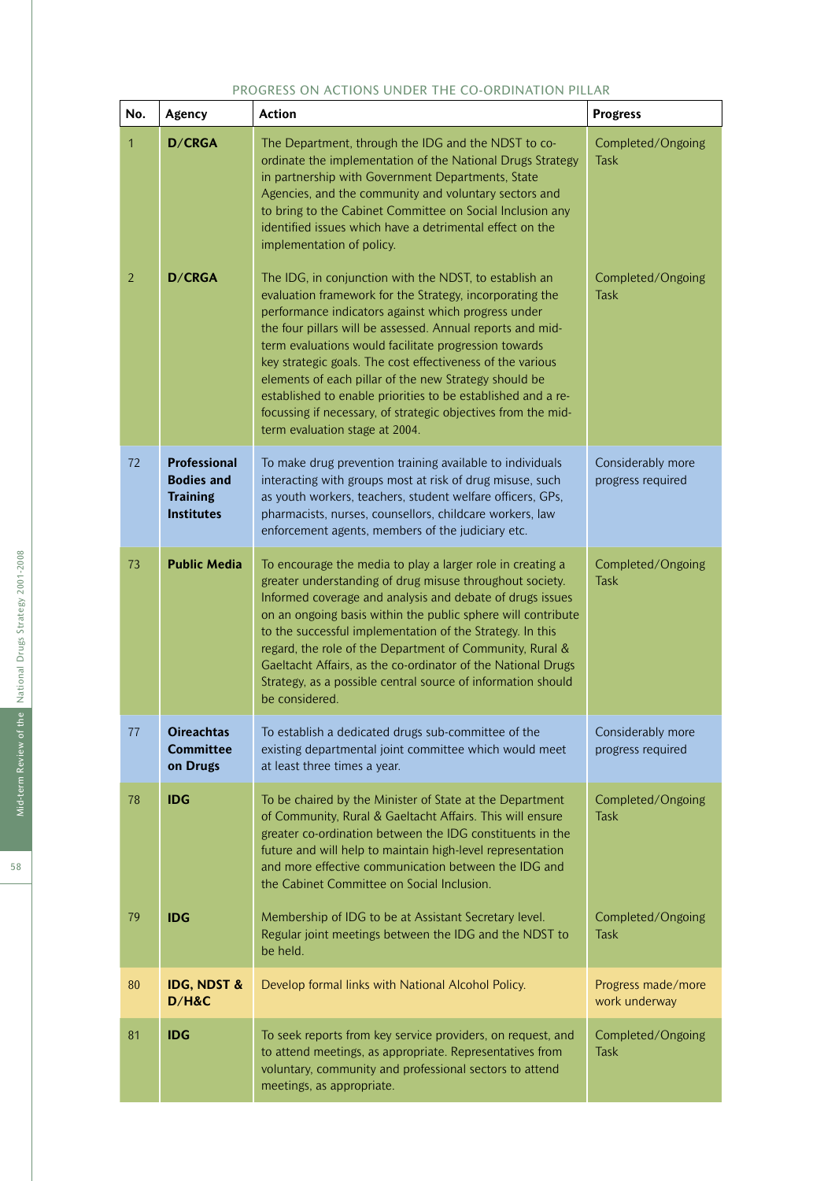PROGRESS ON ACTIONS UNDER THE CO-ORDINATION PILLAR

| No. | Agency | Action | Progress |
|---|---|---|---|
| 1 | **D/CRGA** | The Department, through the IDG and the NDST to co-ordinate the implementation of the National Drugs Strategy in partnership with Government Departments, State Agencies, and the community and voluntary sectors and to bring to the Cabinet Committee on Social Inclusion any identified issues which have a detrimental effect on the implementation of policy. | Completed/Ongoing Task |
| 2 | **D/CRGA** | The IDG, in conjunction with the NDST, to establish an evaluation framework for the Strategy, incorporating the performance indicators against which progress under the four pillars will be assessed. Annual reports and mid-term evaluations would facilitate progression towards key strategic goals. The cost effectiveness of the various elements of each pillar of the new Strategy should be established to enable priorities to be established and a re-focussing if necessary, of strategic objectives from the mid-term evaluation stage at 2004. | Completed/Ongoing Task |
| 72 | **Professional Bodies and Training Institutes** | To make drug prevention training available to individuals interacting with groups most at risk of drug misuse, such as youth workers, teachers, student welfare officers, GPs, pharmacists, nurses, counsellors, childcare workers, law enforcement agents, members of the judiciary etc. | Considerably more progress required |
| 73 | **Public Media** | To encourage the media to play a larger role in creating a greater understanding of drug misuse throughout society. Informed coverage and analysis and debate of drugs issues on an ongoing basis within the public sphere will contribute to the successful implementation of the Strategy. In this regard, the role of the Department of Community, Rural & Gaeltacht Affairs, as the co-ordinator of the National Drugs Strategy, as a possible central source of information should be considered. | Completed/Ongoing Task |
| 77 | **Oireachtas Committee on Drugs** | To establish a dedicated drugs sub-committee of the existing departmental joint committee which would meet at least three times a year. | Considerably more progress required |
| 78 | **IDG** | To be chaired by the Minister of State at the Department of Community, Rural & Gaeltacht Affairs. This will ensure greater co-ordination between the IDG constituents in the future and will help to maintain high-level representation and more effective communication between the IDG and the Cabinet Committee on Social Inclusion. | Completed/Ongoing Task |
| 79 | **IDG** | Membership of IDG to be at Assistant Secretary level. Regular joint meetings between the IDG and the NDST to be held. | Completed/Ongoing Task |
| 80 | **IDG, NDST & D/H&C** | Develop formal links with National Alcohol Policy. | Progress made/more work underway |
| 81 | **IDG** | To seek reports from key service providers, on request, and to attend meetings, as appropriate. Representatives from voluntary, community and professional sectors to attend meetings, as appropriate. | Completed/Ongoing Task |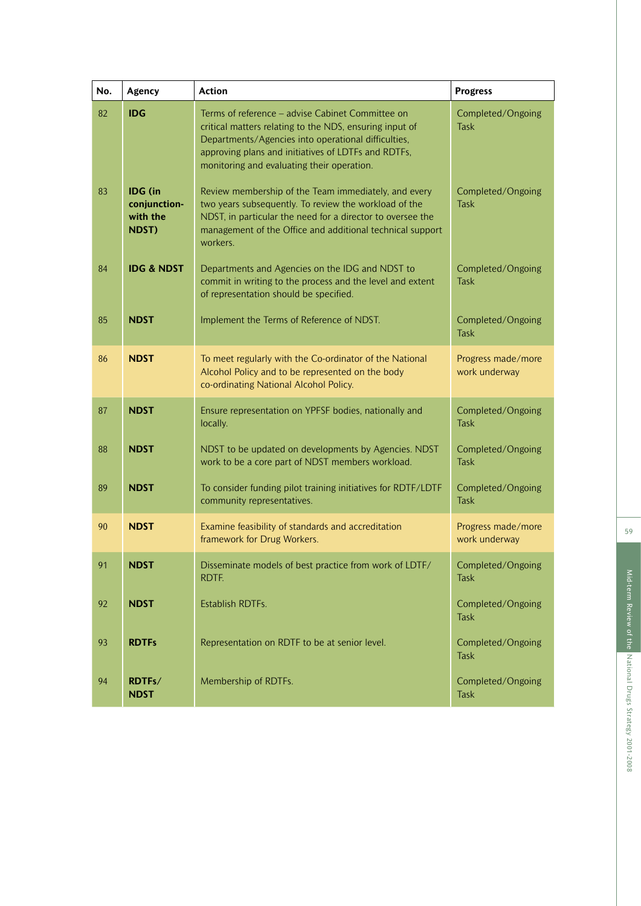| No. | Agency | Action | Progress |
|---|---|---|---|
| 82 | **IDG** | Terms of reference – advise Cabinet Committee on critical matters relating to the NDS, ensuring input of Departments/Agencies into operational difficulties, approving plans and initiatives of LDTFs and RDTFs, monitoring and evaluating their operation. | Completed/Ongoing Task |
| 83 | **IDG (in conjunction- with the NDST)** | Review membership of the Team immediately, and every two years subsequently. To review the workload of the NDST, in particular the need for a director to oversee the management of the Office and additional technical support workers. | Completed/Ongoing Task |
| 84 | **IDG & NDST** | Departments and Agencies on the IDG and NDST to commit in writing to the process and the level and extent of representation should be specified. | Completed/Ongoing Task |
| 85 | **NDST** | Implement the Terms of Reference of NDST. | Completed/Ongoing Task |
| 86 | **NDST** | To meet regularly with the Co-ordinator of the National Alcohol Policy and to be represented on the body co-ordinating National Alcohol Policy. | Progress made/more work underway |
| 87 | **NDST** | Ensure representation on YPFSF bodies, nationally and locally. | Completed/Ongoing Task |
| 88 | **NDST** | NDST to be updated on developments by Agencies. NDST work to be a core part of NDST members workload. | Completed/Ongoing Task |
| 89 | **NDST** | To consider funding pilot training initiatives for RDTF/LDTF community representatives. | Completed/Ongoing Task |
| 90 | **NDST** | Examine feasibility of standards and accreditation framework for Drug Workers. | Progress made/more work underway |
| 91 | **NDST** | Disseminate models of best practice from work of LDTF/ RDTF. | Completed/Ongoing Task |
| 92 | **NDST** | Establish RDTFs. | Completed/Ongoing Task |
| 93 | **RDTFs** | Representation on RDTF to be at senior level. | Completed/Ongoing Task |
| 94 | **RDTFs/ NDST** | Membership of RDTFs. | Completed/Ongoing Task |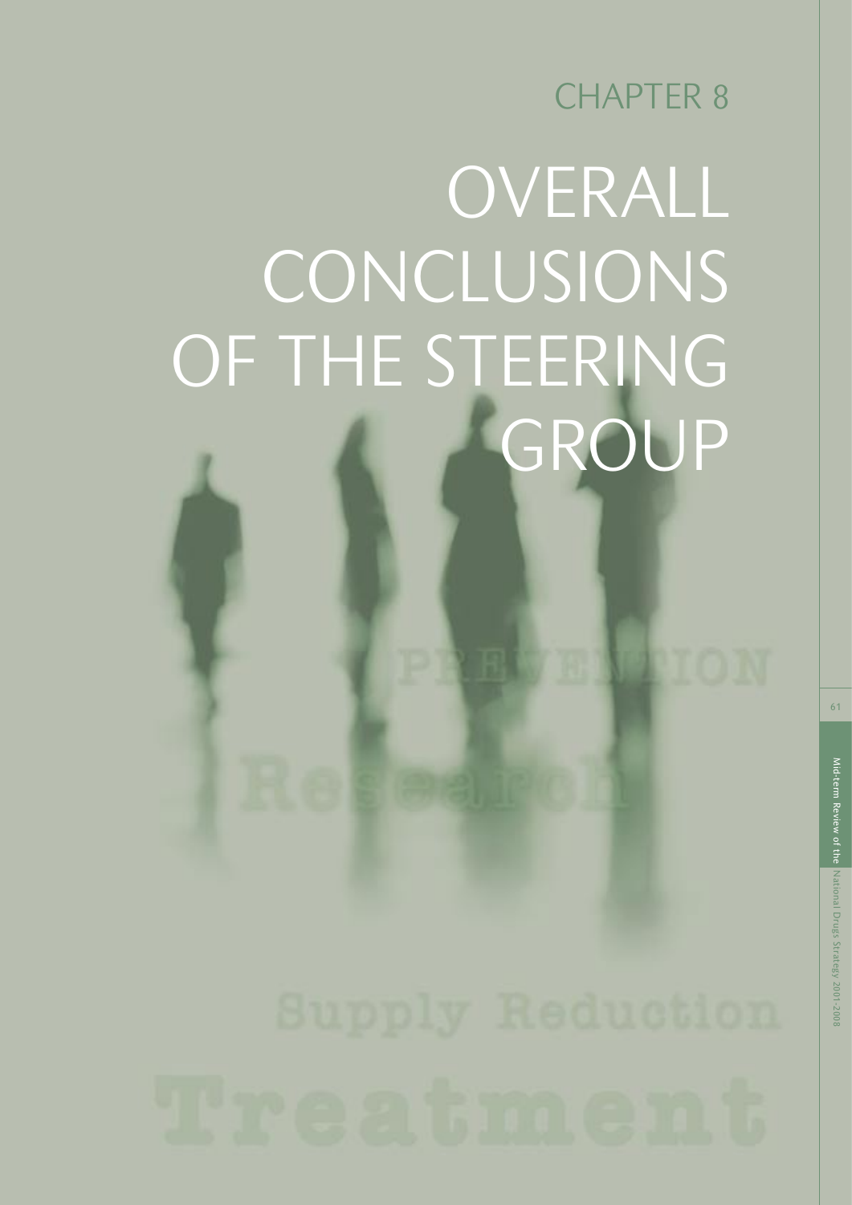# CHAPTER 8

# OVERALL CONCLUSIONS OF THE STEERING GROUP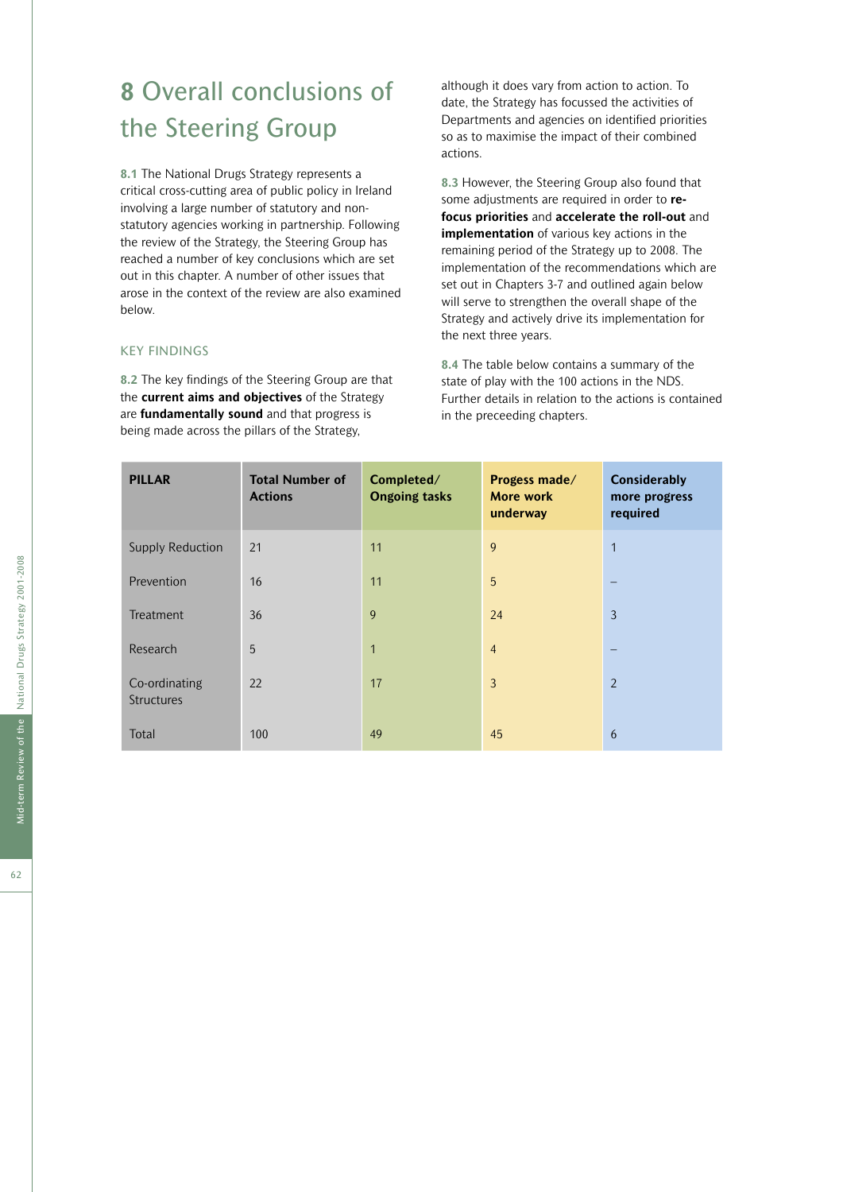# 8 Overall conclusions of the Steering Group

**8.1** The National Drugs Strategy represents a critical cross-cutting area of public policy in Ireland involving a large number of statutory and non-statutory agencies working in partnership. Following the review of the Strategy, the Steering Group has reached a number of key conclusions which are set out in this chapter. A number of other issues that arose in the context of the review are also examined below.

## KEY FINDINGS

**8.2** The key findings of the Steering Group are that the **current aims and objectives** of the Strategy are **fundamentally sound** and that progress is being made across the pillars of the Strategy, although it does vary from action to action. To date, the Strategy has focussed the activities of Departments and agencies on identified priorities so as to maximise the impact of their combined actions.

**8.3** However, the Steering Group also found that some adjustments are required in order to **re-focus priorities** and **accelerate the roll-out** and **implementation** of various key actions in the remaining period of the Strategy up to 2008. The implementation of the recommendations which are set out in Chapters 3-7 and outlined again below will serve to strengthen the overall shape of the Strategy and actively drive its implementation for the next three years.

**8.4** The table below contains a summary of the state of play with the 100 actions in the NDS. Further details in relation to the actions is contained in the preceeding chapters.

| PILLAR | Total Number of Actions | Completed/ Ongoing tasks | Progess made/ More work underway | Considerably more progress required |
|---|---|---|---|---|
| Supply Reduction | 21 | 11 | 9 | 1 |
| Prevention | 16 | 11 | 5 | – |
| Treatment | 36 | 9 | 24 | 3 |
| Research | 5 | 1 | 4 | – |
| Co-ordinating Structures | 22 | 17 | 3 | 2 |
| Total | 100 | 49 | 45 | 6 |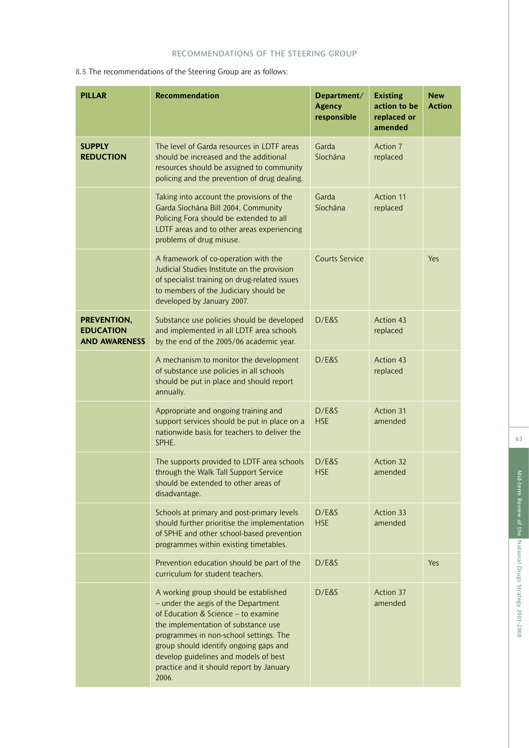RECOMMENDATIONS OF THE STEERING GROUP

**8.5** The recommendations of the Steering Group are as follows:

| PILLAR | Recommendation | Department/ Agency responsible | Existing action to be replaced or amended | New Action |
|---|---|---|---|---|
| **SUPPLY REDUCTION** | The level of Garda resources in LDTF areas should be increased and the additional resources should be assigned to community policing and the prevention of drug dealing. | Garda Síochána | Action 7 replaced | |
| | Taking into account the provisions of the Garda Síochána Bill 2004, Community Policing Fora should be extended to all LDTF areas and to other areas experiencing problems of drug misuse. | Garda Síochána | Action 11 replaced | |
| | A framework of co-operation with the Judicial Studies Institute on the provision of specialist training on drug-related issues to members of the Judiciary should be developed by January 2007. | Courts Service | | Yes |
| **PREVENTION, EDUCATION AND AWARENESS** | Substance use policies should be developed and implemented in all LDTF area schools by the end of the 2005/06 academic year. | D/E&S | Action 43 replaced | |
| | A mechanism to monitor the development of substance use policies in all schools should be put in place and should report annually. | D/E&S | Action 43 replaced | |
| | Appropriate and ongoing training and support services should be put in place on a nationwide basis for teachers to deliver the SPHE. | D/E&S HSE | Action 31 amended | |
| | The supports provided to LDTF area schools through the Walk Tall Support Service should be extended to other areas of disadvantage. | D/E&S HSE | Action 32 amended | |
| | Schools at primary and post-primary levels should further prioritise the implementation of SPHE and other school-based prevention programmes within existing timetables. | D/E&S HSE | Action 33 amended | |
| | Prevention education should be part of the curriculum for student teachers. | D/E&S | | Yes |
| | A working group should be established – under the aegis of the Department of Education & Science – to examine the implementation of substance use programmes in non-school settings. The group should identify ongoing gaps and develop guidelines and models of best practice and it should report by January 2006. | D/E&S | Action 37 amended | |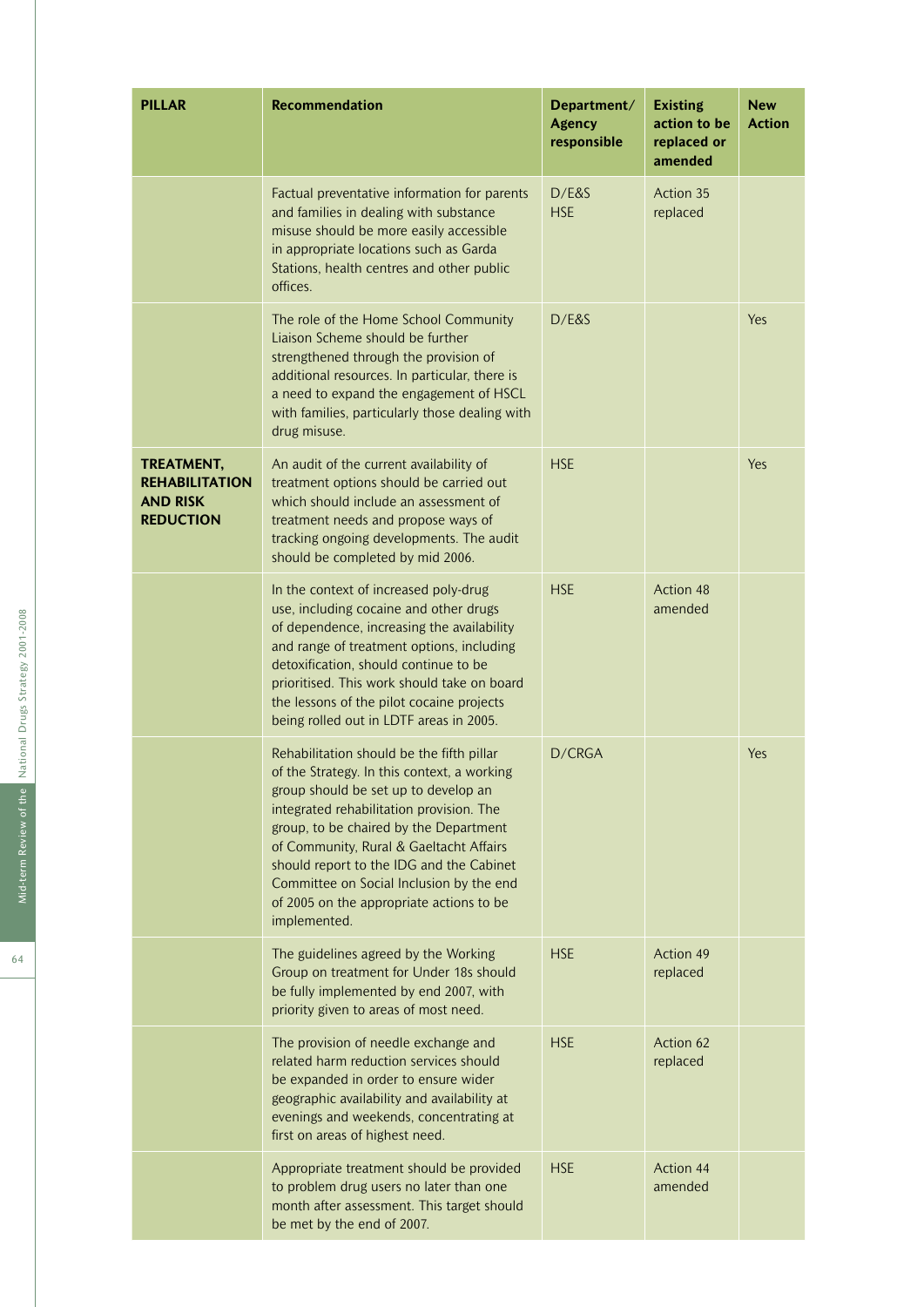| PILLAR | Recommendation | Department/ Agency responsible | Existing action to be replaced or amended | New Action |
|---|---|---|---|---|
| | Factual preventative information for parents and families in dealing with substance misuse should be more easily accessible in appropriate locations such as Garda Stations, health centres and other public offices. | D/E&S HSE | Action 35 replaced | |
| | The role of the Home School Community Liaison Scheme should be further strengthened through the provision of additional resources. In particular, there is a need to expand the engagement of HSCL with families, particularly those dealing with drug misuse. | D/E&S | | Yes |
| **TREATMENT, REHABILITATION AND RISK REDUCTION** | An audit of the current availability of treatment options should be carried out which should include an assessment of treatment needs and propose ways of tracking ongoing developments. The audit should be completed by mid 2006. | HSE | | Yes |
| | In the context of increased poly-drug use, including cocaine and other drugs of dependence, increasing the availability and range of treatment options, including detoxification, should continue to be prioritised. This work should take on board the lessons of the pilot cocaine projects being rolled out in LDTF areas in 2005. | HSE | Action 48 amended | |
| | Rehabilitation should be the fifth pillar of the Strategy. In this context, a working group should be set up to develop an integrated rehabilitation provision. The group, to be chaired by the Department of Community, Rural & Gaeltacht Affairs should report to the IDG and the Cabinet Committee on Social Inclusion by the end of 2005 on the appropriate actions to be implemented. | D/CRGA | | Yes |
| | The guidelines agreed by the Working Group on treatment for Under 18s should be fully implemented by end 2007, with priority given to areas of most need. | HSE | Action 49 replaced | |
| | The provision of needle exchange and related harm reduction services should be expanded in order to ensure wider geographic availability and availability at evenings and weekends, concentrating at first on areas of highest need. | HSE | Action 62 replaced | |
| | Appropriate treatment should be provided to problem drug users no later than one month after assessment. This target should be met by the end of 2007. | HSE | Action 44 amended | |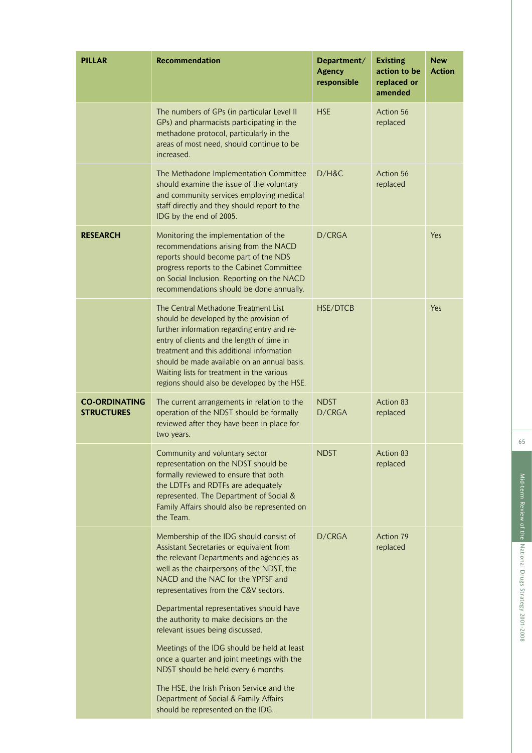| PILLAR | Recommendation | Department/ Agency responsible | Existing action to be replaced or amended | New Action |
|---|---|---|---|---|
| | The numbers of GPs (in particular Level II GPs) and pharmacists participating in the methadone protocol, particularly in the areas of most need, should continue to be increased. | HSE | Action 56 replaced | |
| | The Methadone Implementation Committee should examine the issue of the voluntary and community services employing medical staff directly and they should report to the IDG by the end of 2005. | D/H&C | Action 56 replaced | |
| **RESEARCH** | Monitoring the implementation of the recommendations arising from the NACD reports should become part of the NDS progress reports to the Cabinet Committee on Social Inclusion. Reporting on the NACD recommendations should be done annually. | D/CRGA | | Yes |
| | The Central Methadone Treatment List should be developed by the provision of further information regarding entry and re-entry of clients and the length of time in treatment and this additional information should be made available on an annual basis. Waiting lists for treatment in the various regions should also be developed by the HSE. | HSE/DTCB | | Yes |
| **CO-ORDINATING STRUCTURES** | The current arrangements in relation to the operation of the NDST should be formally reviewed after they have been in place for two years. | NDST D/CRGA | Action 83 replaced | |
| | Community and voluntary sector representation on the NDST should be formally reviewed to ensure that both the LDTFs and RDTFs are adequately represented. The Department of Social & Family Affairs should also be represented on the Team. | NDST | Action 83 replaced | |
| | Membership of the IDG should consist of Assistant Secretaries or equivalent from the relevant Departments and agencies as well as the chairpersons of the NDST, the NACD and the NAC for the YPFSF and representatives from the C&V sectors.<br><br>Departmental representatives should have the authority to make decisions on the relevant issues being discussed.<br><br>Meetings of the IDG should be held at least once a quarter and joint meetings with the NDST should be held every 6 months.<br><br>The HSE, the Irish Prison Service and the Department of Social & Family Affairs should be represented on the IDG. | D/CRGA | Action 79 replaced | |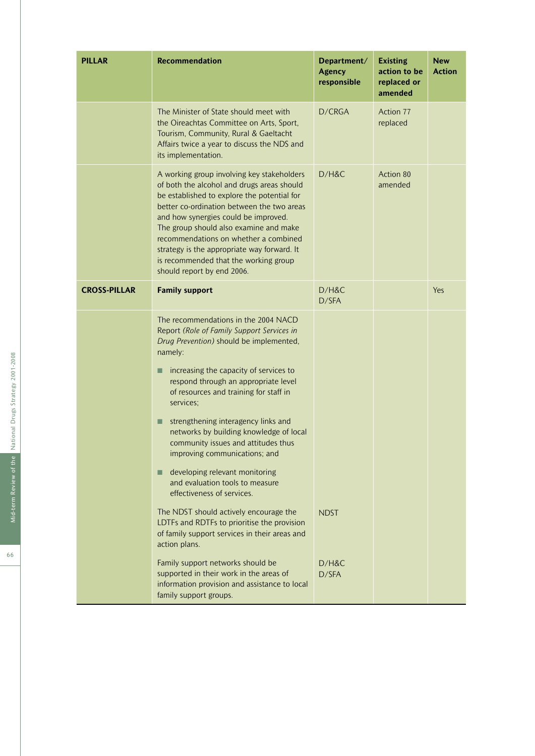| PILLAR | Recommendation | Department/ Agency responsible | Existing action to be replaced or amended | New Action |
|---|---|---|---|---|
| | The Minister of State should meet with the Oireachtas Committee on Arts, Sport, Tourism, Community, Rural & Gaeltacht Affairs twice a year to discuss the NDS and its implementation. | D/CRGA | Action 77 replaced | |
| | A working group involving key stakeholders of both the alcohol and drugs areas should be established to explore the potential for better co-ordination between the two areas and how synergies could be improved. The group should also examine and make recommendations on whether a combined strategy is the appropriate way forward. It is recommended that the working group should report by end 2006. | D/H&C | Action 80 amended | |
| **CROSS-PILLAR** | **Family support** | D/H&C D/SFA | | Yes |
| | The recommendations in the 2004 NACD Report *(Role of Family Support Services in Drug Prevention)* should be implemented, namely: <br>■ increasing the capacity of services to respond through an appropriate level of resources and training for staff in services; <br>■ strengthening interagency links and networks by building knowledge of local community issues and attitudes thus improving communications; and <br>■ developing relevant monitoring and evaluation tools to measure effectiveness of services. | | | |
| | The NDST should actively encourage the LDTFs and RDTFs to prioritise the provision of family support services in their areas and action plans. | NDST | | |
| | Family support networks should be supported in their work in the areas of information provision and assistance to local family support groups. | D/H&C D/SFA | | |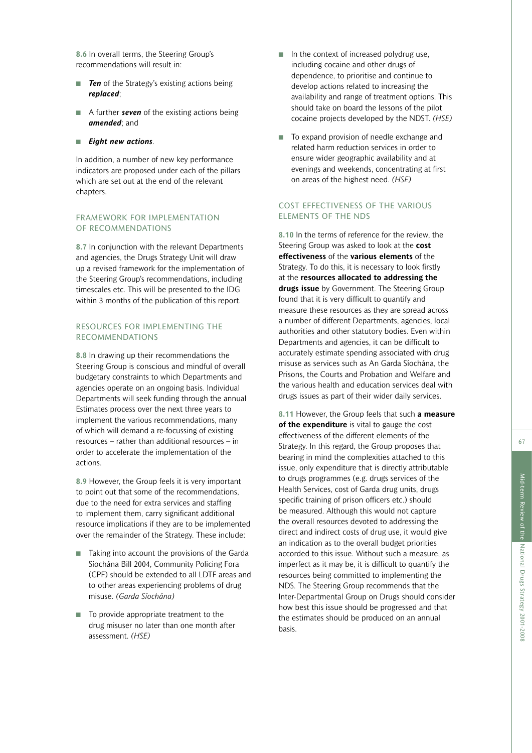**8.6** In overall terms, the Steering Group's recommendations will result in:

- ***Ten*** of the Strategy's existing actions being ***replaced***;
- A further ***seven*** of the existing actions being ***amended***; and
- ***Eight new actions***.

In addition, a number of new key performance indicators are proposed under each of the pillars which are set out at the end of the relevant chapters.

## FRAMEWORK FOR IMPLEMENTATION OF RECOMMENDATIONS

**8.7** In conjunction with the relevant Departments and agencies, the Drugs Strategy Unit will draw up a revised framework for the implementation of the Steering Group's recommendations, including timescales etc. This will be presented to the IDG within 3 months of the publication of this report.

## RESOURCES FOR IMPLEMENTING THE RECOMMENDATIONS

**8.8** In drawing up their recommendations the Steering Group is conscious and mindful of overall budgetary constraints to which Departments and agencies operate on an ongoing basis. Individual Departments will seek funding through the annual Estimates process over the next three years to implement the various recommendations, many of which will demand a re-focussing of existing resources – rather than additional resources – in order to accelerate the implementation of the actions.

**8.9** However, the Group feels it is very important to point out that some of the recommendations, due to the need for extra services and staffing to implement them, carry significant additional resource implications if they are to be implemented over the remainder of the Strategy. These include:

- Taking into account the provisions of the Garda Síochána Bill 2004, Community Policing Fora (CPF) should be extended to all LDTF areas and to other areas experiencing problems of drug misuse. *(Garda Síochána)*
- To provide appropriate treatment to the drug misuser no later than one month after assessment. *(HSE)*
- In the context of increased polydrug use, including cocaine and other drugs of dependence, to prioritise and continue to develop actions related to increasing the availability and range of treatment options. This should take on board the lessons of the pilot cocaine projects developed by the NDST. *(HSE)*
- To expand provision of needle exchange and related harm reduction services in order to ensure wider geographic availability and at evenings and weekends, concentrating at first on areas of the highest need. *(HSE)*

## COST EFFECTIVENESS OF THE VARIOUS ELEMENTS OF THE NDS

**8.10** In the terms of reference for the review, the Steering Group was asked to look at the **cost effectiveness** of the **various elements** of the Strategy. To do this, it is necessary to look firstly at the **resources allocated to addressing the drugs issue** by Government. The Steering Group found that it is very difficult to quantify and measure these resources as they are spread across a number of different Departments, agencies, local authorities and other statutory bodies. Even within Departments and agencies, it can be difficult to accurately estimate spending associated with drug misuse as services such as An Garda Síochána, the Prisons, the Courts and Probation and Welfare and the various health and education services deal with drugs issues as part of their wider daily services.

**8.11** However, the Group feels that such **a measure of the expenditure** is vital to gauge the cost effectiveness of the different elements of the Strategy. In this regard, the Group proposes that bearing in mind the complexities attached to this issue, only expenditure that is directly attributable to drugs programmes (e.g. drugs services of the Health Services, cost of Garda drug units, drugs specific training of prison officers etc.) should be measured. Although this would not capture the overall resources devoted to addressing the direct and indirect costs of drug use, it would give an indication as to the overall budget priorities accorded to this issue. Without such a measure, as imperfect as it may be, it is difficult to quantify the resources being committed to implementing the NDS. The Steering Group recommends that the Inter-Departmental Group on Drugs should consider how best this issue should be progressed and that the estimates should be produced on an annual basis.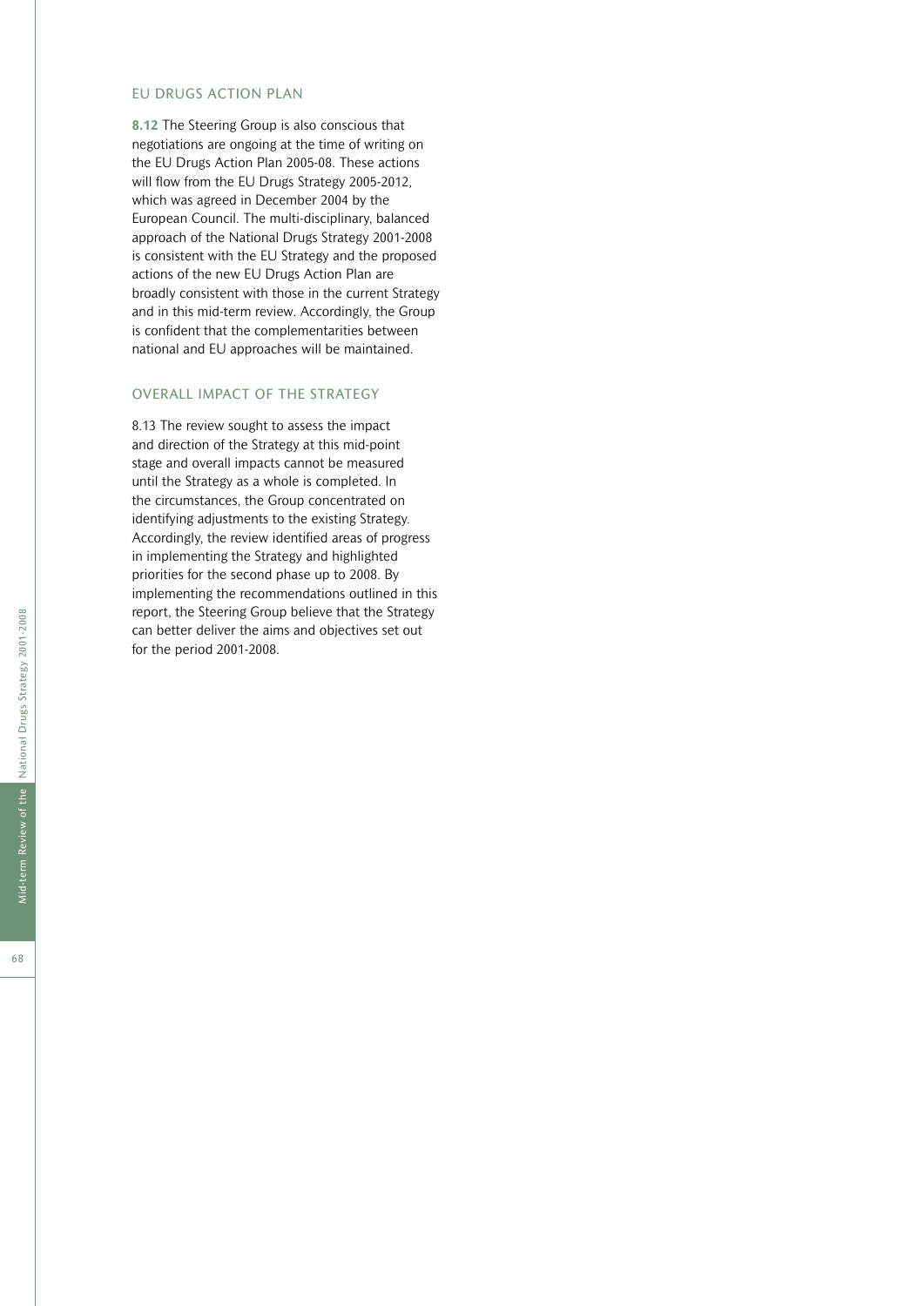## EU DRUGS ACTION PLAN

**8.12** The Steering Group is also conscious that negotiations are ongoing at the time of writing on the EU Drugs Action Plan 2005-08. These actions will flow from the EU Drugs Strategy 2005-2012, which was agreed in December 2004 by the European Council. The multi-disciplinary, balanced approach of the National Drugs Strategy 2001-2008 is consistent with the EU Strategy and the proposed actions of the new EU Drugs Action Plan are broadly consistent with those in the current Strategy and in this mid-term review. Accordingly, the Group is confident that the complementarities between national and EU approaches will be maintained.

## OVERALL IMPACT OF THE STRATEGY

8.13 The review sought to assess the impact and direction of the Strategy at this mid-point stage and overall impacts cannot be measured until the Strategy as a whole is completed. In the circumstances, the Group concentrated on identifying adjustments to the existing Strategy. Accordingly, the review identified areas of progress in implementing the Strategy and highlighted priorities for the second phase up to 2008. By implementing the recommendations outlined in this report, the Steering Group believe that the Strategy can better deliver the aims and objectives set out for the period 2001-2008.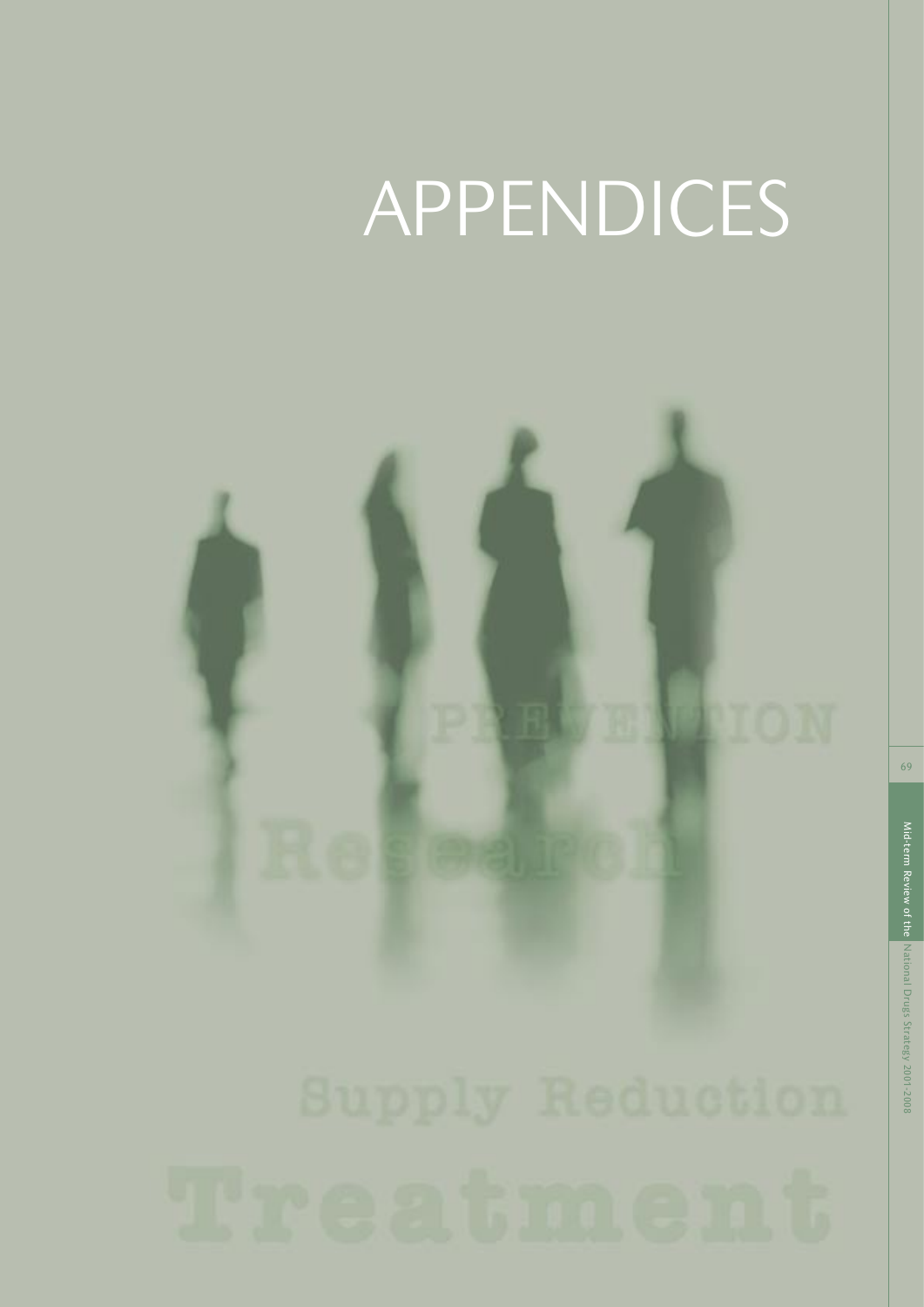# APPENDICES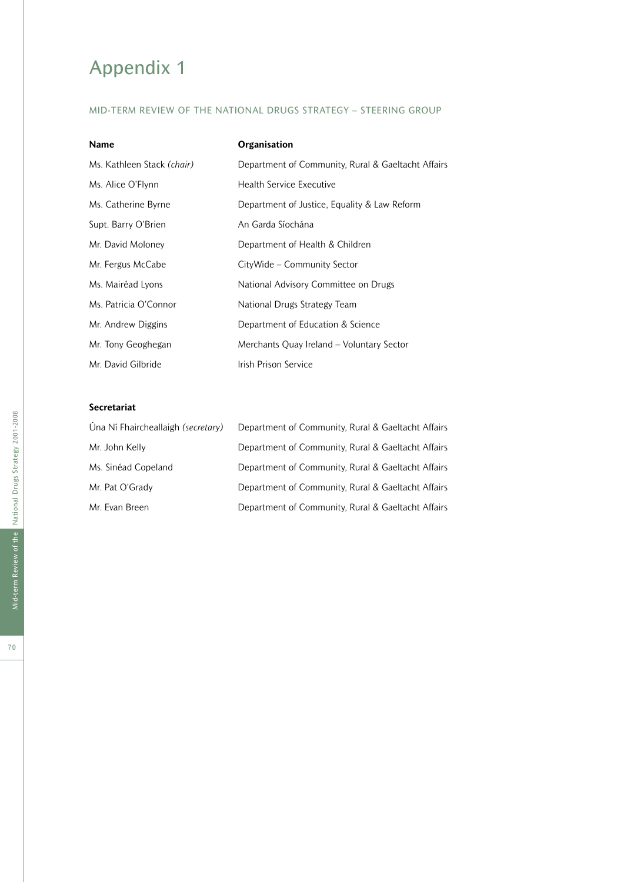# Appendix 1

## MID-TERM REVIEW OF THE NATIONAL DRUGS STRATEGY – STEERING GROUP

| **Name** | **Organisation** |
|---|---|
| Ms. Kathleen Stack *(chair)* | Department of Community, Rural & Gaeltacht Affairs |
| Ms. Alice O'Flynn | Health Service Executive |
| Ms. Catherine Byrne | Department of Justice, Equality & Law Reform |
| Supt. Barry O'Brien | An Garda Síochána |
| Mr. David Moloney | Department of Health & Children |
| Mr. Fergus McCabe | CityWide – Community Sector |
| Ms. Mairéad Lyons | National Advisory Committee on Drugs |
| Ms. Patricia O'Connor | National Drugs Strategy Team |
| Mr. Andrew Diggins | Department of Education & Science |
| Mr. Tony Geoghegan | Merchants Quay Ireland – Voluntary Sector |
| Mr. David Gilbride | Irish Prison Service |

**Secretariat**

| | |
|---|---|
| Úna Ní Fhaircheallaigh *(secretary)* | Department of Community, Rural & Gaeltacht Affairs |
| Mr. John Kelly | Department of Community, Rural & Gaeltacht Affairs |
| Ms. Sinéad Copeland | Department of Community, Rural & Gaeltacht Affairs |
| Mr. Pat O'Grady | Department of Community, Rural & Gaeltacht Affairs |
| Mr. Evan Breen | Department of Community, Rural & Gaeltacht Affairs |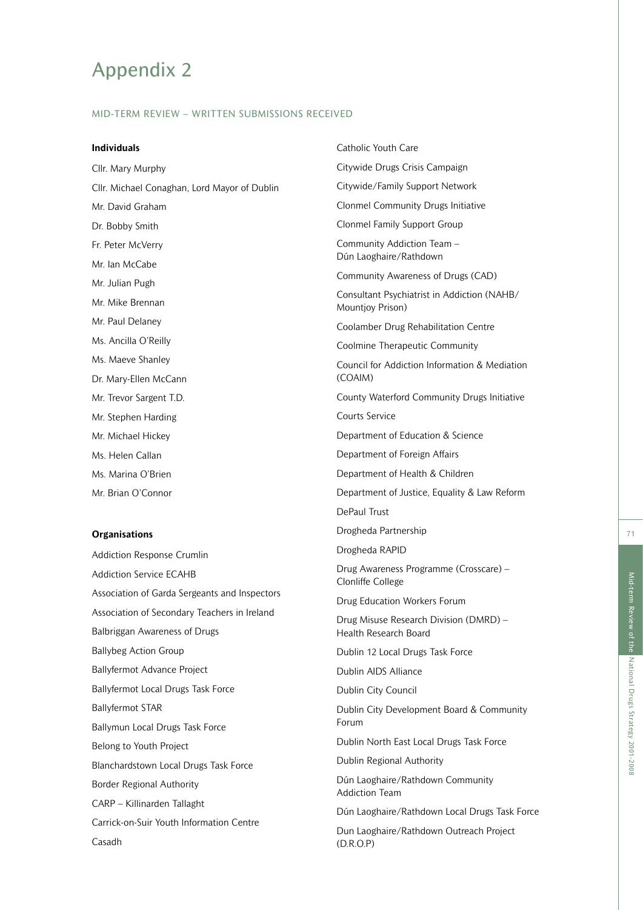# Appendix 2

## MID-TERM REVIEW – WRITTEN SUBMISSIONS RECEIVED

### Individuals

Cllr. Mary Murphy

Cllr. Michael Conaghan, Lord Mayor of Dublin

Mr. David Graham

Dr. Bobby Smith

Fr. Peter McVerry

Mr. Ian McCabe

Mr. Julian Pugh

Mr. Mike Brennan

Mr. Paul Delaney

Ms. Ancilla O'Reilly

Ms. Maeve Shanley

Dr. Mary-Ellen McCann

Mr. Trevor Sargent T.D.

Mr. Stephen Harding

Mr. Michael Hickey

Ms. Helen Callan

Ms. Marina O'Brien

Mr. Brian O'Connor

### Organisations

Addiction Response Crumlin

Addiction Service ECAHB

Association of Garda Sergeants and Inspectors

Association of Secondary Teachers in Ireland

Balbriggan Awareness of Drugs

Ballybeg Action Group

Ballyfermot Advance Project

Ballyfermot Local Drugs Task Force

Ballyfermot STAR

Ballymun Local Drugs Task Force

Belong to Youth Project

Blanchardstown Local Drugs Task Force

Border Regional Authority

CARP – Killinarden Tallaght

Carrick-on-Suir Youth Information Centre

Casadh

Catholic Youth Care

Citywide Drugs Crisis Campaign

Citywide/Family Support Network

Clonmel Community Drugs Initiative

Clonmel Family Support Group

Community Addiction Team – Dún Laoghaire/Rathdown

Community Awareness of Drugs (CAD)

Consultant Psychiatrist in Addiction (NAHB/Mountjoy Prison)

Coolamber Drug Rehabilitation Centre

Coolmine Therapeutic Community

Council for Addiction Information & Mediation (COAIM)

County Waterford Community Drugs Initiative

Courts Service

Department of Education & Science

Department of Foreign Affairs

Department of Health & Children

Department of Justice, Equality & Law Reform

DePaul Trust

Drogheda Partnership

Drogheda RAPID

Drug Awareness Programme (Crosscare) – Clonliffe College

Drug Education Workers Forum

Drug Misuse Research Division (DMRD) – Health Research Board

Dublin 12 Local Drugs Task Force

Dublin AIDS Alliance

Dublin City Council

Dublin City Development Board & Community Forum

Dublin North East Local Drugs Task Force

Dublin Regional Authority

Dún Laoghaire/Rathdown Community Addiction Team

Dún Laoghaire/Rathdown Local Drugs Task Force

Dun Laoghaire/Rathdown Outreach Project (D.R.O.P)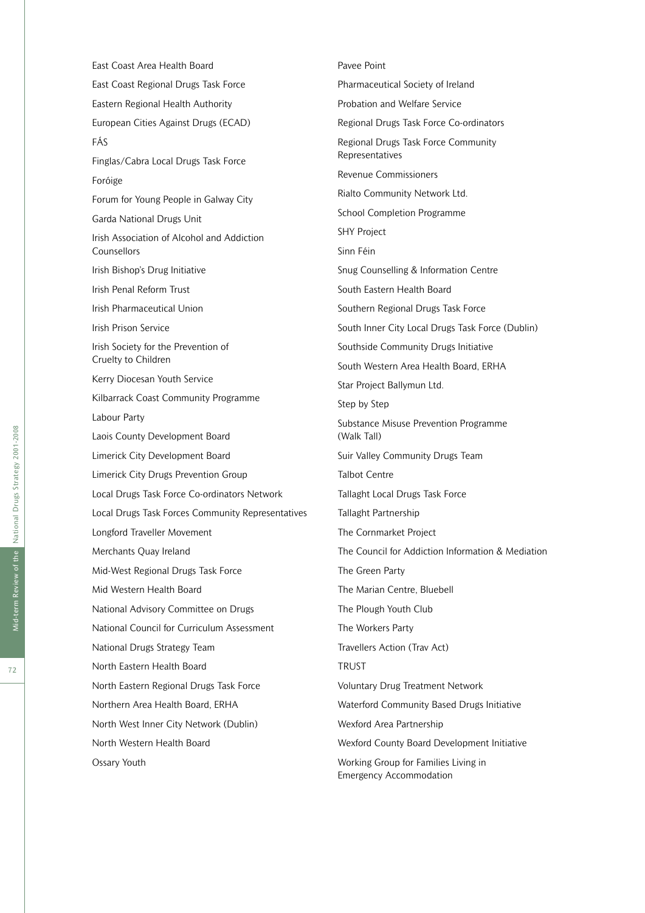East Coast Area Health Board

East Coast Regional Drugs Task Force

Eastern Regional Health Authority

European Cities Against Drugs (ECAD)

FÁS

Finglas/Cabra Local Drugs Task Force

Foróige

Forum for Young People in Galway City

Garda National Drugs Unit

Irish Association of Alcohol and Addiction Counsellors

Irish Bishop's Drug Initiative

Irish Penal Reform Trust

Irish Pharmaceutical Union

Irish Prison Service

Irish Society for the Prevention of Cruelty to Children

Kerry Diocesan Youth Service

Kilbarrack Coast Community Programme

Labour Party

Laois County Development Board

Limerick City Development Board

Limerick City Drugs Prevention Group

Local Drugs Task Force Co-ordinators Network

Local Drugs Task Forces Community Representatives

Longford Traveller Movement

Merchants Quay Ireland

Mid-West Regional Drugs Task Force

Mid Western Health Board

National Advisory Committee on Drugs

National Council for Curriculum Assessment

National Drugs Strategy Team

North Eastern Health Board

North Eastern Regional Drugs Task Force

Northern Area Health Board, ERHA

North West Inner City Network (Dublin)

North Western Health Board

Ossary Youth

Pavee Point

Pharmaceutical Society of Ireland

Probation and Welfare Service

Regional Drugs Task Force Co-ordinators

Regional Drugs Task Force Community Representatives

Revenue Commissioners

Rialto Community Network Ltd.

School Completion Programme

SHY Project

Sinn Féin

Snug Counselling & Information Centre

South Eastern Health Board

Southern Regional Drugs Task Force

South Inner City Local Drugs Task Force (Dublin)

Southside Community Drugs Initiative

South Western Area Health Board, ERHA

Star Project Ballymun Ltd.

Step by Step

Substance Misuse Prevention Programme (Walk Tall)

Suir Valley Community Drugs Team

Talbot Centre

Tallaght Local Drugs Task Force

Tallaght Partnership

The Cornmarket Project

The Council for Addiction Information & Mediation

The Green Party

The Marian Centre, Bluebell

The Plough Youth Club

The Workers Party

Travellers Action (Trav Act)

TRUST

Voluntary Drug Treatment Network

Waterford Community Based Drugs Initiative

Wexford Area Partnership

Wexford County Board Development Initiative

Working Group for Families Living in Emergency Accommodation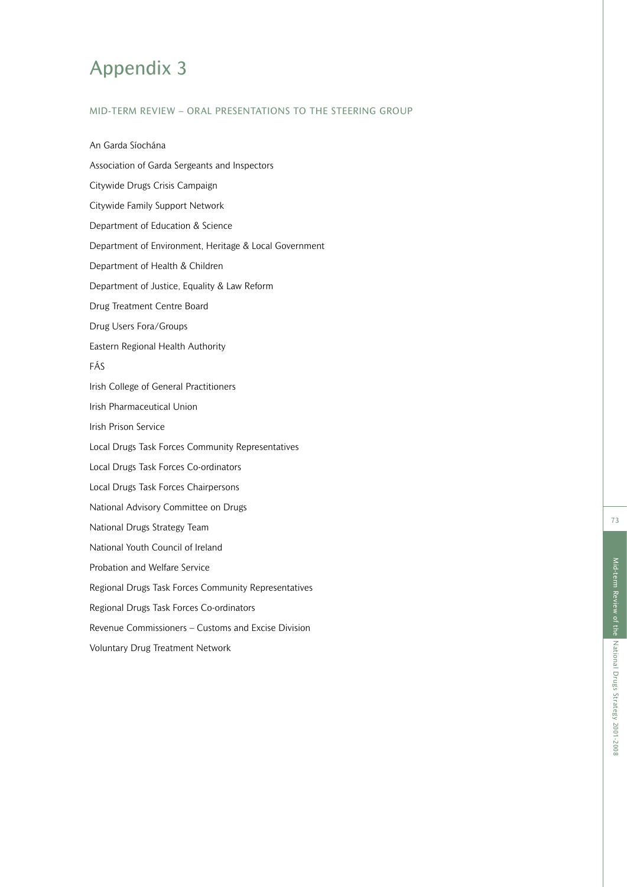# Appendix 3

## MID-TERM REVIEW – ORAL PRESENTATIONS TO THE STEERING GROUP

An Garda Síochána

Association of Garda Sergeants and Inspectors

Citywide Drugs Crisis Campaign

Citywide Family Support Network

Department of Education & Science

Department of Environment, Heritage & Local Government

Department of Health & Children

Department of Justice, Equality & Law Reform

Drug Treatment Centre Board

Drug Users Fora/Groups

Eastern Regional Health Authority

FÁS

Irish College of General Practitioners

Irish Pharmaceutical Union

Irish Prison Service

Local Drugs Task Forces Community Representatives

Local Drugs Task Forces Co-ordinators

Local Drugs Task Forces Chairpersons

National Advisory Committee on Drugs

National Drugs Strategy Team

National Youth Council of Ireland

Probation and Welfare Service

Regional Drugs Task Forces Community Representatives

Regional Drugs Task Forces Co-ordinators

Revenue Commissioners – Customs and Excise Division

Voluntary Drug Treatment Network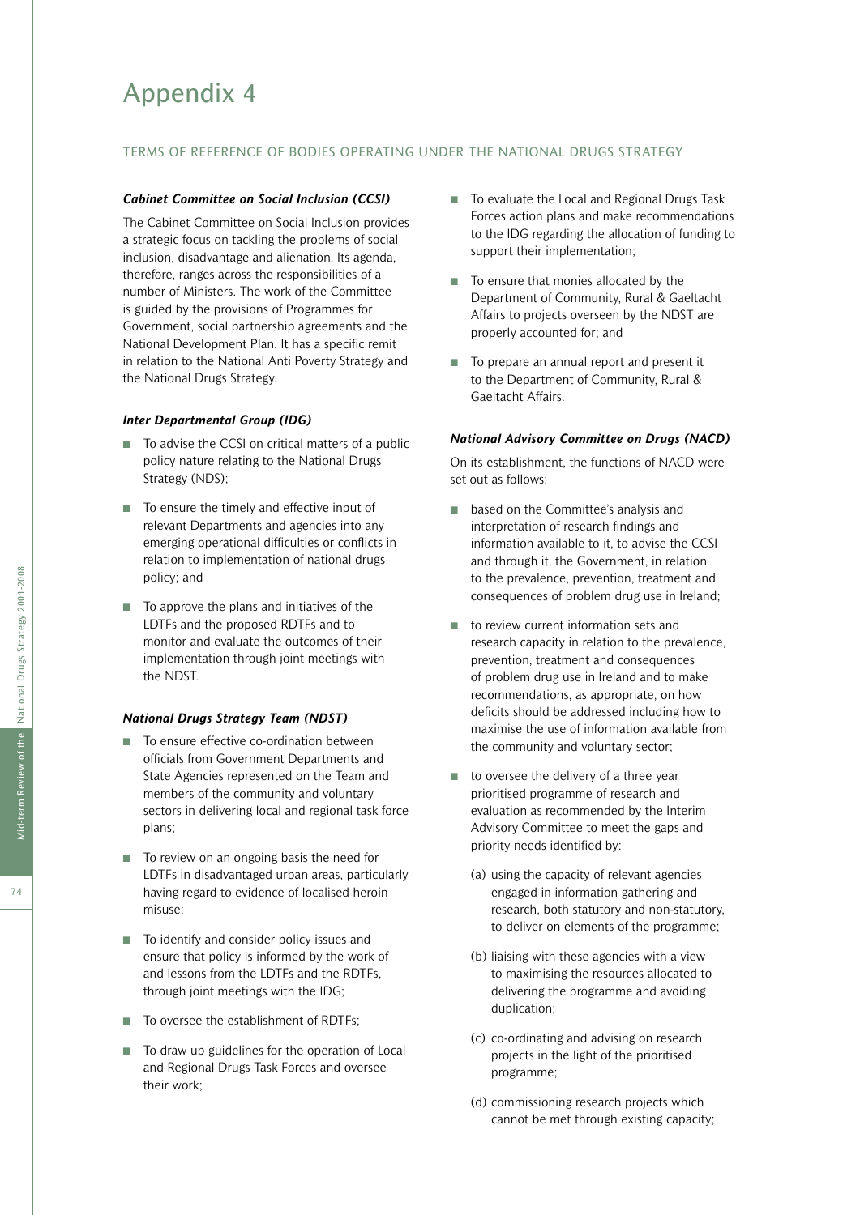# Appendix 4

## TERMS OF REFERENCE OF BODIES OPERATING UNDER THE NATIONAL DRUGS STRATEGY

***Cabinet Committee on Social Inclusion (CCSI)***

The Cabinet Committee on Social Inclusion provides a strategic focus on tackling the problems of social inclusion, disadvantage and alienation. Its agenda, therefore, ranges across the responsibilities of a number of Ministers. The work of the Committee is guided by the provisions of Programmes for Government, social partnership agreements and the National Development Plan. It has a specific remit in relation to the National Anti Poverty Strategy and the National Drugs Strategy.

***Inter Departmental Group (IDG)***

- To advise the CCSI on critical matters of a public policy nature relating to the National Drugs Strategy (NDS);
- To ensure the timely and effective input of relevant Departments and agencies into any emerging operational difficulties or conflicts in relation to implementation of national drugs policy; and
- To approve the plans and initiatives of the LDTFs and the proposed RDTFs and to monitor and evaluate the outcomes of their implementation through joint meetings with the NDST.

***National Drugs Strategy Team (NDST)***

- To ensure effective co-ordination between officials from Government Departments and State Agencies represented on the Team and members of the community and voluntary sectors in delivering local and regional task force plans;
- To review on an ongoing basis the need for LDTFs in disadvantaged urban areas, particularly having regard to evidence of localised heroin misuse;
- To identify and consider policy issues and ensure that policy is informed by the work of and lessons from the LDTFs and the RDTFs, through joint meetings with the IDG;
- To oversee the establishment of RDTFs;
- To draw up guidelines for the operation of Local and Regional Drugs Task Forces and oversee their work;
- To evaluate the Local and Regional Drugs Task Forces action plans and make recommendations to the IDG regarding the allocation of funding to support their implementation;
- To ensure that monies allocated by the Department of Community, Rural & Gaeltacht Affairs to projects overseen by the NDST are properly accounted for; and
- To prepare an annual report and present it to the Department of Community, Rural & Gaeltacht Affairs.

***National Advisory Committee on Drugs (NACD)***

On its establishment, the functions of NACD were set out as follows:

- based on the Committee's analysis and interpretation of research findings and information available to it, to advise the CCSI and through it, the Government, in relation to the prevalence, prevention, treatment and consequences of problem drug use in Ireland;
- to review current information sets and research capacity in relation to the prevalence, prevention, treatment and consequences of problem drug use in Ireland and to make recommendations, as appropriate, on how deficits should be addressed including how to maximise the use of information available from the community and voluntary sector;
- to oversee the delivery of a three year prioritised programme of research and evaluation as recommended by the Interim Advisory Committee to meet the gaps and priority needs identified by:
  - (a) using the capacity of relevant agencies engaged in information gathering and research, both statutory and non-statutory, to deliver on elements of the programme;
  - (b) liaising with these agencies with a view to maximising the resources allocated to delivering the programme and avoiding duplication;
  - (c) co-ordinating and advising on research projects in the light of the prioritised programme;
  - (d) commissioning research projects which cannot be met through existing capacity;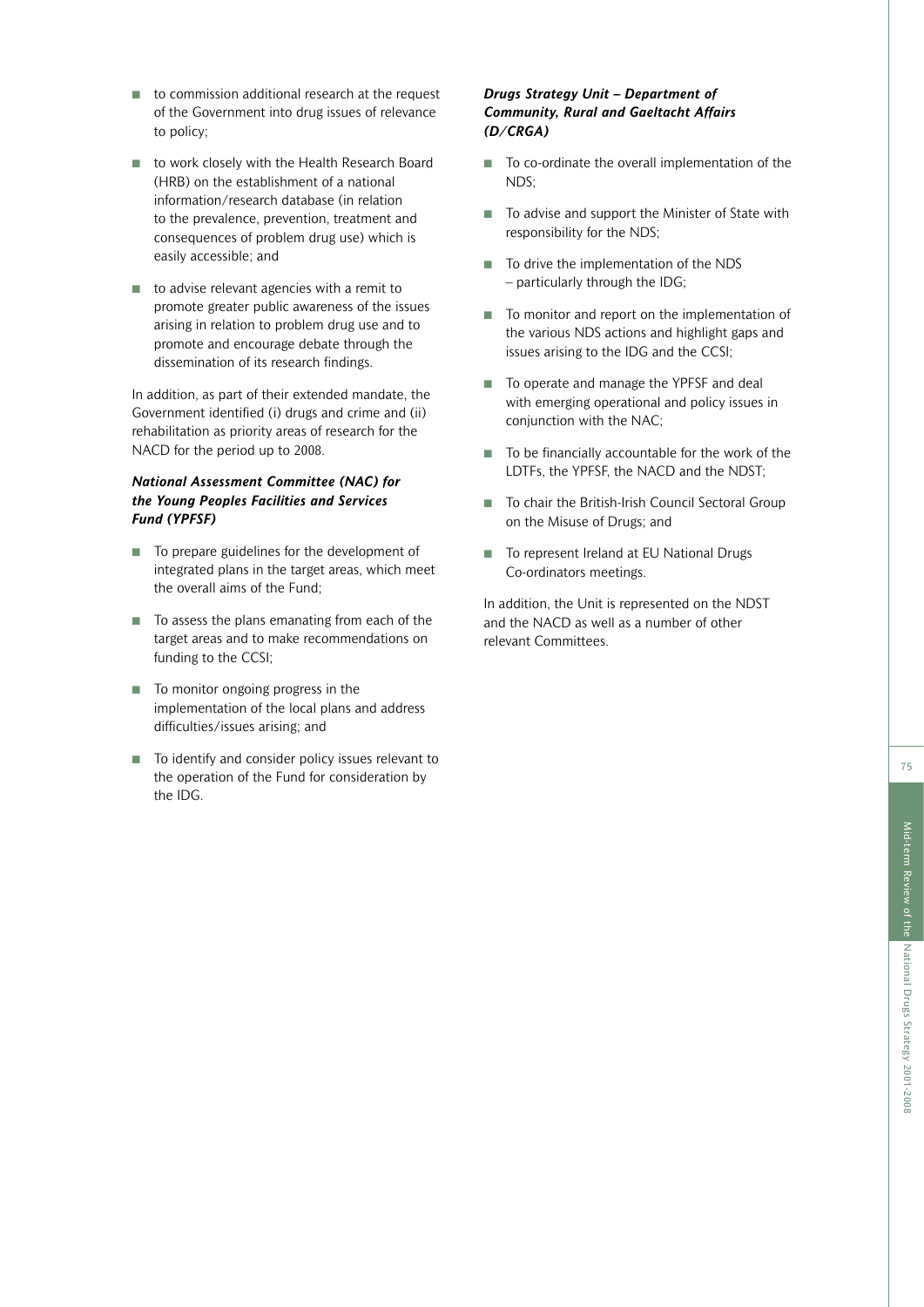- to commission additional research at the request of the Government into drug issues of relevance to policy;
- to work closely with the Health Research Board (HRB) on the establishment of a national information/research database (in relation to the prevalence, prevention, treatment and consequences of problem drug use) which is easily accessible; and
- to advise relevant agencies with a remit to promote greater public awareness of the issues arising in relation to problem drug use and to promote and encourage debate through the dissemination of its research findings.

In addition, as part of their extended mandate, the Government identified (i) drugs and crime and (ii) rehabilitation as priority areas of research for the NACD for the period up to 2008.

### *National Assessment Committee (NAC) for the Young Peoples Facilities and Services Fund (YPFSF)*

- To prepare guidelines for the development of integrated plans in the target areas, which meet the overall aims of the Fund;
- To assess the plans emanating from each of the target areas and to make recommendations on funding to the CCSI;
- To monitor ongoing progress in the implementation of the local plans and address difficulties/issues arising; and
- To identify and consider policy issues relevant to the operation of the Fund for consideration by the IDG.

### *Drugs Strategy Unit – Department of Community, Rural and Gaeltacht Affairs (D/CRGA)*

- To co-ordinate the overall implementation of the NDS;
- To advise and support the Minister of State with responsibility for the NDS;
- To drive the implementation of the NDS – particularly through the IDG;
- To monitor and report on the implementation of the various NDS actions and highlight gaps and issues arising to the IDG and the CCSI;
- To operate and manage the YPFSF and deal with emerging operational and policy issues in conjunction with the NAC;
- To be financially accountable for the work of the LDTFs, the YPFSF, the NACD and the NDST;
- To chair the British-Irish Council Sectoral Group on the Misuse of Drugs; and
- To represent Ireland at EU National Drugs Co-ordinators meetings.

In addition, the Unit is represented on the NDST and the NACD as well as a number of other relevant Committees.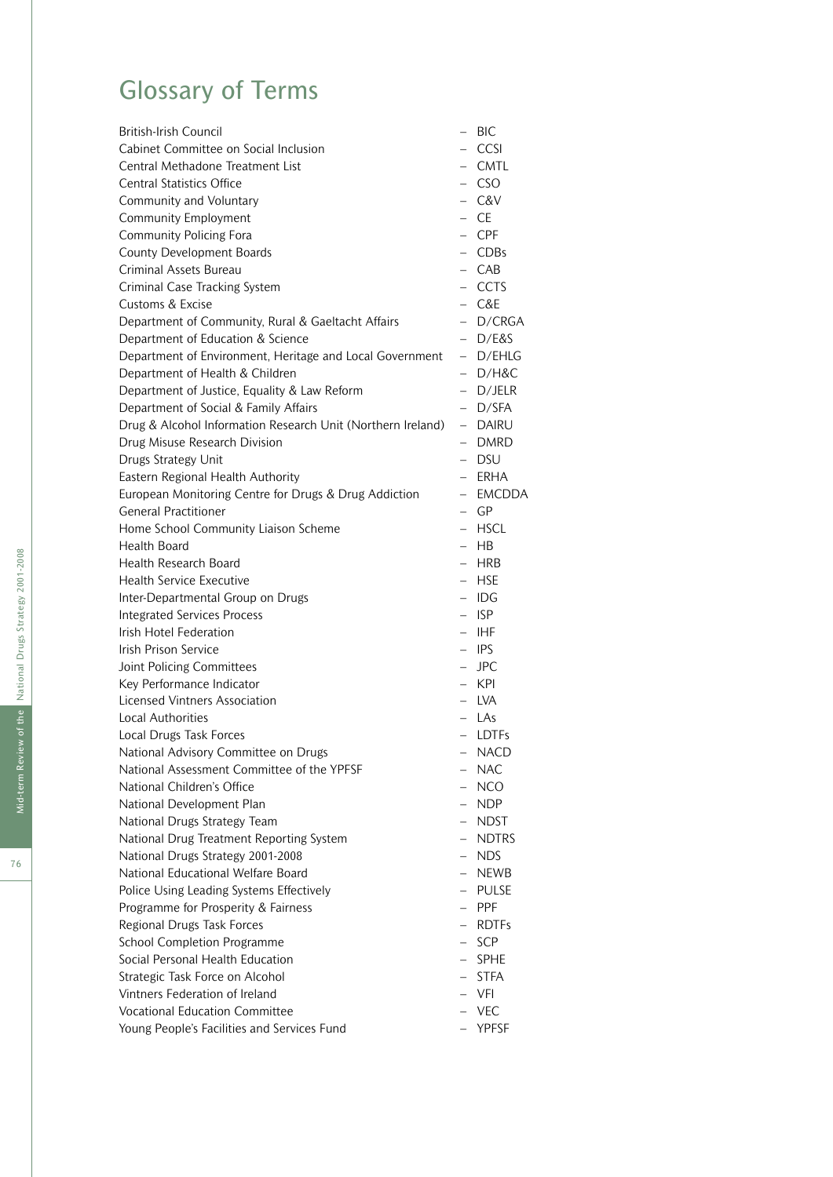# Glossary of Terms

| | |
|---|---|
| British-Irish Council | – BIC |
| Cabinet Committee on Social Inclusion | – CCSI |
| Central Methadone Treatment List | – CMTL |
| Central Statistics Office | – CSO |
| Community and Voluntary | – C&V |
| Community Employment | – CE |
| Community Policing Fora | – CPF |
| County Development Boards | – CDBs |
| Criminal Assets Bureau | – CAB |
| Criminal Case Tracking System | – CCTS |
| Customs & Excise | – C&E |
| Department of Community, Rural & Gaeltacht Affairs | – D/CRGA |
| Department of Education & Science | – D/E&S |
| Department of Environment, Heritage and Local Government | – D/EHLG |
| Department of Health & Children | – D/H&C |
| Department of Justice, Equality & Law Reform | – D/JELR |
| Department of Social & Family Affairs | – D/SFA |
| Drug & Alcohol Information Research Unit (Northern Ireland) | – DAIRU |
| Drug Misuse Research Division | – DMRD |
| Drugs Strategy Unit | – DSU |
| Eastern Regional Health Authority | – ERHA |
| European Monitoring Centre for Drugs & Drug Addiction | – EMCDDA |
| General Practitioner | – GP |
| Home School Community Liaison Scheme | – HSCL |
| Health Board | – HB |
| Health Research Board | – HRB |
| Health Service Executive | – HSE |
| Inter-Departmental Group on Drugs | – IDG |
| Integrated Services Process | – ISP |
| Irish Hotel Federation | – IHF |
| Irish Prison Service | – IPS |
| Joint Policing Committees | – JPC |
| Key Performance Indicator | – KPI |
| Licensed Vintners Association | – LVA |
| Local Authorities | – LAs |
| Local Drugs Task Forces | – LDTFs |
| National Advisory Committee on Drugs | – NACD |
| National Assessment Committee of the YPFSF | – NAC |
| National Children's Office | – NCO |
| National Development Plan | – NDP |
| National Drugs Strategy Team | – NDST |
| National Drug Treatment Reporting System | – NDTRS |
| National Drugs Strategy 2001-2008 | – NDS |
| National Educational Welfare Board | – NEWB |
| Police Using Leading Systems Effectively | – PULSE |
| Programme for Prosperity & Fairness | – PPF |
| Regional Drugs Task Forces | – RDTFs |
| School Completion Programme | – SCP |
| Social Personal Health Education | – SPHE |
| Strategic Task Force on Alcohol | – STFA |
| Vintners Federation of Ireland | – VFI |
| Vocational Education Committee | – VEC |
| Young People's Facilities and Services Fund | – YPFSF |